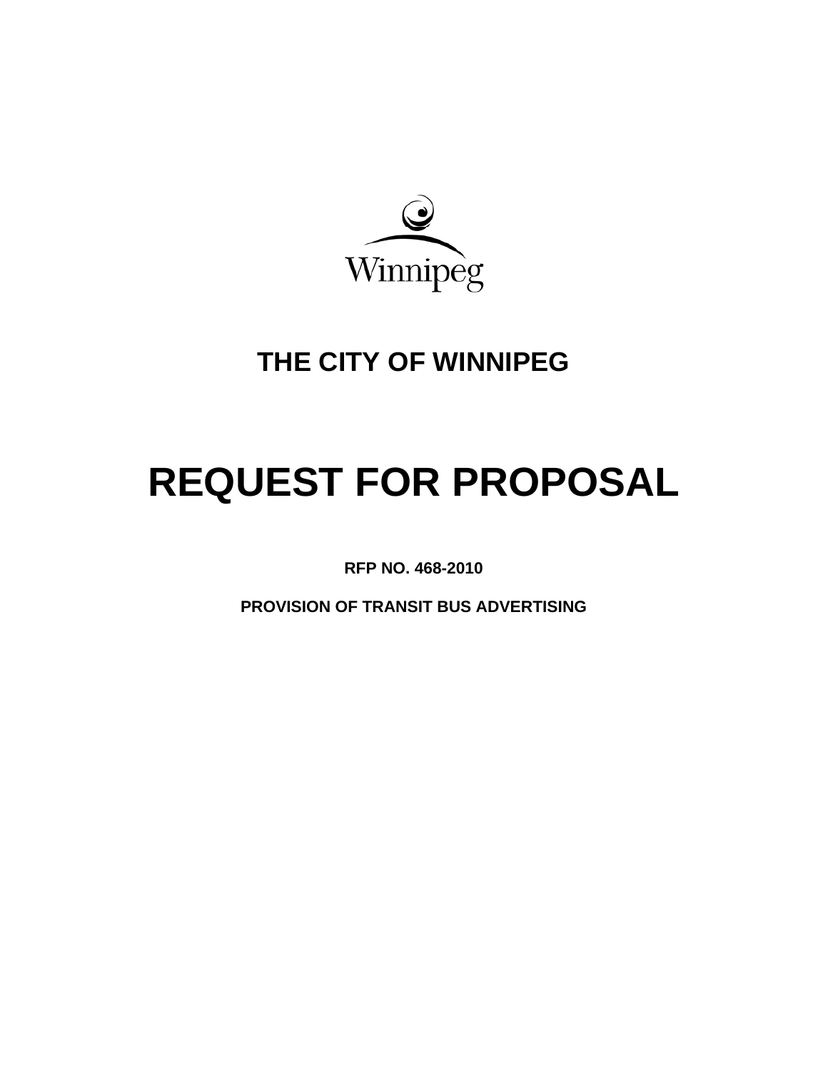Winnipeg

# THE CITY OF WINNIPEG

# REQUEST FOR PROPOSAL

**RFP NO. 468-2010**

**PROVISION OF TRANSIT BUS ADVERTISING**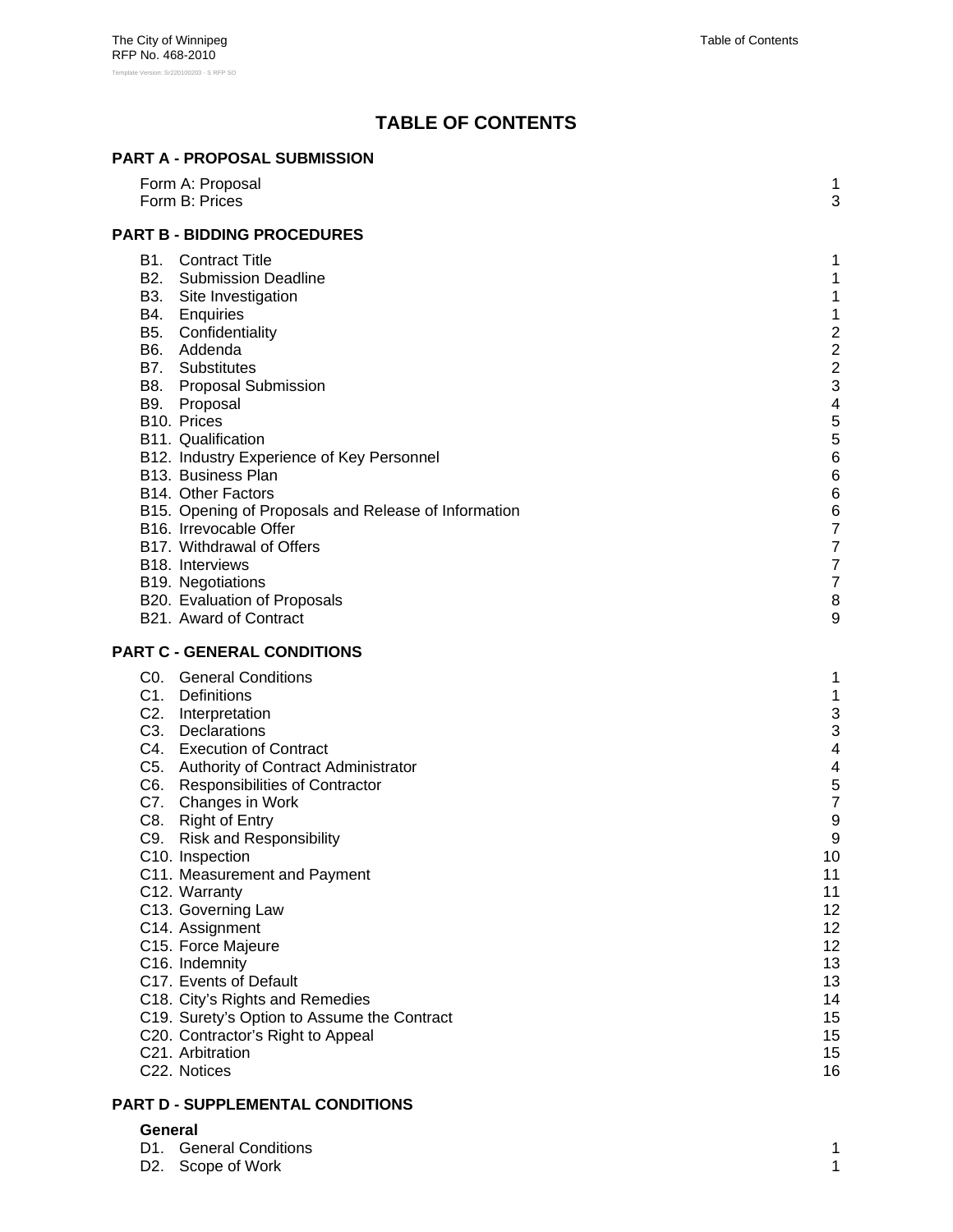# TABLE OF CONTENTS

## PART A - PROPOSAL SUBMISSION

| | |
|---|---|
| Form A: Proposal | 1 |
| Form B: Prices | 3 |

## PART B - BIDDING PROCEDURES

| | |
|---|---|
| B1. Contract Title | 1 |
| B2. Submission Deadline | 1 |
| B3. Site Investigation | 1 |
| B4. Enquiries | 1 |
| B5. Confidentiality | 2 |
| B6. Addenda | 2 |
| B7. Substitutes | 2 |
| B8. Proposal Submission | 3 |
| B9. Proposal | 4 |
| B10. Prices | 5 |
| B11. Qualification | 5 |
| B12. Industry Experience of Key Personnel | 6 |
| B13. Business Plan | 6 |
| B14. Other Factors | 6 |
| B15. Opening of Proposals and Release of Information | 6 |
| B16. Irrevocable Offer | 7 |
| B17. Withdrawal of Offers | 7 |
| B18. Interviews | 7 |
| B19. Negotiations | 7 |
| B20. Evaluation of Proposals | 8 |
| B21. Award of Contract | 9 |

## PART C - GENERAL CONDITIONS

| | |
|---|---|
| C0. General Conditions | 1 |
| C1. Definitions | 1 |
| C2. Interpretation | 3 |
| C3. Declarations | 3 |
| C4. Execution of Contract | 4 |
| C5. Authority of Contract Administrator | 4 |
| C6. Responsibilities of Contractor | 5 |
| C7. Changes in Work | 7 |
| C8. Right of Entry | 9 |
| C9. Risk and Responsibility | 9 |
| C10. Inspection | 10 |
| C11. Measurement and Payment | 11 |
| C12. Warranty | 11 |
| C13. Governing Law | 12 |
| C14. Assignment | 12 |
| C15. Force Majeure | 12 |
| C16. Indemnity | 13 |
| C17. Events of Default | 13 |
| C18. City's Rights and Remedies | 14 |
| C19. Surety's Option to Assume the Contract | 15 |
| C20. Contractor's Right to Appeal | 15 |
| C21. Arbitration | 15 |
| C22. Notices | 16 |

## PART D - SUPPLEMENTAL CONDITIONS

### General

| | |
|---|---|
| D1. General Conditions | 1 |
| D2. Scope of Work | 1 |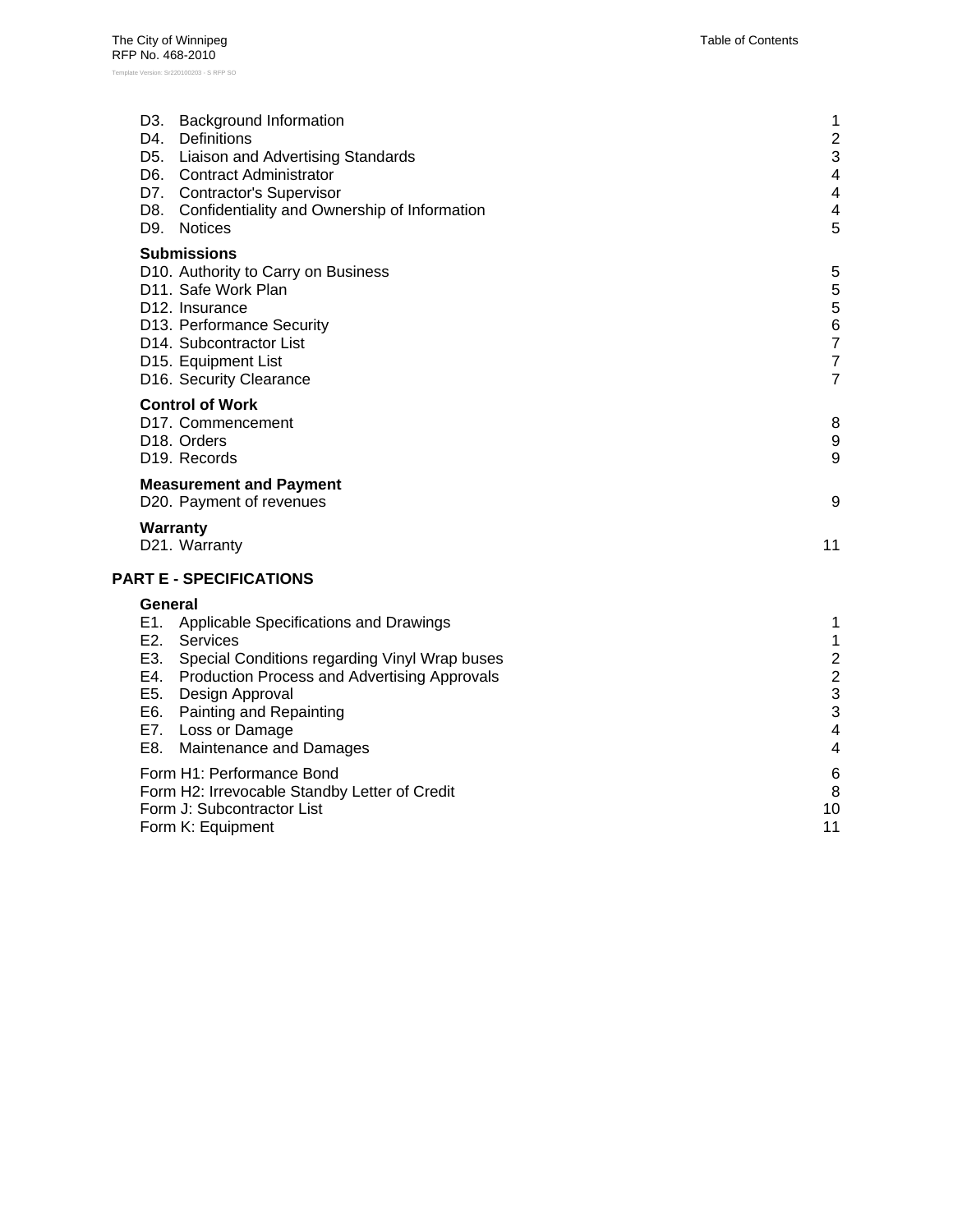| | |
|---|---|
| D3. Background Information | 1 |
| D4. Definitions | 2 |
| D5. Liaison and Advertising Standards | 3 |
| D6. Contract Administrator | 4 |
| D7. Contractor's Supervisor | 4 |
| D8. Confidentiality and Ownership of Information | 4 |
| D9. Notices | 5 |
| **Submissions** | |
| D10. Authority to Carry on Business | 5 |
| D11. Safe Work Plan | 5 |
| D12. Insurance | 5 |
| D13. Performance Security | 6 |
| D14. Subcontractor List | 7 |
| D15. Equipment List | 7 |
| D16. Security Clearance | 7 |
| **Control of Work** | |
| D17. Commencement | 8 |
| D18. Orders | 9 |
| D19. Records | 9 |
| **Measurement and Payment** | |
| D20. Payment of revenues | 9 |
| **Warranty** | |
| D21. Warranty | 11 |

## PART E - SPECIFICATIONS

| | |
|---|---|
| **General** | |
| E1. Applicable Specifications and Drawings | 1 |
| E2. Services | 1 |
| E3. Special Conditions regarding Vinyl Wrap buses | 2 |
| E4. Production Process and Advertising Approvals | 2 |
| E5. Design Approval | 3 |
| E6. Painting and Repainting | 3 |
| E7. Loss or Damage | 4 |
| E8. Maintenance and Damages | 4 |
| Form H1: Performance Bond | 6 |
| Form H2: Irrevocable Standby Letter of Credit | 8 |
| Form J: Subcontractor List | 10 |
| Form K: Equipment | 11 |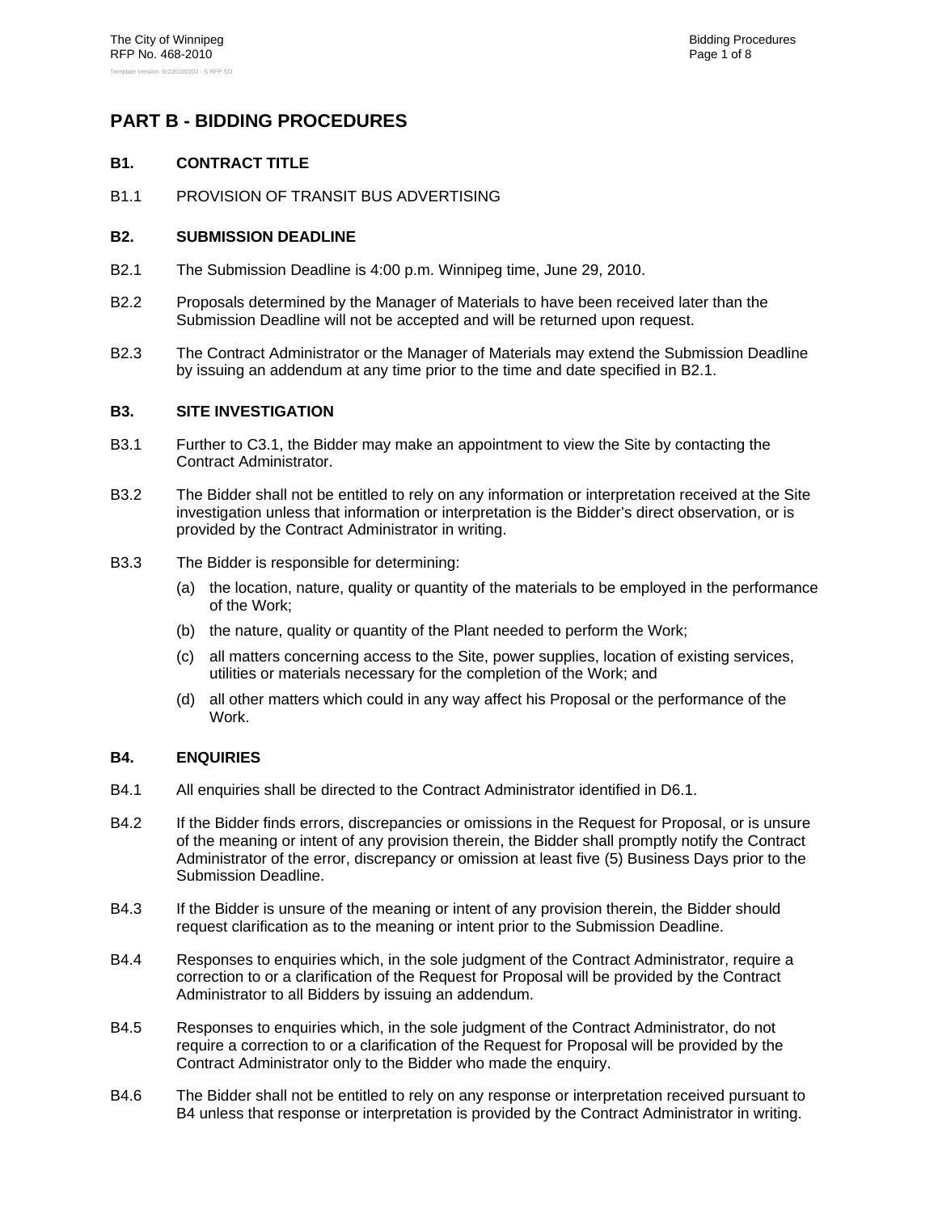# PART B - BIDDING PROCEDURES

### B1. CONTRACT TITLE

B1.1 PROVISION OF TRANSIT BUS ADVERTISING

### B2. SUBMISSION DEADLINE

B2.1 The Submission Deadline is 4:00 p.m. Winnipeg time, June 29, 2010.

B2.2 Proposals determined by the Manager of Materials to have been received later than the Submission Deadline will not be accepted and will be returned upon request.

B2.3 The Contract Administrator or the Manager of Materials may extend the Submission Deadline by issuing an addendum at any time prior to the time and date specified in B2.1.

### B3. SITE INVESTIGATION

B3.1 Further to C3.1, the Bidder may make an appointment to view the Site by contacting the Contract Administrator.

B3.2 The Bidder shall not be entitled to rely on any information or interpretation received at the Site investigation unless that information or interpretation is the Bidder's direct observation, or is provided by the Contract Administrator in writing.

B3.3 The Bidder is responsible for determining:

(a) the location, nature, quality or quantity of the materials to be employed in the performance of the Work;

(b) the nature, quality or quantity of the Plant needed to perform the Work;

(c) all matters concerning access to the Site, power supplies, location of existing services, utilities or materials necessary for the completion of the Work; and

(d) all other matters which could in any way affect his Proposal or the performance of the Work.

### B4. ENQUIRIES

B4.1 All enquiries shall be directed to the Contract Administrator identified in D6.1.

B4.2 If the Bidder finds errors, discrepancies or omissions in the Request for Proposal, or is unsure of the meaning or intent of any provision therein, the Bidder shall promptly notify the Contract Administrator of the error, discrepancy or omission at least five (5) Business Days prior to the Submission Deadline.

B4.3 If the Bidder is unsure of the meaning or intent of any provision therein, the Bidder should request clarification as to the meaning or intent prior to the Submission Deadline.

B4.4 Responses to enquiries which, in the sole judgment of the Contract Administrator, require a correction to or a clarification of the Request for Proposal will be provided by the Contract Administrator to all Bidders by issuing an addendum.

B4.5 Responses to enquiries which, in the sole judgment of the Contract Administrator, do not require a correction to or a clarification of the Request for Proposal will be provided by the Contract Administrator only to the Bidder who made the enquiry.

B4.6 The Bidder shall not be entitled to rely on any response or interpretation received pursuant to B4 unless that response or interpretation is provided by the Contract Administrator in writing.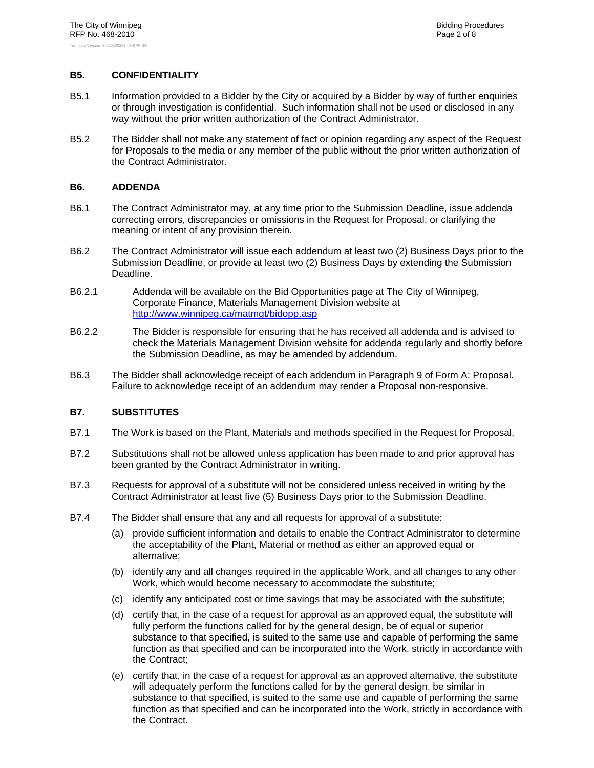## B5. CONFIDENTIALITY

B5.1 Information provided to a Bidder by the City or acquired by a Bidder by way of further enquiries or through investigation is confidential. Such information shall not be used or disclosed in any way without the prior written authorization of the Contract Administrator.

B5.2 The Bidder shall not make any statement of fact or opinion regarding any aspect of the Request for Proposals to the media or any member of the public without the prior written authorization of the Contract Administrator.

## B6. ADDENDA

B6.1 The Contract Administrator may, at any time prior to the Submission Deadline, issue addenda correcting errors, discrepancies or omissions in the Request for Proposal, or clarifying the meaning or intent of any provision therein.

B6.2 The Contract Administrator will issue each addendum at least two (2) Business Days prior to the Submission Deadline, or provide at least two (2) Business Days by extending the Submission Deadline.

B6.2.1 Addenda will be available on the Bid Opportunities page at The City of Winnipeg, Corporate Finance, Materials Management Division website at http://www.winnipeg.ca/matmgt/bidopp.asp

B6.2.2 The Bidder is responsible for ensuring that he has received all addenda and is advised to check the Materials Management Division website for addenda regularly and shortly before the Submission Deadline, as may be amended by addendum.

B6.3 The Bidder shall acknowledge receipt of each addendum in Paragraph 9 of Form A: Proposal. Failure to acknowledge receipt of an addendum may render a Proposal non-responsive.

## B7. SUBSTITUTES

B7.1 The Work is based on the Plant, Materials and methods specified in the Request for Proposal.

B7.2 Substitutions shall not be allowed unless application has been made to and prior approval has been granted by the Contract Administrator in writing.

B7.3 Requests for approval of a substitute will not be considered unless received in writing by the Contract Administrator at least five (5) Business Days prior to the Submission Deadline.

B7.4 The Bidder shall ensure that any and all requests for approval of a substitute:

(a) provide sufficient information and details to enable the Contract Administrator to determine the acceptability of the Plant, Material or method as either an approved equal or alternative;

(b) identify any and all changes required in the applicable Work, and all changes to any other Work, which would become necessary to accommodate the substitute;

(c) identify any anticipated cost or time savings that may be associated with the substitute;

(d) certify that, in the case of a request for approval as an approved equal, the substitute will fully perform the functions called for by the general design, be of equal or superior substance to that specified, is suited to the same use and capable of performing the same function as that specified and can be incorporated into the Work, strictly in accordance with the Contract;

(e) certify that, in the case of a request for approval as an approved alternative, the substitute will adequately perform the functions called for by the general design, be similar in substance to that specified, is suited to the same use and capable of performing the same function as that specified and can be incorporated into the Work, strictly in accordance with the Contract.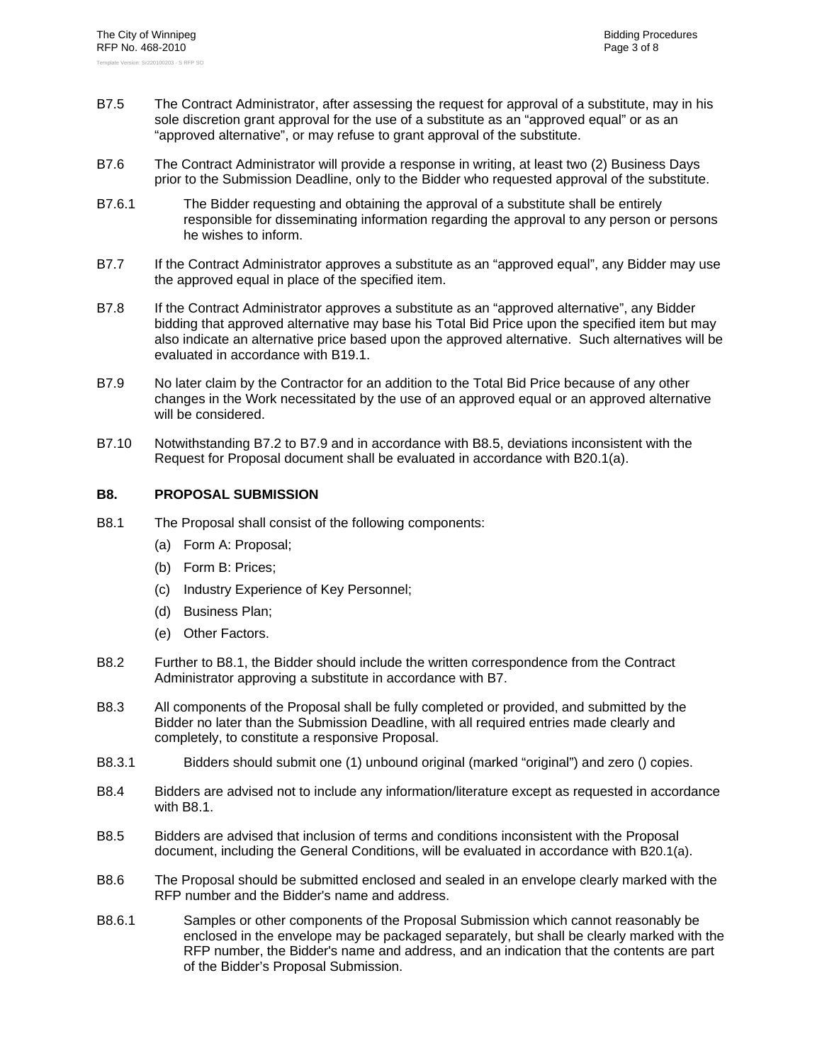B7.5 The Contract Administrator, after assessing the request for approval of a substitute, may in his sole discretion grant approval for the use of a substitute as an “approved equal” or as an “approved alternative”, or may refuse to grant approval of the substitute.

B7.6 The Contract Administrator will provide a response in writing, at least two (2) Business Days prior to the Submission Deadline, only to the Bidder who requested approval of the substitute.

B7.6.1 The Bidder requesting and obtaining the approval of a substitute shall be entirely responsible for disseminating information regarding the approval to any person or persons he wishes to inform.

B7.7 If the Contract Administrator approves a substitute as an “approved equal”, any Bidder may use the approved equal in place of the specified item.

B7.8 If the Contract Administrator approves a substitute as an “approved alternative”, any Bidder bidding that approved alternative may base his Total Bid Price upon the specified item but may also indicate an alternative price based upon the approved alternative. Such alternatives will be evaluated in accordance with B19.1.

B7.9 No later claim by the Contractor for an addition to the Total Bid Price because of any other changes in the Work necessitated by the use of an approved equal or an approved alternative will be considered.

B7.10 Notwithstanding B7.2 to B7.9 and in accordance with B8.5, deviations inconsistent with the Request for Proposal document shall be evaluated in accordance with B20.1(a).

## B8. PROPOSAL SUBMISSION

B8.1 The Proposal shall consist of the following components:

(a) Form A: Proposal;

(b) Form B: Prices;

(c) Industry Experience of Key Personnel;

(d) Business Plan;

(e) Other Factors.

B8.2 Further to B8.1, the Bidder should include the written correspondence from the Contract Administrator approving a substitute in accordance with B7.

B8.3 All components of the Proposal shall be fully completed or provided, and submitted by the Bidder no later than the Submission Deadline, with all required entries made clearly and completely, to constitute a responsive Proposal.

B8.3.1 Bidders should submit one (1) unbound original (marked “original”) and zero () copies.

B8.4 Bidders are advised not to include any information/literature except as requested in accordance with B8.1.

B8.5 Bidders are advised that inclusion of terms and conditions inconsistent with the Proposal document, including the General Conditions, will be evaluated in accordance with B20.1(a).

B8.6 The Proposal should be submitted enclosed and sealed in an envelope clearly marked with the RFP number and the Bidder's name and address.

B8.6.1 Samples or other components of the Proposal Submission which cannot reasonably be enclosed in the envelope may be packaged separately, but shall be clearly marked with the RFP number, the Bidder's name and address, and an indication that the contents are part of the Bidder's Proposal Submission.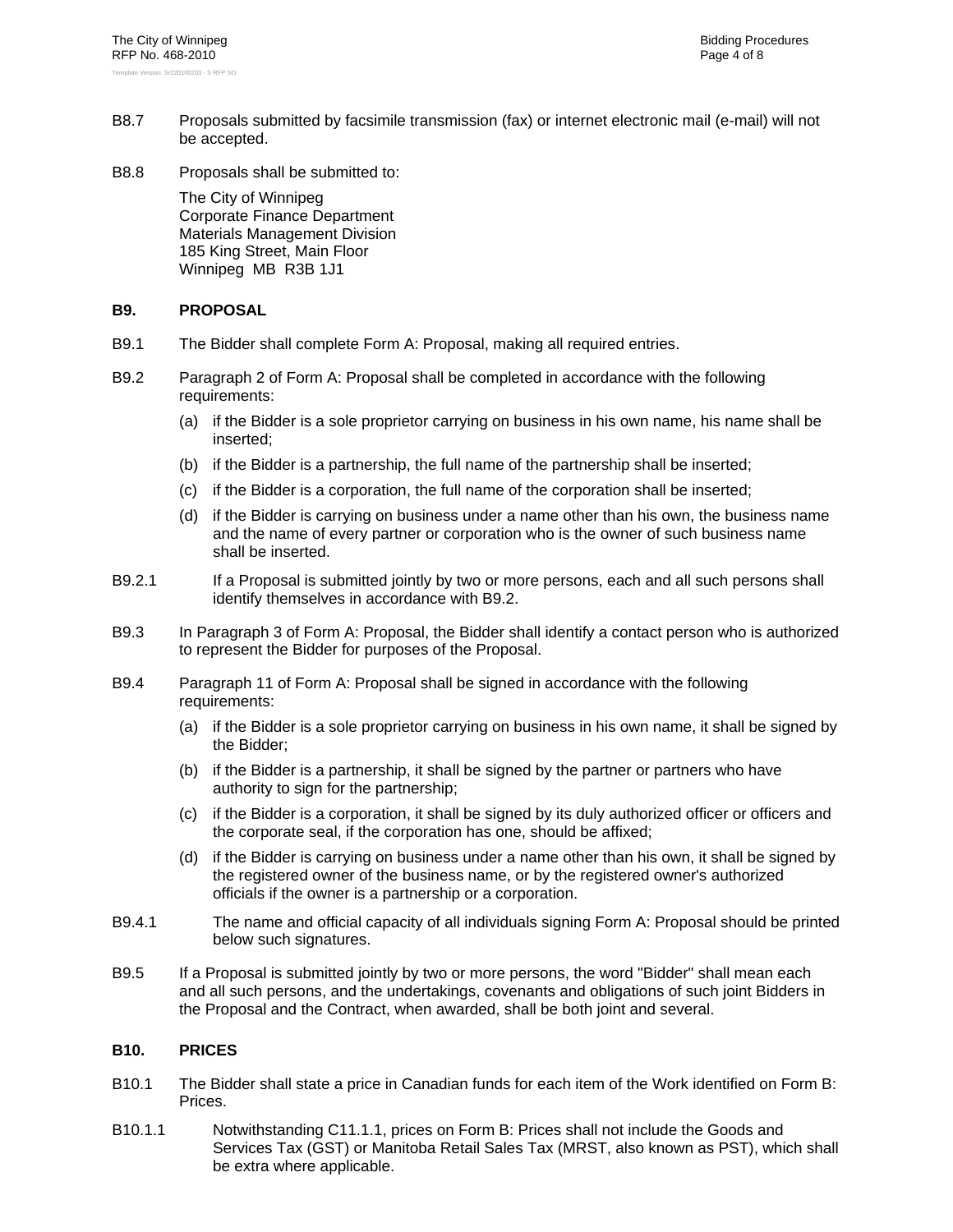B8.7 Proposals submitted by facsimile transmission (fax) or internet electronic mail (e-mail) will not be accepted.

B8.8 Proposals shall be submitted to:

The City of Winnipeg
Corporate Finance Department
Materials Management Division
185 King Street, Main Floor
Winnipeg MB R3B 1J1

## B9. PROPOSAL

B9.1 The Bidder shall complete Form A: Proposal, making all required entries.

B9.2 Paragraph 2 of Form A: Proposal shall be completed in accordance with the following requirements:

(a) if the Bidder is a sole proprietor carrying on business in his own name, his name shall be inserted;

(b) if the Bidder is a partnership, the full name of the partnership shall be inserted;

(c) if the Bidder is a corporation, the full name of the corporation shall be inserted;

(d) if the Bidder is carrying on business under a name other than his own, the business name and the name of every partner or corporation who is the owner of such business name shall be inserted.

B9.2.1 If a Proposal is submitted jointly by two or more persons, each and all such persons shall identify themselves in accordance with B9.2.

B9.3 In Paragraph 3 of Form A: Proposal, the Bidder shall identify a contact person who is authorized to represent the Bidder for purposes of the Proposal.

B9.4 Paragraph 11 of Form A: Proposal shall be signed in accordance with the following requirements:

(a) if the Bidder is a sole proprietor carrying on business in his own name, it shall be signed by the Bidder;

(b) if the Bidder is a partnership, it shall be signed by the partner or partners who have authority to sign for the partnership;

(c) if the Bidder is a corporation, it shall be signed by its duly authorized officer or officers and the corporate seal, if the corporation has one, should be affixed;

(d) if the Bidder is carrying on business under a name other than his own, it shall be signed by the registered owner of the business name, or by the registered owner's authorized officials if the owner is a partnership or a corporation.

B9.4.1 The name and official capacity of all individuals signing Form A: Proposal should be printed below such signatures.

B9.5 If a Proposal is submitted jointly by two or more persons, the word "Bidder" shall mean each and all such persons, and the undertakings, covenants and obligations of such joint Bidders in the Proposal and the Contract, when awarded, shall be both joint and several.

## B10. PRICES

B10.1 The Bidder shall state a price in Canadian funds for each item of the Work identified on Form B: Prices.

B10.1.1 Notwithstanding C11.1.1, prices on Form B: Prices shall not include the Goods and Services Tax (GST) or Manitoba Retail Sales Tax (MRST, also known as PST), which shall be extra where applicable.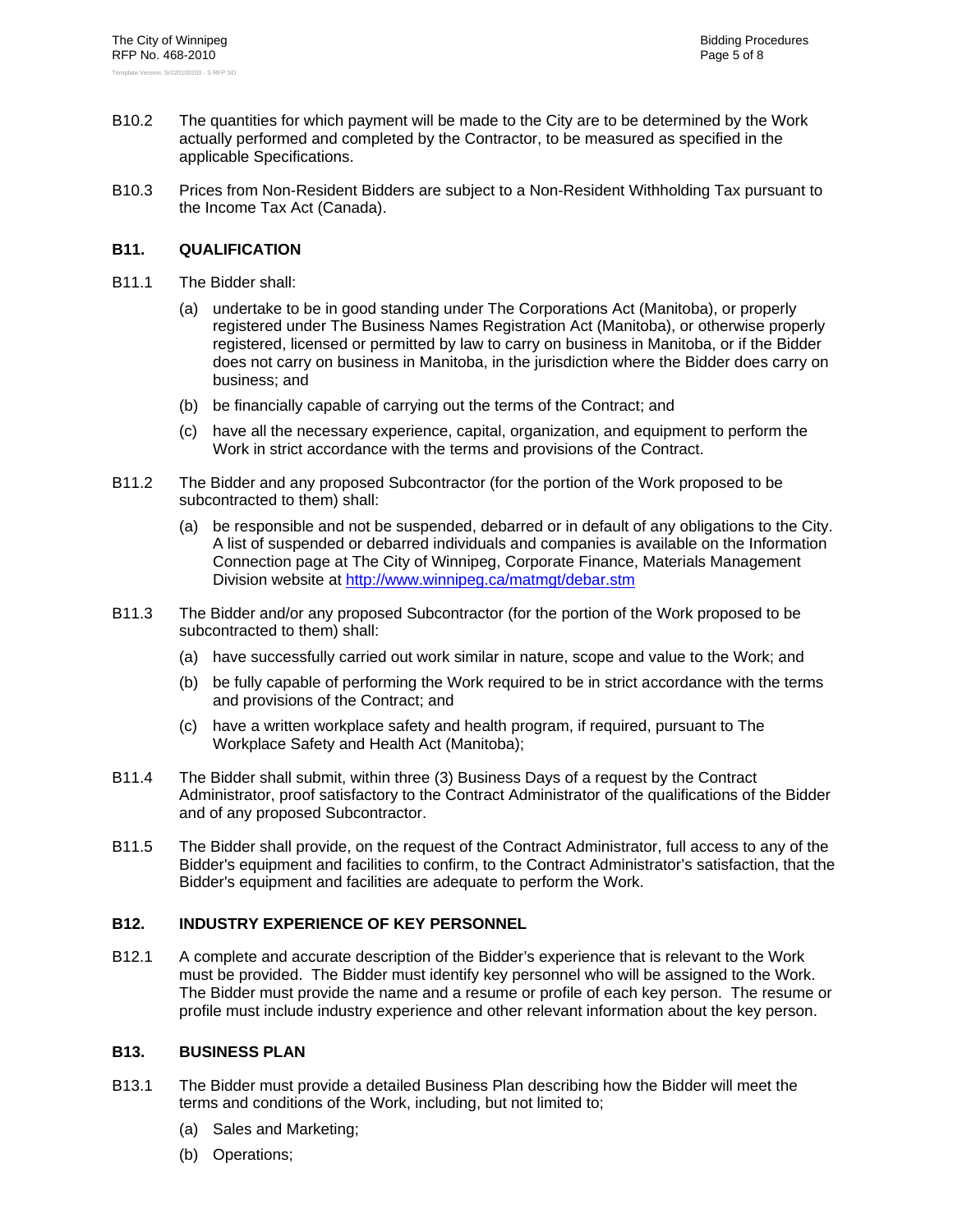B10.2 The quantities for which payment will be made to the City are to be determined by the Work actually performed and completed by the Contractor, to be measured as specified in the applicable Specifications.

B10.3 Prices from Non-Resident Bidders are subject to a Non-Resident Withholding Tax pursuant to the Income Tax Act (Canada).

## B11. QUALIFICATION

B11.1 The Bidder shall:

(a) undertake to be in good standing under The Corporations Act (Manitoba), or properly registered under The Business Names Registration Act (Manitoba), or otherwise properly registered, licensed or permitted by law to carry on business in Manitoba, or if the Bidder does not carry on business in Manitoba, in the jurisdiction where the Bidder does carry on business; and

(b) be financially capable of carrying out the terms of the Contract; and

(c) have all the necessary experience, capital, organization, and equipment to perform the Work in strict accordance with the terms and provisions of the Contract.

B11.2 The Bidder and any proposed Subcontractor (for the portion of the Work proposed to be subcontracted to them) shall:

(a) be responsible and not be suspended, debarred or in default of any obligations to the City. A list of suspended or debarred individuals and companies is available on the Information Connection page at The City of Winnipeg, Corporate Finance, Materials Management Division website at http://www.winnipeg.ca/matmgt/debar.stm

B11.3 The Bidder and/or any proposed Subcontractor (for the portion of the Work proposed to be subcontracted to them) shall:

(a) have successfully carried out work similar in nature, scope and value to the Work; and

(b) be fully capable of performing the Work required to be in strict accordance with the terms and provisions of the Contract; and

(c) have a written workplace safety and health program, if required, pursuant to The Workplace Safety and Health Act (Manitoba);

B11.4 The Bidder shall submit, within three (3) Business Days of a request by the Contract Administrator, proof satisfactory to the Contract Administrator of the qualifications of the Bidder and of any proposed Subcontractor.

B11.5 The Bidder shall provide, on the request of the Contract Administrator, full access to any of the Bidder's equipment and facilities to confirm, to the Contract Administrator's satisfaction, that the Bidder's equipment and facilities are adequate to perform the Work.

## B12. INDUSTRY EXPERIENCE OF KEY PERSONNEL

B12.1 A complete and accurate description of the Bidder's experience that is relevant to the Work must be provided. The Bidder must identify key personnel who will be assigned to the Work. The Bidder must provide the name and a resume or profile of each key person. The resume or profile must include industry experience and other relevant information about the key person.

## B13. BUSINESS PLAN

B13.1 The Bidder must provide a detailed Business Plan describing how the Bidder will meet the terms and conditions of the Work, including, but not limited to;

(a) Sales and Marketing;

(b) Operations;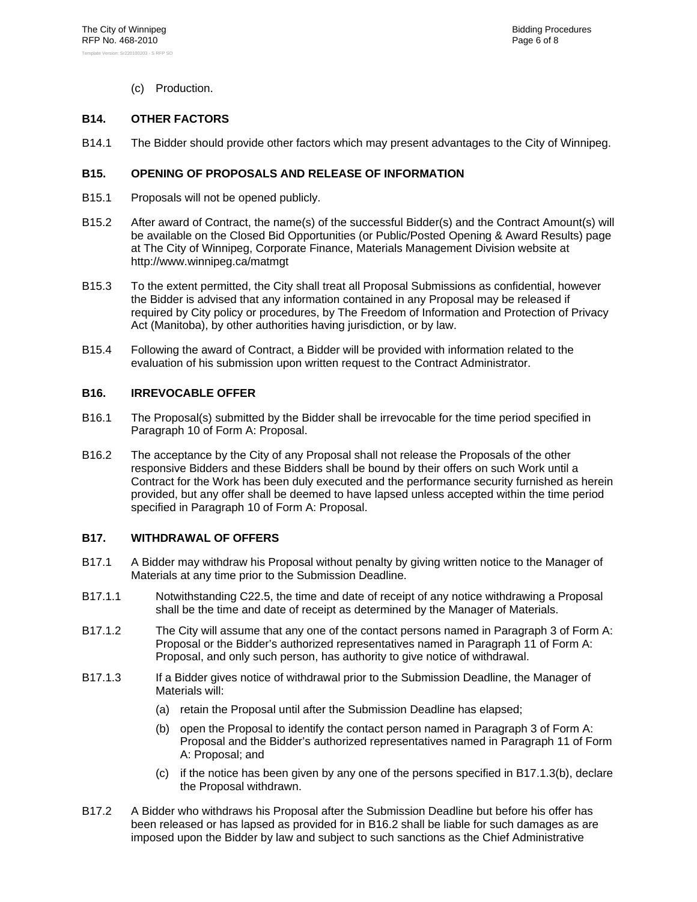(c) Production.

### B14. OTHER FACTORS

B14.1 The Bidder should provide other factors which may present advantages to the City of Winnipeg.

### B15. OPENING OF PROPOSALS AND RELEASE OF INFORMATION

B15.1 Proposals will not be opened publicly.

B15.2 After award of Contract, the name(s) of the successful Bidder(s) and the Contract Amount(s) will be available on the Closed Bid Opportunities (or Public/Posted Opening & Award Results) page at The City of Winnipeg, Corporate Finance, Materials Management Division website at http://www.winnipeg.ca/matmgt

B15.3 To the extent permitted, the City shall treat all Proposal Submissions as confidential, however the Bidder is advised that any information contained in any Proposal may be released if required by City policy or procedures, by The Freedom of Information and Protection of Privacy Act (Manitoba), by other authorities having jurisdiction, or by law.

B15.4 Following the award of Contract, a Bidder will be provided with information related to the evaluation of his submission upon written request to the Contract Administrator.

### B16. IRREVOCABLE OFFER

B16.1 The Proposal(s) submitted by the Bidder shall be irrevocable for the time period specified in Paragraph 10 of Form A: Proposal.

B16.2 The acceptance by the City of any Proposal shall not release the Proposals of the other responsive Bidders and these Bidders shall be bound by their offers on such Work until a Contract for the Work has been duly executed and the performance security furnished as herein provided, but any offer shall be deemed to have lapsed unless accepted within the time period specified in Paragraph 10 of Form A: Proposal.

### B17. WITHDRAWAL OF OFFERS

B17.1 A Bidder may withdraw his Proposal without penalty by giving written notice to the Manager of Materials at any time prior to the Submission Deadline.

B17.1.1 Notwithstanding C22.5, the time and date of receipt of any notice withdrawing a Proposal shall be the time and date of receipt as determined by the Manager of Materials.

B17.1.2 The City will assume that any one of the contact persons named in Paragraph 3 of Form A: Proposal or the Bidder's authorized representatives named in Paragraph 11 of Form A: Proposal, and only such person, has authority to give notice of withdrawal.

B17.1.3 If a Bidder gives notice of withdrawal prior to the Submission Deadline, the Manager of Materials will:

(a) retain the Proposal until after the Submission Deadline has elapsed;

(b) open the Proposal to identify the contact person named in Paragraph 3 of Form A: Proposal and the Bidder's authorized representatives named in Paragraph 11 of Form A: Proposal; and

(c) if the notice has been given by any one of the persons specified in B17.1.3(b), declare the Proposal withdrawn.

B17.2 A Bidder who withdraws his Proposal after the Submission Deadline but before his offer has been released or has lapsed as provided for in B16.2 shall be liable for such damages as are imposed upon the Bidder by law and subject to such sanctions as the Chief Administrative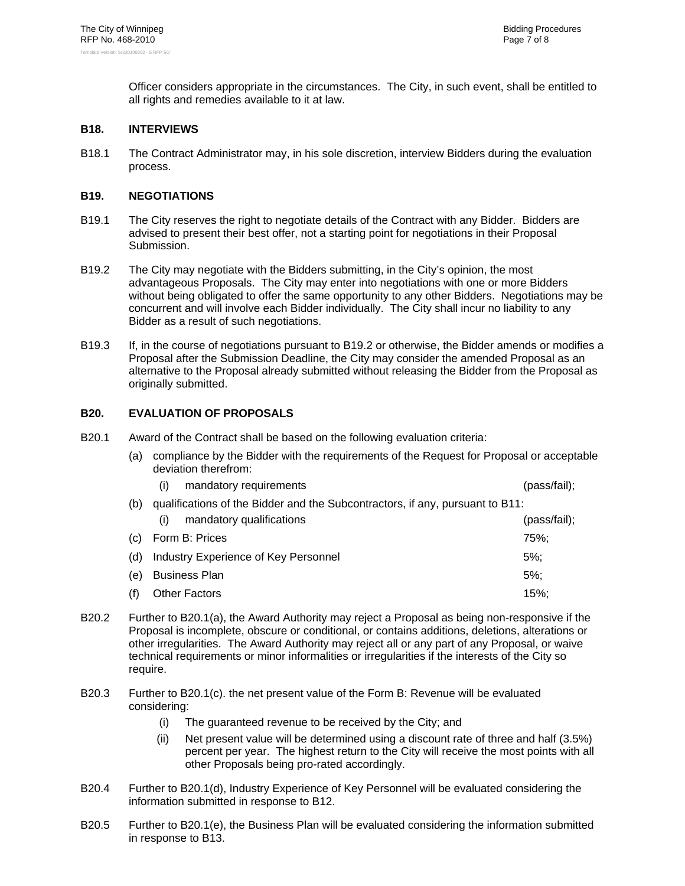Officer considers appropriate in the circumstances. The City, in such event, shall be entitled to all rights and remedies available to it at law.

## B18. INTERVIEWS

B18.1 The Contract Administrator may, in his sole discretion, interview Bidders during the evaluation process.

## B19. NEGOTIATIONS

B19.1 The City reserves the right to negotiate details of the Contract with any Bidder. Bidders are advised to present their best offer, not a starting point for negotiations in their Proposal Submission.

B19.2 The City may negotiate with the Bidders submitting, in the City's opinion, the most advantageous Proposals. The City may enter into negotiations with one or more Bidders without being obligated to offer the same opportunity to any other Bidders. Negotiations may be concurrent and will involve each Bidder individually. The City shall incur no liability to any Bidder as a result of such negotiations.

B19.3 If, in the course of negotiations pursuant to B19.2 or otherwise, the Bidder amends or modifies a Proposal after the Submission Deadline, the City may consider the amended Proposal as an alternative to the Proposal already submitted without releasing the Bidder from the Proposal as originally submitted.

## B20. EVALUATION OF PROPOSALS

B20.1 Award of the Contract shall be based on the following evaluation criteria:

- (a) compliance by the Bidder with the requirements of the Request for Proposal or acceptable deviation therefrom:
  - (i) mandatory requirements (pass/fail);
- (b) qualifications of the Bidder and the Subcontractors, if any, pursuant to B11:
  - (i) mandatory qualifications (pass/fail);
- (c) Form B: Prices 75%;
- (d) Industry Experience of Key Personnel 5%;
- (e) Business Plan 5%;
- (f) Other Factors 15%;

B20.2 Further to B20.1(a), the Award Authority may reject a Proposal as being non-responsive if the Proposal is incomplete, obscure or conditional, or contains additions, deletions, alterations or other irregularities. The Award Authority may reject all or any part of any Proposal, or waive technical requirements or minor informalities or irregularities if the interests of the City so require.

B20.3 Further to B20.1(c). the net present value of the Form B: Revenue will be evaluated considering:

- (i) The guaranteed revenue to be received by the City; and
- (ii) Net present value will be determined using a discount rate of three and half (3.5%) percent per year. The highest return to the City will receive the most points with all other Proposals being pro-rated accordingly.

B20.4 Further to B20.1(d), Industry Experience of Key Personnel will be evaluated considering the information submitted in response to B12.

B20.5 Further to B20.1(e), the Business Plan will be evaluated considering the information submitted in response to B13.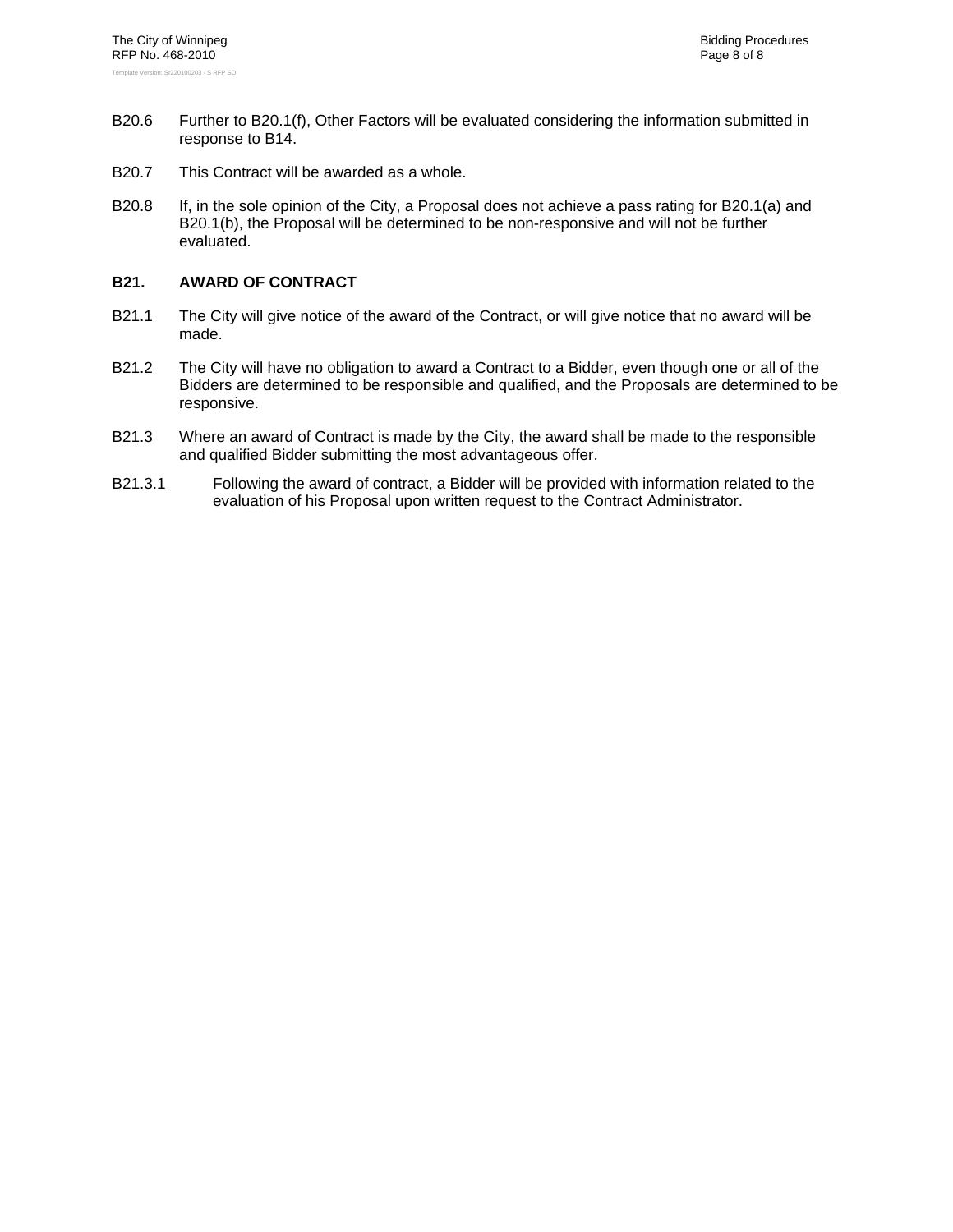B20.6 Further to B20.1(f), Other Factors will be evaluated considering the information submitted in response to B14.

B20.7 This Contract will be awarded as a whole.

B20.8 If, in the sole opinion of the City, a Proposal does not achieve a pass rating for B20.1(a) and B20.1(b), the Proposal will be determined to be non-responsive and will not be further evaluated.

## B21. AWARD OF CONTRACT

B21.1 The City will give notice of the award of the Contract, or will give notice that no award will be made.

B21.2 The City will have no obligation to award a Contract to a Bidder, even though one or all of the Bidders are determined to be responsible and qualified, and the Proposals are determined to be responsive.

B21.3 Where an award of Contract is made by the City, the award shall be made to the responsible and qualified Bidder submitting the most advantageous offer.

B21.3.1 Following the award of contract, a Bidder will be provided with information related to the evaluation of his Proposal upon written request to the Contract Administrator.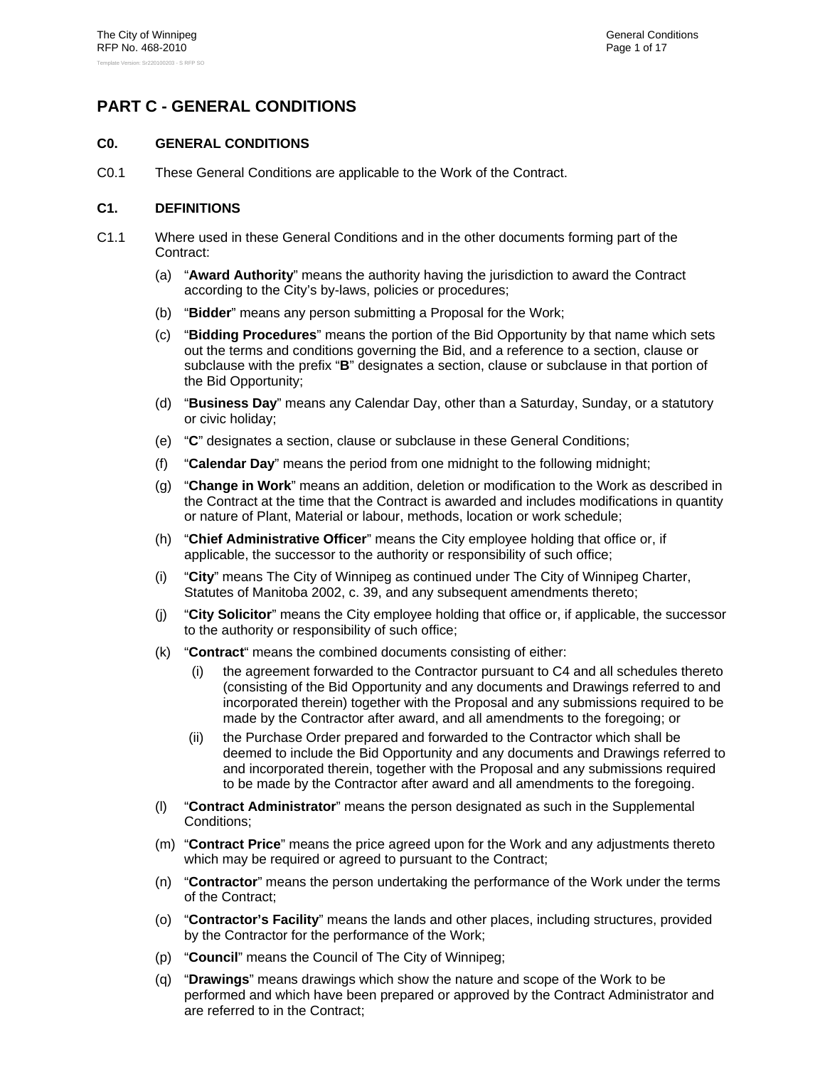# PART C - GENERAL CONDITIONS

## C0. GENERAL CONDITIONS

C0.1 These General Conditions are applicable to the Work of the Contract.

## C1. DEFINITIONS

C1.1 Where used in these General Conditions and in the other documents forming part of the Contract:

(a) "**Award Authority**" means the authority having the jurisdiction to award the Contract according to the City's by-laws, policies or procedures;

(b) "**Bidder**" means any person submitting a Proposal for the Work;

(c) "**Bidding Procedures**" means the portion of the Bid Opportunity by that name which sets out the terms and conditions governing the Bid, and a reference to a section, clause or subclause with the prefix "**B**" designates a section, clause or subclause in that portion of the Bid Opportunity;

(d) "**Business Day**" means any Calendar Day, other than a Saturday, Sunday, or a statutory or civic holiday;

(e) "**C**" designates a section, clause or subclause in these General Conditions;

(f) "**Calendar Day**" means the period from one midnight to the following midnight;

(g) "**Change in Work**" means an addition, deletion or modification to the Work as described in the Contract at the time that the Contract is awarded and includes modifications in quantity or nature of Plant, Material or labour, methods, location or work schedule;

(h) "**Chief Administrative Officer**" means the City employee holding that office or, if applicable, the successor to the authority or responsibility of such office;

(i) "**City**" means The City of Winnipeg as continued under The City of Winnipeg Charter, Statutes of Manitoba 2002, c. 39, and any subsequent amendments thereto;

(j) "**City Solicitor**" means the City employee holding that office or, if applicable, the successor to the authority or responsibility of such office;

(k) "**Contract**" means the combined documents consisting of either:

  (i) the agreement forwarded to the Contractor pursuant to C4 and all schedules thereto (consisting of the Bid Opportunity and any documents and Drawings referred to and incorporated therein) together with the Proposal and any submissions required to be made by the Contractor after award, and all amendments to the foregoing; or

  (ii) the Purchase Order prepared and forwarded to the Contractor which shall be deemed to include the Bid Opportunity and any documents and Drawings referred to and incorporated therein, together with the Proposal and any submissions required to be made by the Contractor after award and all amendments to the foregoing.

(l) "**Contract Administrator**" means the person designated as such in the Supplemental Conditions;

(m) "**Contract Price**" means the price agreed upon for the Work and any adjustments thereto which may be required or agreed to pursuant to the Contract;

(n) "**Contractor**" means the person undertaking the performance of the Work under the terms of the Contract;

(o) "**Contractor's Facility**" means the lands and other places, including structures, provided by the Contractor for the performance of the Work;

(p) "**Council**" means the Council of The City of Winnipeg;

(q) "**Drawings**" means drawings which show the nature and scope of the Work to be performed and which have been prepared or approved by the Contract Administrator and are referred to in the Contract;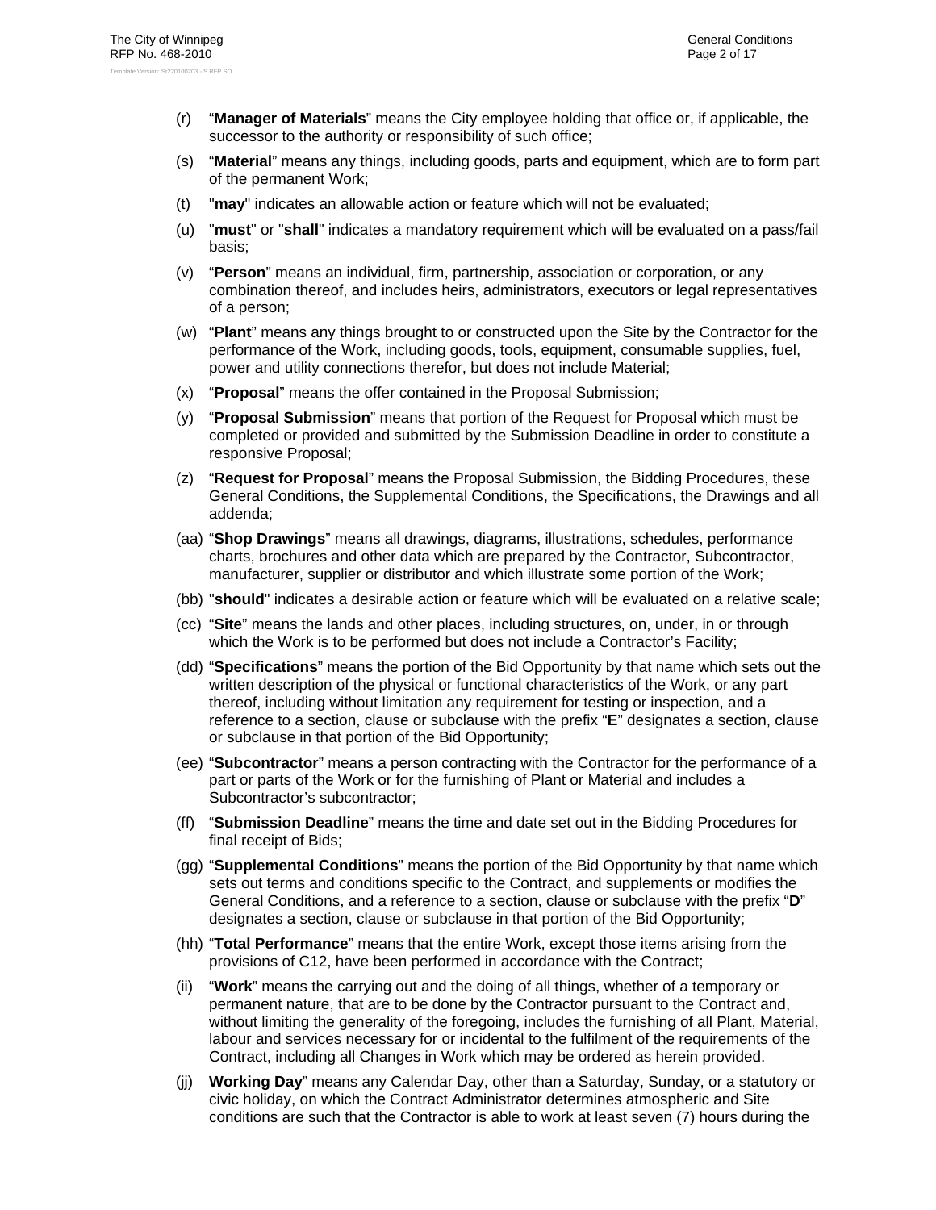(r) “**Manager of Materials**” means the City employee holding that office or, if applicable, the successor to the authority or responsibility of such office;

(s) “**Material**” means any things, including goods, parts and equipment, which are to form part of the permanent Work;

(t) "**may**" indicates an allowable action or feature which will not be evaluated;

(u) "**must**" or "**shall**" indicates a mandatory requirement which will be evaluated on a pass/fail basis;

(v) “**Person**” means an individual, firm, partnership, association or corporation, or any combination thereof, and includes heirs, administrators, executors or legal representatives of a person;

(w) “**Plant**” means any things brought to or constructed upon the Site by the Contractor for the performance of the Work, including goods, tools, equipment, consumable supplies, fuel, power and utility connections therefor, but does not include Material;

(x) “**Proposal**” means the offer contained in the Proposal Submission;

(y) “**Proposal Submission**” means that portion of the Request for Proposal which must be completed or provided and submitted by the Submission Deadline in order to constitute a responsive Proposal;

(z) “**Request for Proposal**” means the Proposal Submission, the Bidding Procedures, these General Conditions, the Supplemental Conditions, the Specifications, the Drawings and all addenda;

(aa) “**Shop Drawings**” means all drawings, diagrams, illustrations, schedules, performance charts, brochures and other data which are prepared by the Contractor, Subcontractor, manufacturer, supplier or distributor and which illustrate some portion of the Work;

(bb) "**should**" indicates a desirable action or feature which will be evaluated on a relative scale;

(cc) “**Site**” means the lands and other places, including structures, on, under, in or through which the Work is to be performed but does not include a Contractor’s Facility;

(dd) “**Specifications**” means the portion of the Bid Opportunity by that name which sets out the written description of the physical or functional characteristics of the Work, or any part thereof, including without limitation any requirement for testing or inspection, and a reference to a section, clause or subclause with the prefix “**E**” designates a section, clause or subclause in that portion of the Bid Opportunity;

(ee) “**Subcontractor**” means a person contracting with the Contractor for the performance of a part or parts of the Work or for the furnishing of Plant or Material and includes a Subcontractor’s subcontractor;

(ff) “**Submission Deadline**” means the time and date set out in the Bidding Procedures for final receipt of Bids;

(gg) “**Supplemental Conditions**” means the portion of the Bid Opportunity by that name which sets out terms and conditions specific to the Contract, and supplements or modifies the General Conditions, and a reference to a section, clause or subclause with the prefix “**D**” designates a section, clause or subclause in that portion of the Bid Opportunity;

(hh) “**Total Performance**” means that the entire Work, except those items arising from the provisions of C12, have been performed in accordance with the Contract;

(ii) “**Work**” means the carrying out and the doing of all things, whether of a temporary or permanent nature, that are to be done by the Contractor pursuant to the Contract and, without limiting the generality of the foregoing, includes the furnishing of all Plant, Material, labour and services necessary for or incidental to the fulfilment of the requirements of the Contract, including all Changes in Work which may be ordered as herein provided.

(jj) **Working Day**” means any Calendar Day, other than a Saturday, Sunday, or a statutory or civic holiday, on which the Contract Administrator determines atmospheric and Site conditions are such that the Contractor is able to work at least seven (7) hours during the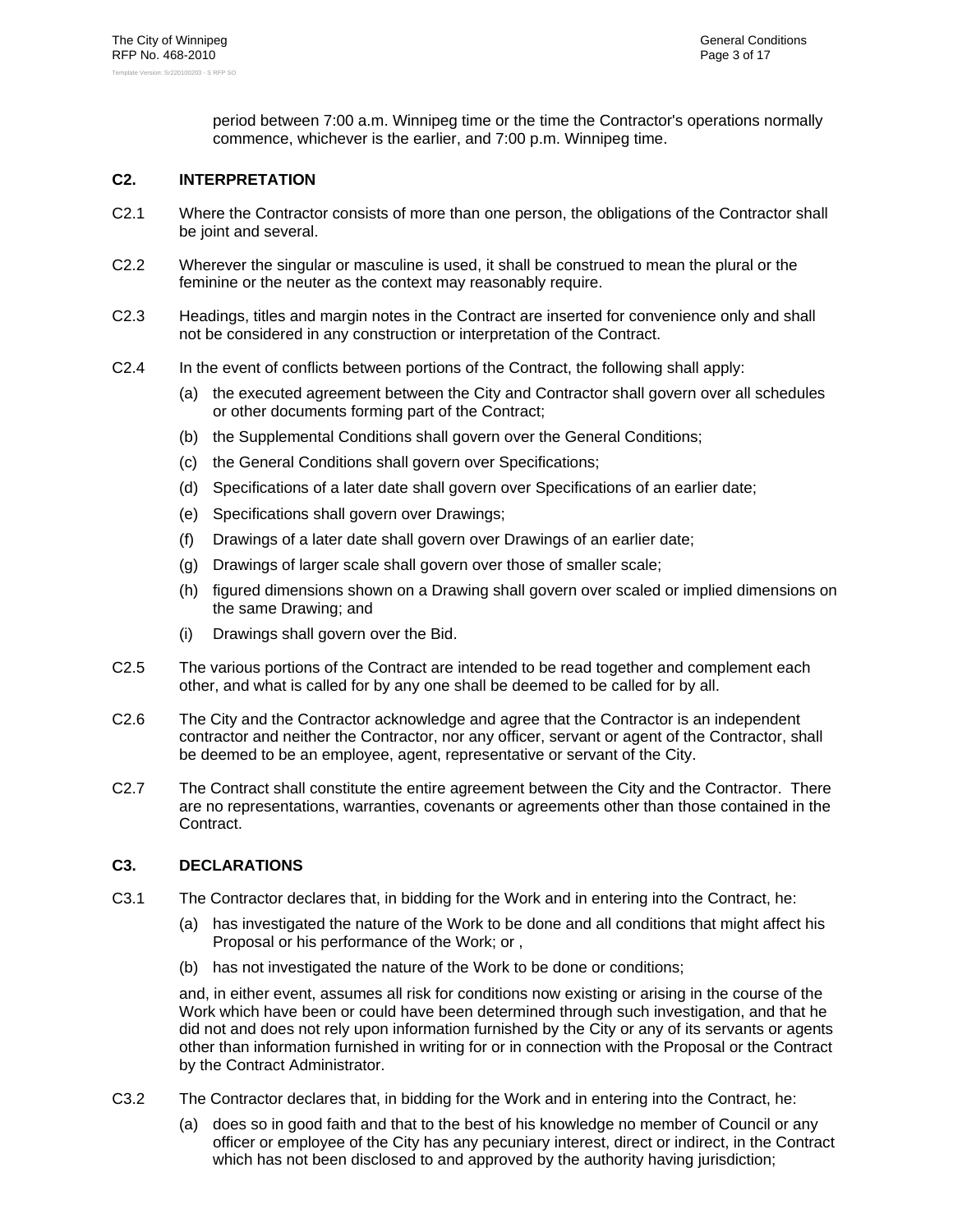period between 7:00 a.m. Winnipeg time or the time the Contractor's operations normally commence, whichever is the earlier, and 7:00 p.m. Winnipeg time.

## C2. INTERPRETATION

C2.1 Where the Contractor consists of more than one person, the obligations of the Contractor shall be joint and several.

C2.2 Wherever the singular or masculine is used, it shall be construed to mean the plural or the feminine or the neuter as the context may reasonably require.

C2.3 Headings, titles and margin notes in the Contract are inserted for convenience only and shall not be considered in any construction or interpretation of the Contract.

C2.4 In the event of conflicts between portions of the Contract, the following shall apply:

(a) the executed agreement between the City and Contractor shall govern over all schedules or other documents forming part of the Contract;

(b) the Supplemental Conditions shall govern over the General Conditions;

(c) the General Conditions shall govern over Specifications;

(d) Specifications of a later date shall govern over Specifications of an earlier date;

(e) Specifications shall govern over Drawings;

(f) Drawings of a later date shall govern over Drawings of an earlier date;

(g) Drawings of larger scale shall govern over those of smaller scale;

(h) figured dimensions shown on a Drawing shall govern over scaled or implied dimensions on the same Drawing; and

(i) Drawings shall govern over the Bid.

C2.5 The various portions of the Contract are intended to be read together and complement each other, and what is called for by any one shall be deemed to be called for by all.

C2.6 The City and the Contractor acknowledge and agree that the Contractor is an independent contractor and neither the Contractor, nor any officer, servant or agent of the Contractor, shall be deemed to be an employee, agent, representative or servant of the City.

C2.7 The Contract shall constitute the entire agreement between the City and the Contractor. There are no representations, warranties, covenants or agreements other than those contained in the Contract.

## C3. DECLARATIONS

C3.1 The Contractor declares that, in bidding for the Work and in entering into the Contract, he:

(a) has investigated the nature of the Work to be done and all conditions that might affect his Proposal or his performance of the Work; or ,

(b) has not investigated the nature of the Work to be done or conditions;

and, in either event, assumes all risk for conditions now existing or arising in the course of the Work which have been or could have been determined through such investigation, and that he did not and does not rely upon information furnished by the City or any of its servants or agents other than information furnished in writing for or in connection with the Proposal or the Contract by the Contract Administrator.

C3.2 The Contractor declares that, in bidding for the Work and in entering into the Contract, he:

(a) does so in good faith and that to the best of his knowledge no member of Council or any officer or employee of the City has any pecuniary interest, direct or indirect, in the Contract which has not been disclosed to and approved by the authority having jurisdiction;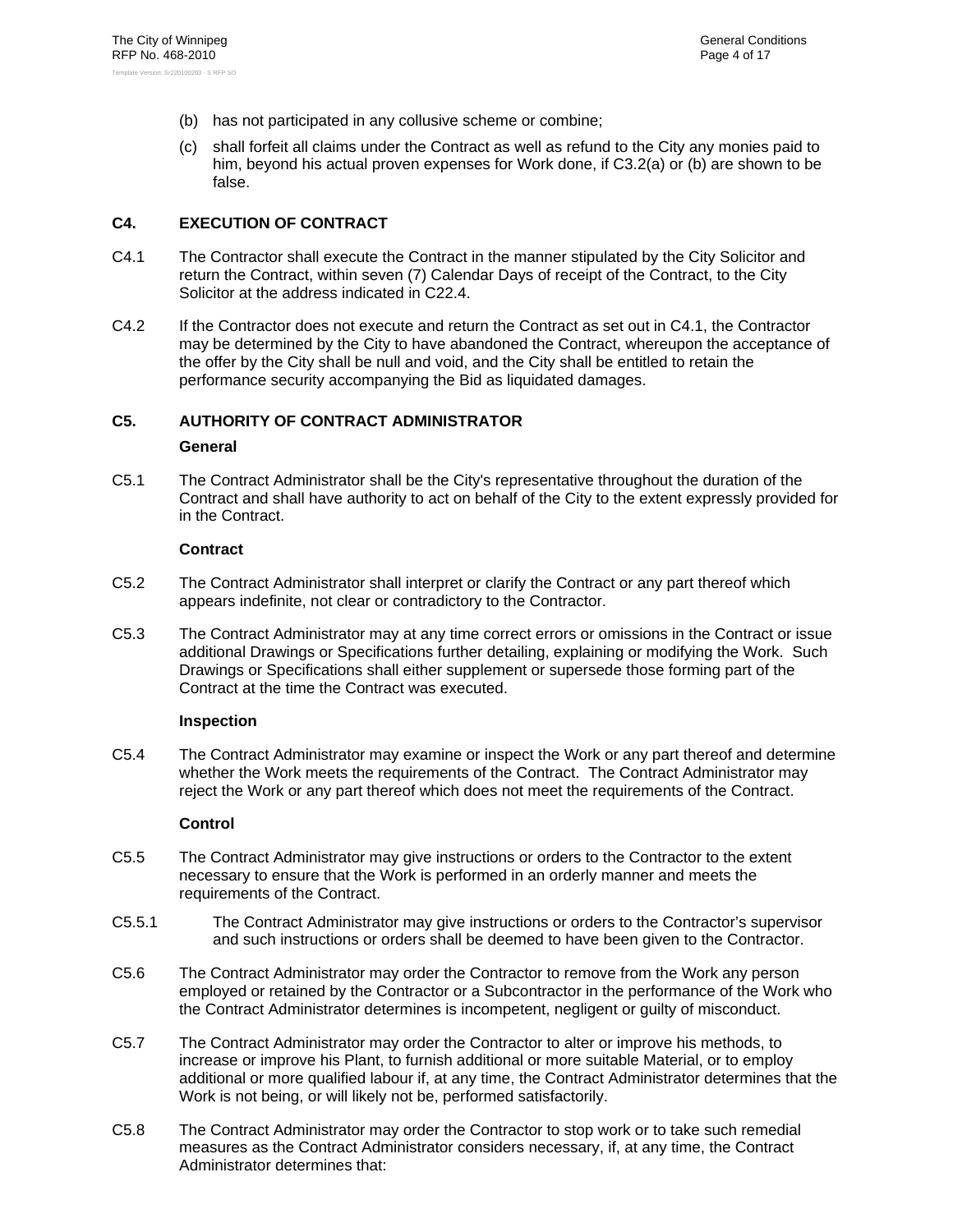(b) has not participated in any collusive scheme or combine;

(c) shall forfeit all claims under the Contract as well as refund to the City any monies paid to him, beyond his actual proven expenses for Work done, if C3.2(a) or (b) are shown to be false.

## C4. EXECUTION OF CONTRACT

C4.1 The Contractor shall execute the Contract in the manner stipulated by the City Solicitor and return the Contract, within seven (7) Calendar Days of receipt of the Contract, to the City Solicitor at the address indicated in C22.4.

C4.2 If the Contractor does not execute and return the Contract as set out in C4.1, the Contractor may be determined by the City to have abandoned the Contract, whereupon the acceptance of the offer by the City shall be null and void, and the City shall be entitled to retain the performance security accompanying the Bid as liquidated damages.

## C5. AUTHORITY OF CONTRACT ADMINISTRATOR

**General**

C5.1 The Contract Administrator shall be the City's representative throughout the duration of the Contract and shall have authority to act on behalf of the City to the extent expressly provided for in the Contract.

**Contract**

C5.2 The Contract Administrator shall interpret or clarify the Contract or any part thereof which appears indefinite, not clear or contradictory to the Contractor.

C5.3 The Contract Administrator may at any time correct errors or omissions in the Contract or issue additional Drawings or Specifications further detailing, explaining or modifying the Work. Such Drawings or Specifications shall either supplement or supersede those forming part of the Contract at the time the Contract was executed.

**Inspection**

C5.4 The Contract Administrator may examine or inspect the Work or any part thereof and determine whether the Work meets the requirements of the Contract. The Contract Administrator may reject the Work or any part thereof which does not meet the requirements of the Contract.

**Control**

C5.5 The Contract Administrator may give instructions or orders to the Contractor to the extent necessary to ensure that the Work is performed in an orderly manner and meets the requirements of the Contract.

C5.5.1 The Contract Administrator may give instructions or orders to the Contractor's supervisor and such instructions or orders shall be deemed to have been given to the Contractor.

C5.6 The Contract Administrator may order the Contractor to remove from the Work any person employed or retained by the Contractor or a Subcontractor in the performance of the Work who the Contract Administrator determines is incompetent, negligent or guilty of misconduct.

C5.7 The Contract Administrator may order the Contractor to alter or improve his methods, to increase or improve his Plant, to furnish additional or more suitable Material, or to employ additional or more qualified labour if, at any time, the Contract Administrator determines that the Work is not being, or will likely not be, performed satisfactorily.

C5.8 The Contract Administrator may order the Contractor to stop work or to take such remedial measures as the Contract Administrator considers necessary, if, at any time, the Contract Administrator determines that: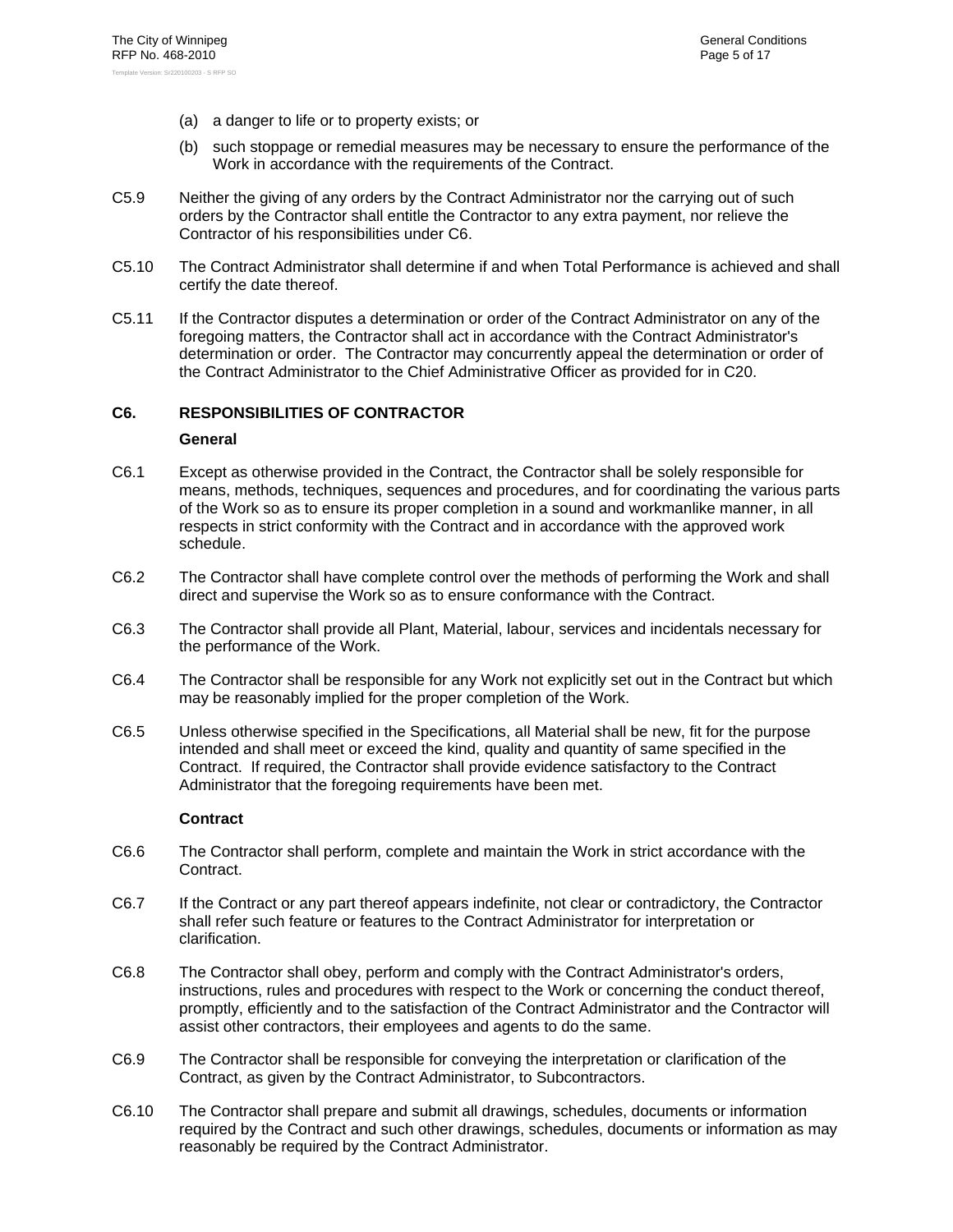(a) a danger to life or to property exists; or

(b) such stoppage or remedial measures may be necessary to ensure the performance of the Work in accordance with the requirements of the Contract.

C5.9 Neither the giving of any orders by the Contract Administrator nor the carrying out of such orders by the Contractor shall entitle the Contractor to any extra payment, nor relieve the Contractor of his responsibilities under C6.

C5.10 The Contract Administrator shall determine if and when Total Performance is achieved and shall certify the date thereof.

C5.11 If the Contractor disputes a determination or order of the Contract Administrator on any of the foregoing matters, the Contractor shall act in accordance with the Contract Administrator's determination or order. The Contractor may concurrently appeal the determination or order of the Contract Administrator to the Chief Administrative Officer as provided for in C20.

## C6. RESPONSIBILITIES OF CONTRACTOR

**General**

C6.1 Except as otherwise provided in the Contract, the Contractor shall be solely responsible for means, methods, techniques, sequences and procedures, and for coordinating the various parts of the Work so as to ensure its proper completion in a sound and workmanlike manner, in all respects in strict conformity with the Contract and in accordance with the approved work schedule.

C6.2 The Contractor shall have complete control over the methods of performing the Work and shall direct and supervise the Work so as to ensure conformance with the Contract.

C6.3 The Contractor shall provide all Plant, Material, labour, services and incidentals necessary for the performance of the Work.

C6.4 The Contractor shall be responsible for any Work not explicitly set out in the Contract but which may be reasonably implied for the proper completion of the Work.

C6.5 Unless otherwise specified in the Specifications, all Material shall be new, fit for the purpose intended and shall meet or exceed the kind, quality and quantity of same specified in the Contract. If required, the Contractor shall provide evidence satisfactory to the Contract Administrator that the foregoing requirements have been met.

**Contract**

C6.6 The Contractor shall perform, complete and maintain the Work in strict accordance with the Contract.

C6.7 If the Contract or any part thereof appears indefinite, not clear or contradictory, the Contractor shall refer such feature or features to the Contract Administrator for interpretation or clarification.

C6.8 The Contractor shall obey, perform and comply with the Contract Administrator's orders, instructions, rules and procedures with respect to the Work or concerning the conduct thereof, promptly, efficiently and to the satisfaction of the Contract Administrator and the Contractor will assist other contractors, their employees and agents to do the same.

C6.9 The Contractor shall be responsible for conveying the interpretation or clarification of the Contract, as given by the Contract Administrator, to Subcontractors.

C6.10 The Contractor shall prepare and submit all drawings, schedules, documents or information required by the Contract and such other drawings, schedules, documents or information as may reasonably be required by the Contract Administrator.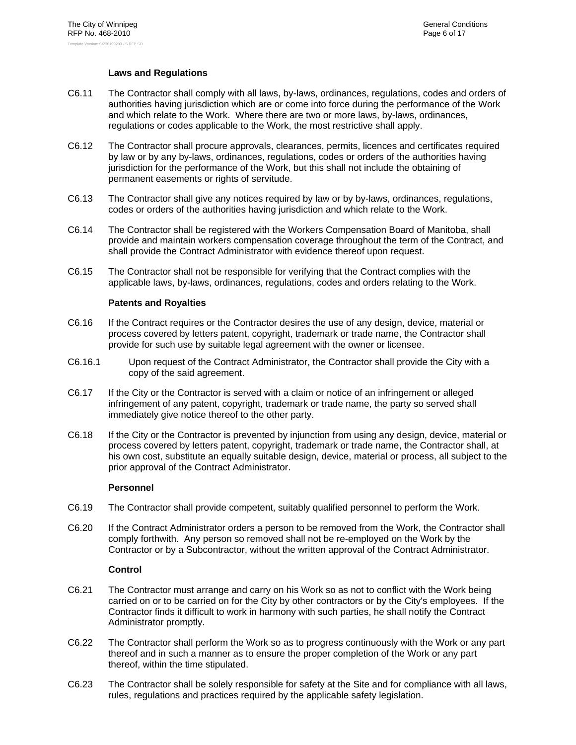### Laws and Regulations

C6.11 The Contractor shall comply with all laws, by-laws, ordinances, regulations, codes and orders of authorities having jurisdiction which are or come into force during the performance of the Work and which relate to the Work. Where there are two or more laws, by-laws, ordinances, regulations or codes applicable to the Work, the most restrictive shall apply.

C6.12 The Contractor shall procure approvals, clearances, permits, licences and certificates required by law or by any by-laws, ordinances, regulations, codes or orders of the authorities having jurisdiction for the performance of the Work, but this shall not include the obtaining of permanent easements or rights of servitude.

C6.13 The Contractor shall give any notices required by law or by by-laws, ordinances, regulations, codes or orders of the authorities having jurisdiction and which relate to the Work.

C6.14 The Contractor shall be registered with the Workers Compensation Board of Manitoba, shall provide and maintain workers compensation coverage throughout the term of the Contract, and shall provide the Contract Administrator with evidence thereof upon request.

C6.15 The Contractor shall not be responsible for verifying that the Contract complies with the applicable laws, by-laws, ordinances, regulations, codes and orders relating to the Work.

### Patents and Royalties

C6.16 If the Contract requires or the Contractor desires the use of any design, device, material or process covered by letters patent, copyright, trademark or trade name, the Contractor shall provide for such use by suitable legal agreement with the owner or licensee.

C6.16.1 Upon request of the Contract Administrator, the Contractor shall provide the City with a copy of the said agreement.

C6.17 If the City or the Contractor is served with a claim or notice of an infringement or alleged infringement of any patent, copyright, trademark or trade name, the party so served shall immediately give notice thereof to the other party.

C6.18 If the City or the Contractor is prevented by injunction from using any design, device, material or process covered by letters patent, copyright, trademark or trade name, the Contractor shall, at his own cost, substitute an equally suitable design, device, material or process, all subject to the prior approval of the Contract Administrator.

### Personnel

C6.19 The Contractor shall provide competent, suitably qualified personnel to perform the Work.

C6.20 If the Contract Administrator orders a person to be removed from the Work, the Contractor shall comply forthwith. Any person so removed shall not be re-employed on the Work by the Contractor or by a Subcontractor, without the written approval of the Contract Administrator.

### Control

C6.21 The Contractor must arrange and carry on his Work so as not to conflict with the Work being carried on or to be carried on for the City by other contractors or by the City's employees. If the Contractor finds it difficult to work in harmony with such parties, he shall notify the Contract Administrator promptly.

C6.22 The Contractor shall perform the Work so as to progress continuously with the Work or any part thereof and in such a manner as to ensure the proper completion of the Work or any part thereof, within the time stipulated.

C6.23 The Contractor shall be solely responsible for safety at the Site and for compliance with all laws, rules, regulations and practices required by the applicable safety legislation.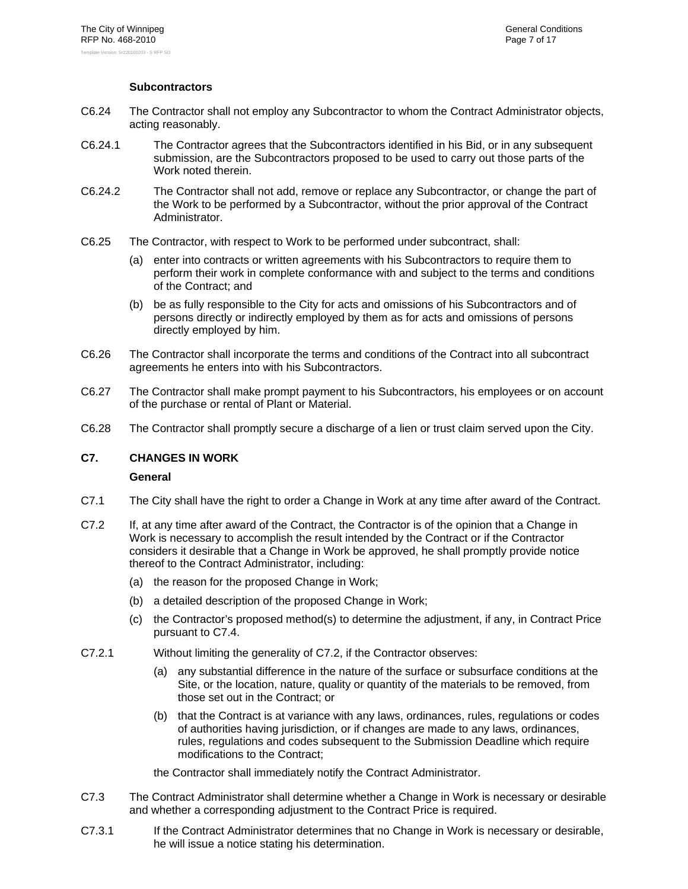**Subcontractors**

C6.24 The Contractor shall not employ any Subcontractor to whom the Contract Administrator objects, acting reasonably.

C6.24.1 The Contractor agrees that the Subcontractors identified in his Bid, or in any subsequent submission, are the Subcontractors proposed to be used to carry out those parts of the Work noted therein.

C6.24.2 The Contractor shall not add, remove or replace any Subcontractor, or change the part of the Work to be performed by a Subcontractor, without the prior approval of the Contract Administrator.

C6.25 The Contractor, with respect to Work to be performed under subcontract, shall:

(a) enter into contracts or written agreements with his Subcontractors to require them to perform their work in complete conformance with and subject to the terms and conditions of the Contract; and

(b) be as fully responsible to the City for acts and omissions of his Subcontractors and of persons directly or indirectly employed by them as for acts and omissions of persons directly employed by him.

C6.26 The Contractor shall incorporate the terms and conditions of the Contract into all subcontract agreements he enters into with his Subcontractors.

C6.27 The Contractor shall make prompt payment to his Subcontractors, his employees or on account of the purchase or rental of Plant or Material.

C6.28 The Contractor shall promptly secure a discharge of a lien or trust claim served upon the City.

## C7. CHANGES IN WORK

**General**

C7.1 The City shall have the right to order a Change in Work at any time after award of the Contract.

C7.2 If, at any time after award of the Contract, the Contractor is of the opinion that a Change in Work is necessary to accomplish the result intended by the Contract or if the Contractor considers it desirable that a Change in Work be approved, he shall promptly provide notice thereof to the Contract Administrator, including:

(a) the reason for the proposed Change in Work;

(b) a detailed description of the proposed Change in Work;

(c) the Contractor's proposed method(s) to determine the adjustment, if any, in Contract Price pursuant to C7.4.

C7.2.1 Without limiting the generality of C7.2, if the Contractor observes:

(a) any substantial difference in the nature of the surface or subsurface conditions at the Site, or the location, nature, quality or quantity of the materials to be removed, from those set out in the Contract; or

(b) that the Contract is at variance with any laws, ordinances, rules, regulations or codes of authorities having jurisdiction, or if changes are made to any laws, ordinances, rules, regulations and codes subsequent to the Submission Deadline which require modifications to the Contract;

the Contractor shall immediately notify the Contract Administrator.

C7.3 The Contract Administrator shall determine whether a Change in Work is necessary or desirable and whether a corresponding adjustment to the Contract Price is required.

C7.3.1 If the Contract Administrator determines that no Change in Work is necessary or desirable, he will issue a notice stating his determination.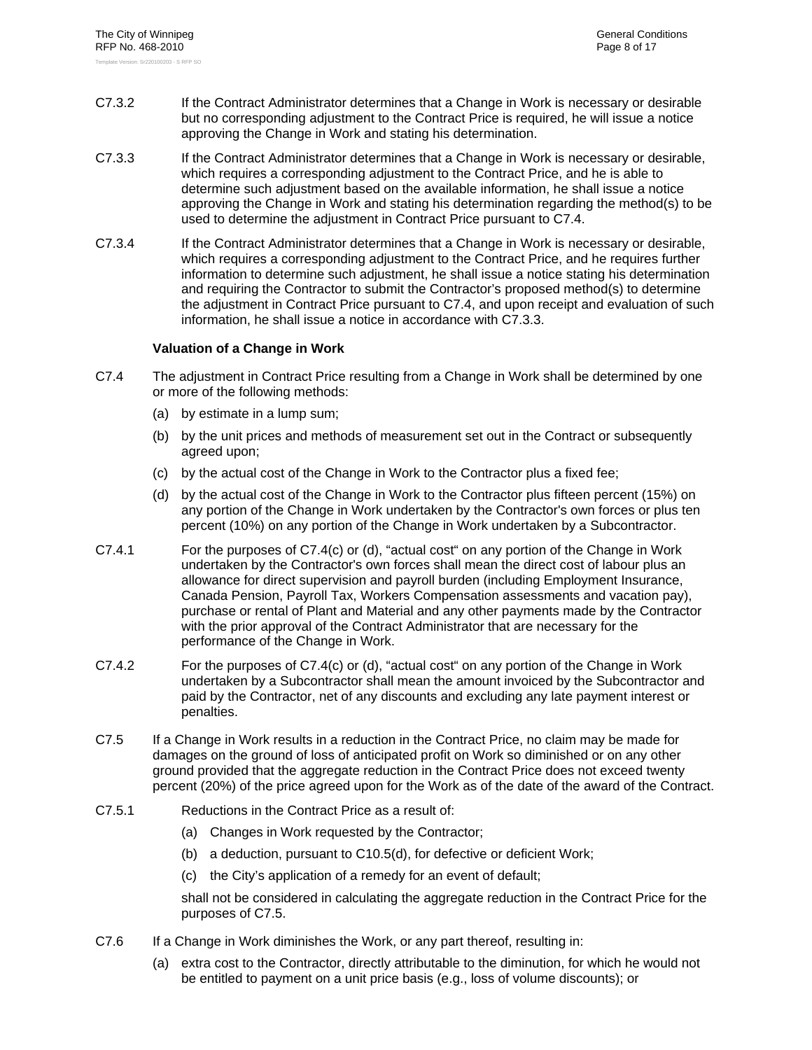C7.3.2 If the Contract Administrator determines that a Change in Work is necessary or desirable but no corresponding adjustment to the Contract Price is required, he will issue a notice approving the Change in Work and stating his determination.

C7.3.3 If the Contract Administrator determines that a Change in Work is necessary or desirable, which requires a corresponding adjustment to the Contract Price, and he is able to determine such adjustment based on the available information, he shall issue a notice approving the Change in Work and stating his determination regarding the method(s) to be used to determine the adjustment in Contract Price pursuant to C7.4.

C7.3.4 If the Contract Administrator determines that a Change in Work is necessary or desirable, which requires a corresponding adjustment to the Contract Price, and he requires further information to determine such adjustment, he shall issue a notice stating his determination and requiring the Contractor to submit the Contractor's proposed method(s) to determine the adjustment in Contract Price pursuant to C7.4, and upon receipt and evaluation of such information, he shall issue a notice in accordance with C7.3.3.

**Valuation of a Change in Work**

C7.4 The adjustment in Contract Price resulting from a Change in Work shall be determined by one or more of the following methods:

(a) by estimate in a lump sum;

(b) by the unit prices and methods of measurement set out in the Contract or subsequently agreed upon;

(c) by the actual cost of the Change in Work to the Contractor plus a fixed fee;

(d) by the actual cost of the Change in Work to the Contractor plus fifteen percent (15%) on any portion of the Change in Work undertaken by the Contractor's own forces or plus ten percent (10%) on any portion of the Change in Work undertaken by a Subcontractor.

C7.4.1 For the purposes of C7.4(c) or (d), "actual cost" on any portion of the Change in Work undertaken by the Contractor's own forces shall mean the direct cost of labour plus an allowance for direct supervision and payroll burden (including Employment Insurance, Canada Pension, Payroll Tax, Workers Compensation assessments and vacation pay), purchase or rental of Plant and Material and any other payments made by the Contractor with the prior approval of the Contract Administrator that are necessary for the performance of the Change in Work.

C7.4.2 For the purposes of C7.4(c) or (d), "actual cost" on any portion of the Change in Work undertaken by a Subcontractor shall mean the amount invoiced by the Subcontractor and paid by the Contractor, net of any discounts and excluding any late payment interest or penalties.

C7.5 If a Change in Work results in a reduction in the Contract Price, no claim may be made for damages on the ground of loss of anticipated profit on Work so diminished or on any other ground provided that the aggregate reduction in the Contract Price does not exceed twenty percent (20%) of the price agreed upon for the Work as of the date of the award of the Contract.

C7.5.1 Reductions in the Contract Price as a result of:

(a) Changes in Work requested by the Contractor;

(b) a deduction, pursuant to C10.5(d), for defective or deficient Work;

(c) the City's application of a remedy for an event of default;

shall not be considered in calculating the aggregate reduction in the Contract Price for the purposes of C7.5.

C7.6 If a Change in Work diminishes the Work, or any part thereof, resulting in:

(a) extra cost to the Contractor, directly attributable to the diminution, for which he would not be entitled to payment on a unit price basis (e.g., loss of volume discounts); or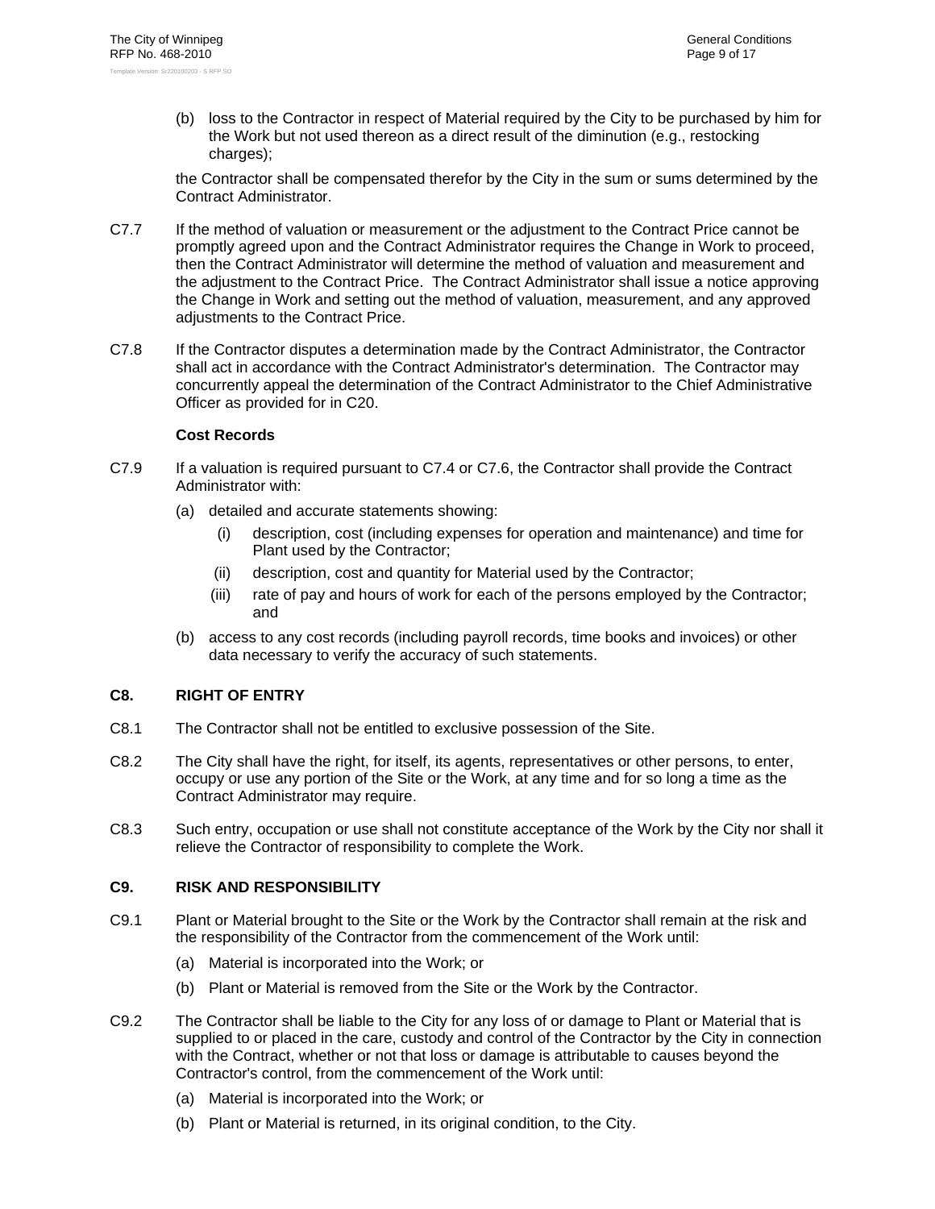(b) loss to the Contractor in respect of Material required by the City to be purchased by him for the Work but not used thereon as a direct result of the diminution (e.g., restocking charges);

the Contractor shall be compensated therefor by the City in the sum or sums determined by the Contract Administrator.

C7.7 If the method of valuation or measurement or the adjustment to the Contract Price cannot be promptly agreed upon and the Contract Administrator requires the Change in Work to proceed, then the Contract Administrator will determine the method of valuation and measurement and the adjustment to the Contract Price. The Contract Administrator shall issue a notice approving the Change in Work and setting out the method of valuation, measurement, and any approved adjustments to the Contract Price.

C7.8 If the Contractor disputes a determination made by the Contract Administrator, the Contractor shall act in accordance with the Contract Administrator's determination. The Contractor may concurrently appeal the determination of the Contract Administrator to the Chief Administrative Officer as provided for in C20.

**Cost Records**

C7.9 If a valuation is required pursuant to C7.4 or C7.6, the Contractor shall provide the Contract Administrator with:

(a) detailed and accurate statements showing:

   (i) description, cost (including expenses for operation and maintenance) and time for Plant used by the Contractor;

   (ii) description, cost and quantity for Material used by the Contractor;

   (iii) rate of pay and hours of work for each of the persons employed by the Contractor; and

(b) access to any cost records (including payroll records, time books and invoices) or other data necessary to verify the accuracy of such statements.

## C8. RIGHT OF ENTRY

C8.1 The Contractor shall not be entitled to exclusive possession of the Site.

C8.2 The City shall have the right, for itself, its agents, representatives or other persons, to enter, occupy or use any portion of the Site or the Work, at any time and for so long a time as the Contract Administrator may require.

C8.3 Such entry, occupation or use shall not constitute acceptance of the Work by the City nor shall it relieve the Contractor of responsibility to complete the Work.

## C9. RISK AND RESPONSIBILITY

C9.1 Plant or Material brought to the Site or the Work by the Contractor shall remain at the risk and the responsibility of the Contractor from the commencement of the Work until:

(a) Material is incorporated into the Work; or

(b) Plant or Material is removed from the Site or the Work by the Contractor.

C9.2 The Contractor shall be liable to the City for any loss of or damage to Plant or Material that is supplied to or placed in the care, custody and control of the Contractor by the City in connection with the Contract, whether or not that loss or damage is attributable to causes beyond the Contractor's control, from the commencement of the Work until:

(a) Material is incorporated into the Work; or

(b) Plant or Material is returned, in its original condition, to the City.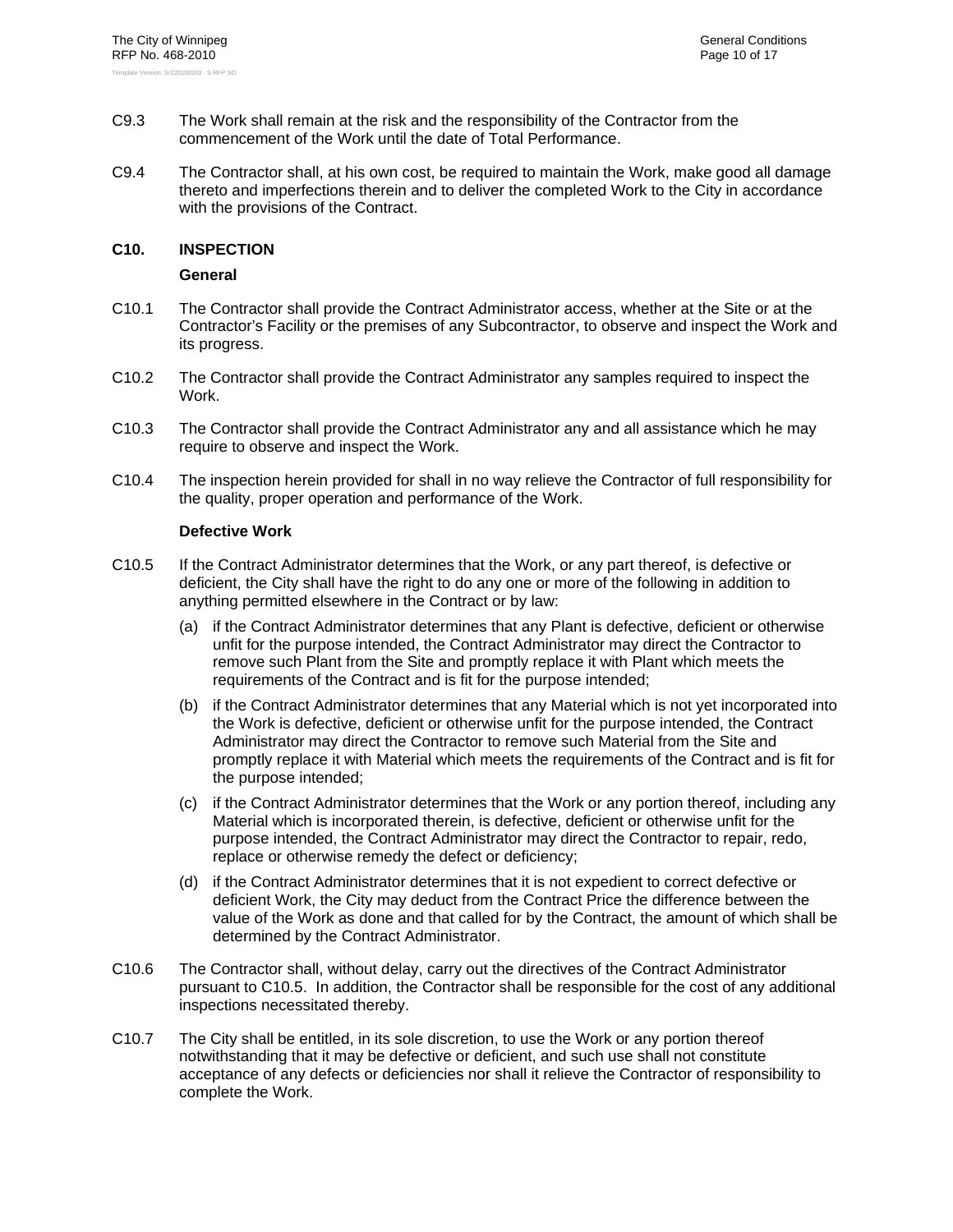C9.3 The Work shall remain at the risk and the responsibility of the Contractor from the commencement of the Work until the date of Total Performance.

C9.4 The Contractor shall, at his own cost, be required to maintain the Work, make good all damage thereto and imperfections therein and to deliver the completed Work to the City in accordance with the provisions of the Contract.

## C10. INSPECTION

### General

C10.1 The Contractor shall provide the Contract Administrator access, whether at the Site or at the Contractor's Facility or the premises of any Subcontractor, to observe and inspect the Work and its progress.

C10.2 The Contractor shall provide the Contract Administrator any samples required to inspect the Work.

C10.3 The Contractor shall provide the Contract Administrator any and all assistance which he may require to observe and inspect the Work.

C10.4 The inspection herein provided for shall in no way relieve the Contractor of full responsibility for the quality, proper operation and performance of the Work.

### Defective Work

C10.5 If the Contract Administrator determines that the Work, or any part thereof, is defective or deficient, the City shall have the right to do any one or more of the following in addition to anything permitted elsewhere in the Contract or by law:

- (a) if the Contract Administrator determines that any Plant is defective, deficient or otherwise unfit for the purpose intended, the Contract Administrator may direct the Contractor to remove such Plant from the Site and promptly replace it with Plant which meets the requirements of the Contract and is fit for the purpose intended;
- (b) if the Contract Administrator determines that any Material which is not yet incorporated into the Work is defective, deficient or otherwise unfit for the purpose intended, the Contract Administrator may direct the Contractor to remove such Material from the Site and promptly replace it with Material which meets the requirements of the Contract and is fit for the purpose intended;
- (c) if the Contract Administrator determines that the Work or any portion thereof, including any Material which is incorporated therein, is defective, deficient or otherwise unfit for the purpose intended, the Contract Administrator may direct the Contractor to repair, redo, replace or otherwise remedy the defect or deficiency;
- (d) if the Contract Administrator determines that it is not expedient to correct defective or deficient Work, the City may deduct from the Contract Price the difference between the value of the Work as done and that called for by the Contract, the amount of which shall be determined by the Contract Administrator.

C10.6 The Contractor shall, without delay, carry out the directives of the Contract Administrator pursuant to C10.5. In addition, the Contractor shall be responsible for the cost of any additional inspections necessitated thereby.

C10.7 The City shall be entitled, in its sole discretion, to use the Work or any portion thereof notwithstanding that it may be defective or deficient, and such use shall not constitute acceptance of any defects or deficiencies nor shall it relieve the Contractor of responsibility to complete the Work.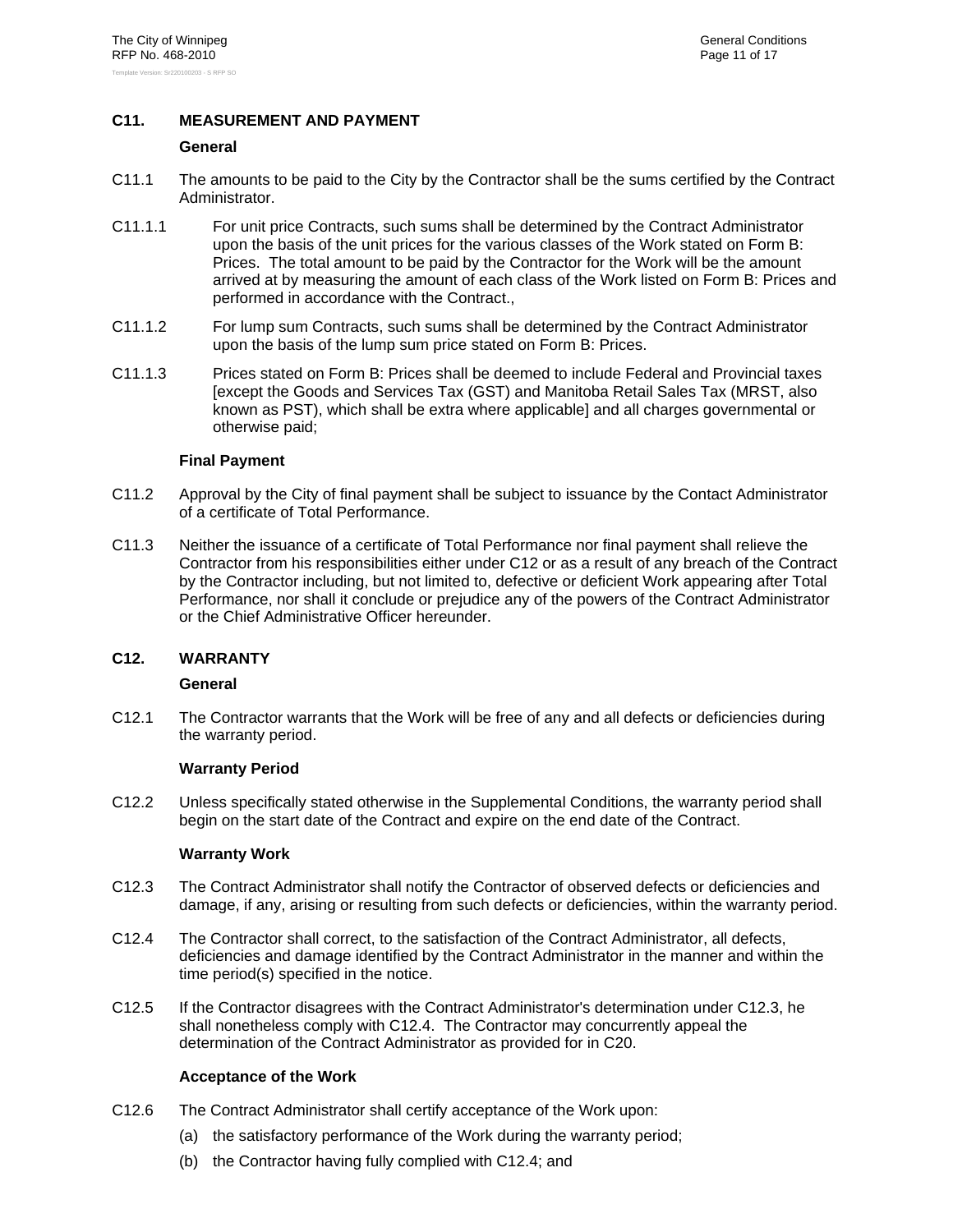## C11. MEASUREMENT AND PAYMENT

### General

C11.1 The amounts to be paid to the City by the Contractor shall be the sums certified by the Contract Administrator.

C11.1.1 For unit price Contracts, such sums shall be determined by the Contract Administrator upon the basis of the unit prices for the various classes of the Work stated on Form B: Prices. The total amount to be paid by the Contractor for the Work will be the amount arrived at by measuring the amount of each class of the Work listed on Form B: Prices and performed in accordance with the Contract.,

C11.1.2 For lump sum Contracts, such sums shall be determined by the Contract Administrator upon the basis of the lump sum price stated on Form B: Prices.

C11.1.3 Prices stated on Form B: Prices shall be deemed to include Federal and Provincial taxes [except the Goods and Services Tax (GST) and Manitoba Retail Sales Tax (MRST, also known as PST), which shall be extra where applicable] and all charges governmental or otherwise paid;

### Final Payment

C11.2 Approval by the City of final payment shall be subject to issuance by the Contact Administrator of a certificate of Total Performance.

C11.3 Neither the issuance of a certificate of Total Performance nor final payment shall relieve the Contractor from his responsibilities either under C12 or as a result of any breach of the Contract by the Contractor including, but not limited to, defective or deficient Work appearing after Total Performance, nor shall it conclude or prejudice any of the powers of the Contract Administrator or the Chief Administrative Officer hereunder.

## C12. WARRANTY

### General

C12.1 The Contractor warrants that the Work will be free of any and all defects or deficiencies during the warranty period.

### Warranty Period

C12.2 Unless specifically stated otherwise in the Supplemental Conditions, the warranty period shall begin on the start date of the Contract and expire on the end date of the Contract.

### Warranty Work

C12.3 The Contract Administrator shall notify the Contractor of observed defects or deficiencies and damage, if any, arising or resulting from such defects or deficiencies, within the warranty period.

C12.4 The Contractor shall correct, to the satisfaction of the Contract Administrator, all defects, deficiencies and damage identified by the Contract Administrator in the manner and within the time period(s) specified in the notice.

C12.5 If the Contractor disagrees with the Contract Administrator's determination under C12.3, he shall nonetheless comply with C12.4. The Contractor may concurrently appeal the determination of the Contract Administrator as provided for in C20.

### Acceptance of the Work

C12.6 The Contract Administrator shall certify acceptance of the Work upon:

(a) the satisfactory performance of the Work during the warranty period;

(b) the Contractor having fully complied with C12.4; and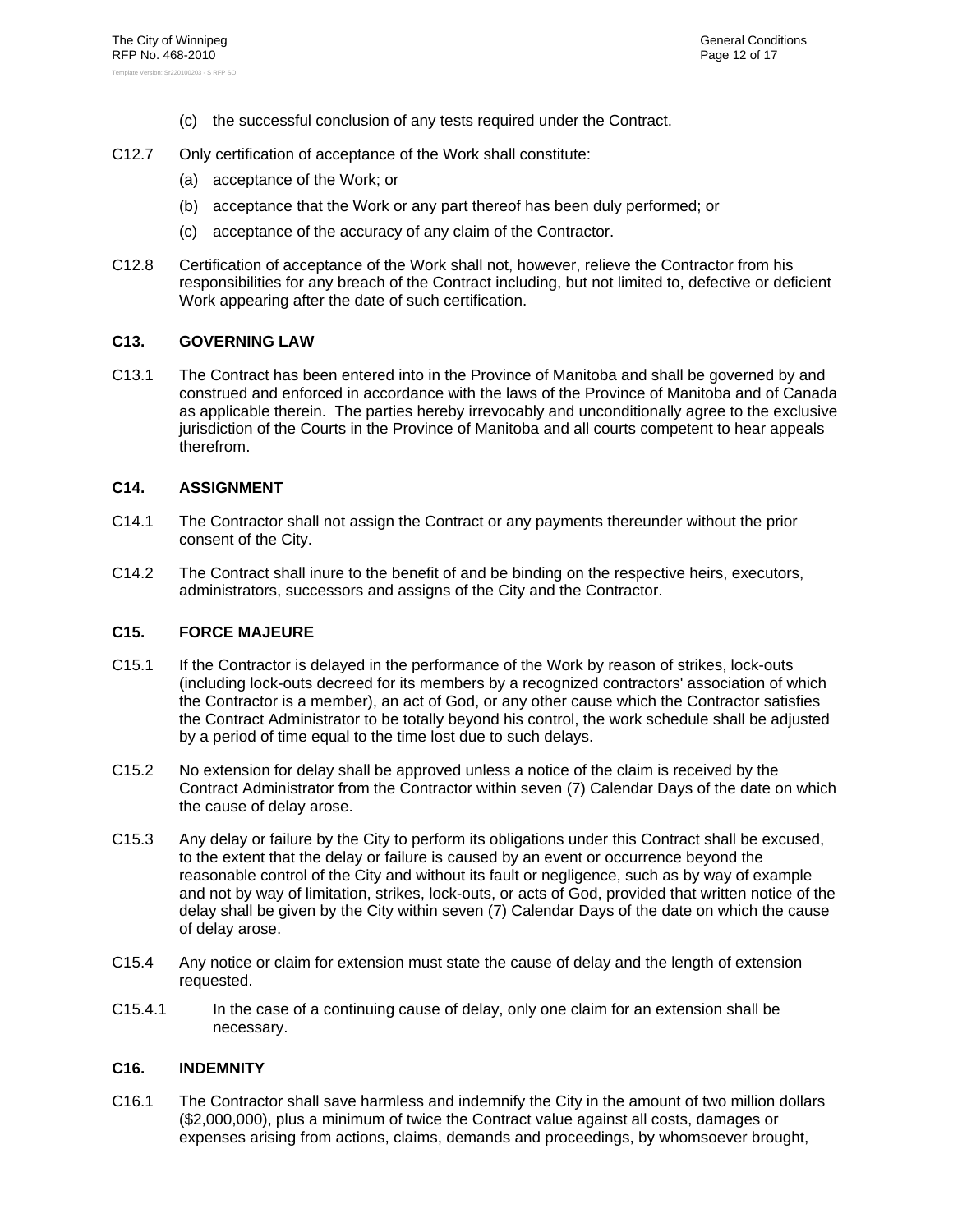(c) the successful conclusion of any tests required under the Contract.

C12.7 Only certification of acceptance of the Work shall constitute:

(a) acceptance of the Work; or

(b) acceptance that the Work or any part thereof has been duly performed; or

(c) acceptance of the accuracy of any claim of the Contractor.

C12.8 Certification of acceptance of the Work shall not, however, relieve the Contractor from his responsibilities for any breach of the Contract including, but not limited to, defective or deficient Work appearing after the date of such certification.

### C13. GOVERNING LAW

C13.1 The Contract has been entered into in the Province of Manitoba and shall be governed by and construed and enforced in accordance with the laws of the Province of Manitoba and of Canada as applicable therein. The parties hereby irrevocably and unconditionally agree to the exclusive jurisdiction of the Courts in the Province of Manitoba and all courts competent to hear appeals therefrom.

### C14. ASSIGNMENT

C14.1 The Contractor shall not assign the Contract or any payments thereunder without the prior consent of the City.

C14.2 The Contract shall inure to the benefit of and be binding on the respective heirs, executors, administrators, successors and assigns of the City and the Contractor.

### C15. FORCE MAJEURE

C15.1 If the Contractor is delayed in the performance of the Work by reason of strikes, lock-outs (including lock-outs decreed for its members by a recognized contractors' association of which the Contractor is a member), an act of God, or any other cause which the Contractor satisfies the Contract Administrator to be totally beyond his control, the work schedule shall be adjusted by a period of time equal to the time lost due to such delays.

C15.2 No extension for delay shall be approved unless a notice of the claim is received by the Contract Administrator from the Contractor within seven (7) Calendar Days of the date on which the cause of delay arose.

C15.3 Any delay or failure by the City to perform its obligations under this Contract shall be excused, to the extent that the delay or failure is caused by an event or occurrence beyond the reasonable control of the City and without its fault or negligence, such as by way of example and not by way of limitation, strikes, lock-outs, or acts of God, provided that written notice of the delay shall be given by the City within seven (7) Calendar Days of the date on which the cause of delay arose.

C15.4 Any notice or claim for extension must state the cause of delay and the length of extension requested.

C15.4.1 In the case of a continuing cause of delay, only one claim for an extension shall be necessary.

### C16. INDEMNITY

C16.1 The Contractor shall save harmless and indemnify the City in the amount of two million dollars ($2,000,000), plus a minimum of twice the Contract value against all costs, damages or expenses arising from actions, claims, demands and proceedings, by whomsoever brought,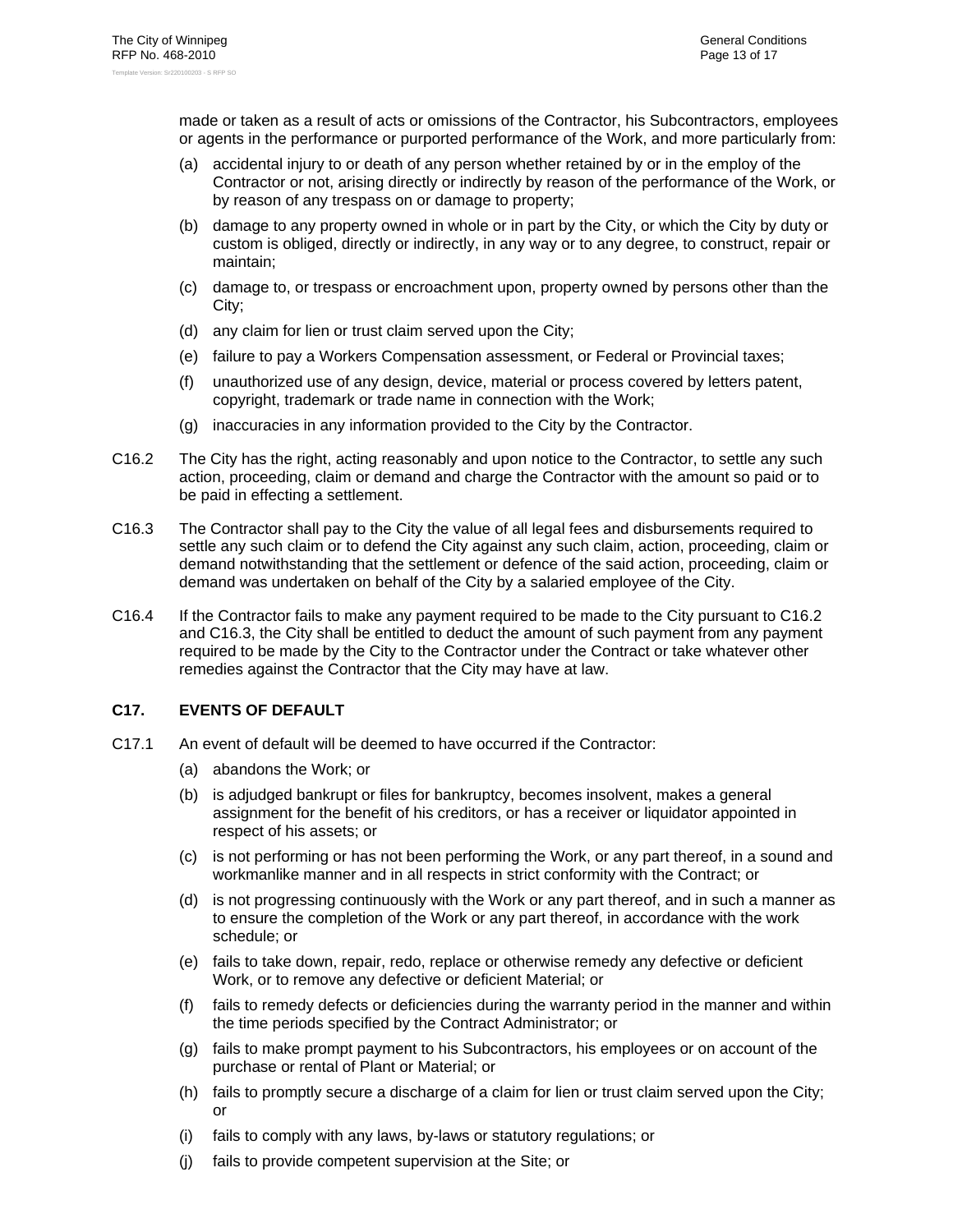made or taken as a result of acts or omissions of the Contractor, his Subcontractors, employees or agents in the performance or purported performance of the Work, and more particularly from:

(a) accidental injury to or death of any person whether retained by or in the employ of the Contractor or not, arising directly or indirectly by reason of the performance of the Work, or by reason of any trespass on or damage to property;

(b) damage to any property owned in whole or in part by the City, or which the City by duty or custom is obliged, directly or indirectly, in any way or to any degree, to construct, repair or maintain;

(c) damage to, or trespass or encroachment upon, property owned by persons other than the City;

(d) any claim for lien or trust claim served upon the City;

(e) failure to pay a Workers Compensation assessment, or Federal or Provincial taxes;

(f) unauthorized use of any design, device, material or process covered by letters patent, copyright, trademark or trade name in connection with the Work;

(g) inaccuracies in any information provided to the City by the Contractor.

C16.2 The City has the right, acting reasonably and upon notice to the Contractor, to settle any such action, proceeding, claim or demand and charge the Contractor with the amount so paid or to be paid in effecting a settlement.

C16.3 The Contractor shall pay to the City the value of all legal fees and disbursements required to settle any such claim or to defend the City against any such claim, action, proceeding, claim or demand notwithstanding that the settlement or defence of the said action, proceeding, claim or demand was undertaken on behalf of the City by a salaried employee of the City.

C16.4 If the Contractor fails to make any payment required to be made to the City pursuant to C16.2 and C16.3, the City shall be entitled to deduct the amount of such payment from any payment required to be made by the City to the Contractor under the Contract or take whatever other remedies against the Contractor that the City may have at law.

## C17. EVENTS OF DEFAULT

C17.1 An event of default will be deemed to have occurred if the Contractor:

(a) abandons the Work; or

(b) is adjudged bankrupt or files for bankruptcy, becomes insolvent, makes a general assignment for the benefit of his creditors, or has a receiver or liquidator appointed in respect of his assets; or

(c) is not performing or has not been performing the Work, or any part thereof, in a sound and workmanlike manner and in all respects in strict conformity with the Contract; or

(d) is not progressing continuously with the Work or any part thereof, and in such a manner as to ensure the completion of the Work or any part thereof, in accordance with the work schedule; or

(e) fails to take down, repair, redo, replace or otherwise remedy any defective or deficient Work, or to remove any defective or deficient Material; or

(f) fails to remedy defects or deficiencies during the warranty period in the manner and within the time periods specified by the Contract Administrator; or

(g) fails to make prompt payment to his Subcontractors, his employees or on account of the purchase or rental of Plant or Material; or

(h) fails to promptly secure a discharge of a claim for lien or trust claim served upon the City; or

(i) fails to comply with any laws, by-laws or statutory regulations; or

(j) fails to provide competent supervision at the Site; or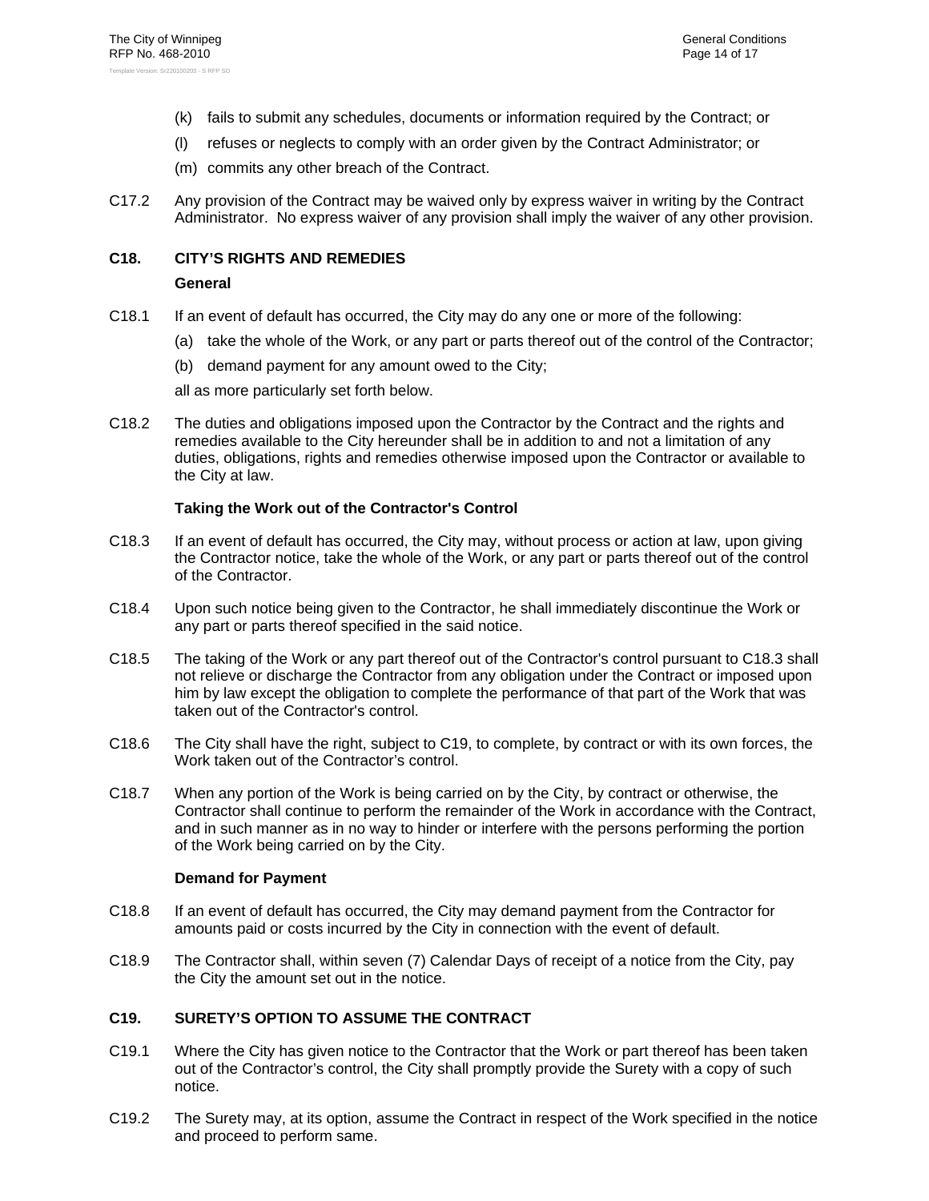(k) fails to submit any schedules, documents or information required by the Contract; or

(l) refuses or neglects to comply with an order given by the Contract Administrator; or

(m) commits any other breach of the Contract.

C17.2 Any provision of the Contract may be waived only by express waiver in writing by the Contract Administrator. No express waiver of any provision shall imply the waiver of any other provision.

## C18. CITY'S RIGHTS AND REMEDIES

**General**

C18.1 If an event of default has occurred, the City may do any one or more of the following:

(a) take the whole of the Work, or any part or parts thereof out of the control of the Contractor;

(b) demand payment for any amount owed to the City;

all as more particularly set forth below.

C18.2 The duties and obligations imposed upon the Contractor by the Contract and the rights and remedies available to the City hereunder shall be in addition to and not a limitation of any duties, obligations, rights and remedies otherwise imposed upon the Contractor or available to the City at law.

**Taking the Work out of the Contractor's Control**

C18.3 If an event of default has occurred, the City may, without process or action at law, upon giving the Contractor notice, take the whole of the Work, or any part or parts thereof out of the control of the Contractor.

C18.4 Upon such notice being given to the Contractor, he shall immediately discontinue the Work or any part or parts thereof specified in the said notice.

C18.5 The taking of the Work or any part thereof out of the Contractor's control pursuant to C18.3 shall not relieve or discharge the Contractor from any obligation under the Contract or imposed upon him by law except the obligation to complete the performance of that part of the Work that was taken out of the Contractor's control.

C18.6 The City shall have the right, subject to C19, to complete, by contract or with its own forces, the Work taken out of the Contractor's control.

C18.7 When any portion of the Work is being carried on by the City, by contract or otherwise, the Contractor shall continue to perform the remainder of the Work in accordance with the Contract, and in such manner as in no way to hinder or interfere with the persons performing the portion of the Work being carried on by the City.

**Demand for Payment**

C18.8 If an event of default has occurred, the City may demand payment from the Contractor for amounts paid or costs incurred by the City in connection with the event of default.

C18.9 The Contractor shall, within seven (7) Calendar Days of receipt of a notice from the City, pay the City the amount set out in the notice.

## C19. SURETY'S OPTION TO ASSUME THE CONTRACT

C19.1 Where the City has given notice to the Contractor that the Work or part thereof has been taken out of the Contractor's control, the City shall promptly provide the Surety with a copy of such notice.

C19.2 The Surety may, at its option, assume the Contract in respect of the Work specified in the notice and proceed to perform same.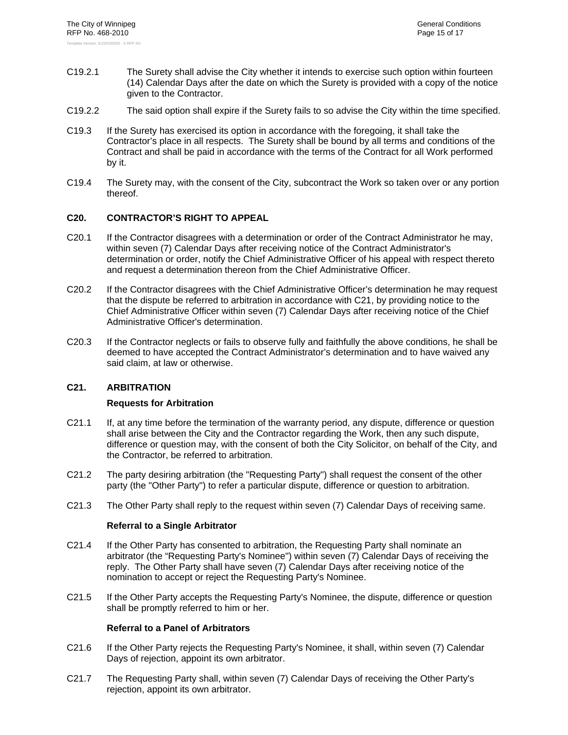C19.2.1 The Surety shall advise the City whether it intends to exercise such option within fourteen (14) Calendar Days after the date on which the Surety is provided with a copy of the notice given to the Contractor.

C19.2.2 The said option shall expire if the Surety fails to so advise the City within the time specified.

C19.3 If the Surety has exercised its option in accordance with the foregoing, it shall take the Contractor's place in all respects. The Surety shall be bound by all terms and conditions of the Contract and shall be paid in accordance with the terms of the Contract for all Work performed by it.

C19.4 The Surety may, with the consent of the City, subcontract the Work so taken over or any portion thereof.

## C20. CONTRACTOR'S RIGHT TO APPEAL

C20.1 If the Contractor disagrees with a determination or order of the Contract Administrator he may, within seven (7) Calendar Days after receiving notice of the Contract Administrator's determination or order, notify the Chief Administrative Officer of his appeal with respect thereto and request a determination thereon from the Chief Administrative Officer.

C20.2 If the Contractor disagrees with the Chief Administrative Officer's determination he may request that the dispute be referred to arbitration in accordance with C21, by providing notice to the Chief Administrative Officer within seven (7) Calendar Days after receiving notice of the Chief Administrative Officer's determination.

C20.3 If the Contractor neglects or fails to observe fully and faithfully the above conditions, he shall be deemed to have accepted the Contract Administrator's determination and to have waived any said claim, at law or otherwise.

## C21. ARBITRATION

### Requests for Arbitration

C21.1 If, at any time before the termination of the warranty period, any dispute, difference or question shall arise between the City and the Contractor regarding the Work, then any such dispute, difference or question may, with the consent of both the City Solicitor, on behalf of the City, and the Contractor, be referred to arbitration.

C21.2 The party desiring arbitration (the "Requesting Party") shall request the consent of the other party (the "Other Party") to refer a particular dispute, difference or question to arbitration.

C21.3 The Other Party shall reply to the request within seven (7) Calendar Days of receiving same.

### Referral to a Single Arbitrator

C21.4 If the Other Party has consented to arbitration, the Requesting Party shall nominate an arbitrator (the "Requesting Party's Nominee") within seven (7) Calendar Days of receiving the reply. The Other Party shall have seven (7) Calendar Days after receiving notice of the nomination to accept or reject the Requesting Party's Nominee.

C21.5 If the Other Party accepts the Requesting Party's Nominee, the dispute, difference or question shall be promptly referred to him or her.

### Referral to a Panel of Arbitrators

C21.6 If the Other Party rejects the Requesting Party's Nominee, it shall, within seven (7) Calendar Days of rejection, appoint its own arbitrator.

C21.7 The Requesting Party shall, within seven (7) Calendar Days of receiving the Other Party's rejection, appoint its own arbitrator.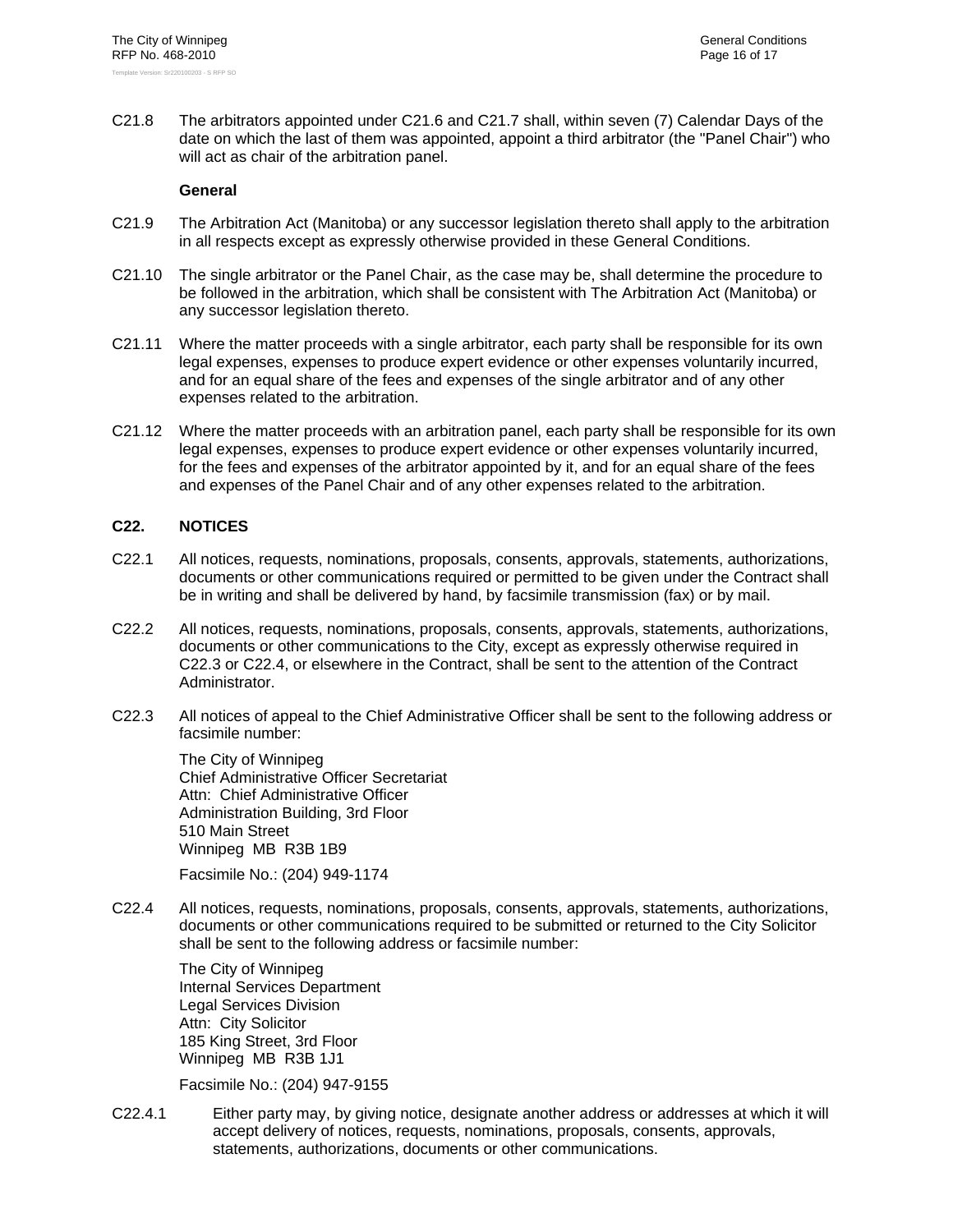C21.8 The arbitrators appointed under C21.6 and C21.7 shall, within seven (7) Calendar Days of the date on which the last of them was appointed, appoint a third arbitrator (the "Panel Chair") who will act as chair of the arbitration panel.

**General**

C21.9 The Arbitration Act (Manitoba) or any successor legislation thereto shall apply to the arbitration in all respects except as expressly otherwise provided in these General Conditions.

C21.10 The single arbitrator or the Panel Chair, as the case may be, shall determine the procedure to be followed in the arbitration, which shall be consistent with The Arbitration Act (Manitoba) or any successor legislation thereto.

C21.11 Where the matter proceeds with a single arbitrator, each party shall be responsible for its own legal expenses, expenses to produce expert evidence or other expenses voluntarily incurred, and for an equal share of the fees and expenses of the single arbitrator and of any other expenses related to the arbitration.

C21.12 Where the matter proceeds with an arbitration panel, each party shall be responsible for its own legal expenses, expenses to produce expert evidence or other expenses voluntarily incurred, for the fees and expenses of the arbitrator appointed by it, and for an equal share of the fees and expenses of the Panel Chair and of any other expenses related to the arbitration.

## C22. NOTICES

C22.1 All notices, requests, nominations, proposals, consents, approvals, statements, authorizations, documents or other communications required or permitted to be given under the Contract shall be in writing and shall be delivered by hand, by facsimile transmission (fax) or by mail.

C22.2 All notices, requests, nominations, proposals, consents, approvals, statements, authorizations, documents or other communications to the City, except as expressly otherwise required in C22.3 or C22.4, or elsewhere in the Contract, shall be sent to the attention of the Contract Administrator.

C22.3 All notices of appeal to the Chief Administrative Officer shall be sent to the following address or facsimile number:

The City of Winnipeg
Chief Administrative Officer Secretariat
Attn: Chief Administrative Officer
Administration Building, 3rd Floor
510 Main Street
Winnipeg MB R3B 1B9

Facsimile No.: (204) 949-1174

C22.4 All notices, requests, nominations, proposals, consents, approvals, statements, authorizations, documents or other communications required to be submitted or returned to the City Solicitor shall be sent to the following address or facsimile number:

The City of Winnipeg
Internal Services Department
Legal Services Division
Attn: City Solicitor
185 King Street, 3rd Floor
Winnipeg MB R3B 1J1

Facsimile No.: (204) 947-9155

C22.4.1 Either party may, by giving notice, designate another address or addresses at which it will accept delivery of notices, requests, nominations, proposals, consents, approvals, statements, authorizations, documents or other communications.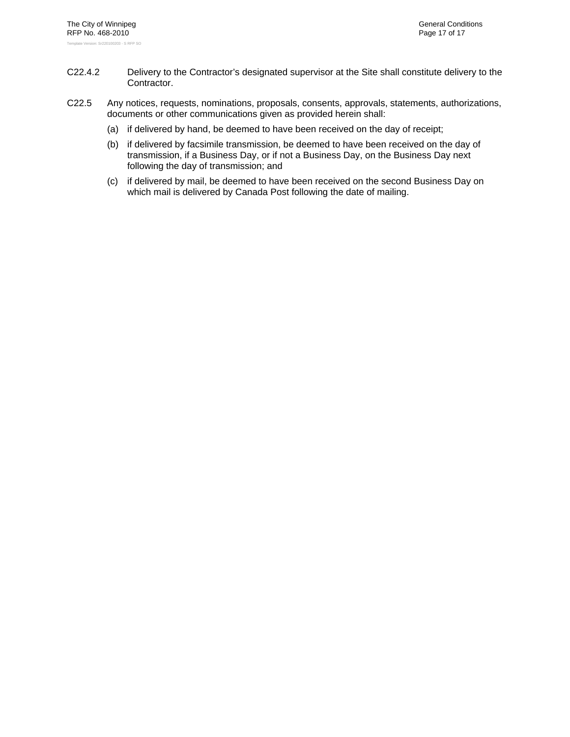C22.4.2 Delivery to the Contractor's designated supervisor at the Site shall constitute delivery to the Contractor.

C22.5 Any notices, requests, nominations, proposals, consents, approvals, statements, authorizations, documents or other communications given as provided herein shall:

(a) if delivered by hand, be deemed to have been received on the day of receipt;

(b) if delivered by facsimile transmission, be deemed to have been received on the day of transmission, if a Business Day, or if not a Business Day, on the Business Day next following the day of transmission; and

(c) if delivered by mail, be deemed to have been received on the second Business Day on which mail is delivered by Canada Post following the date of mailing.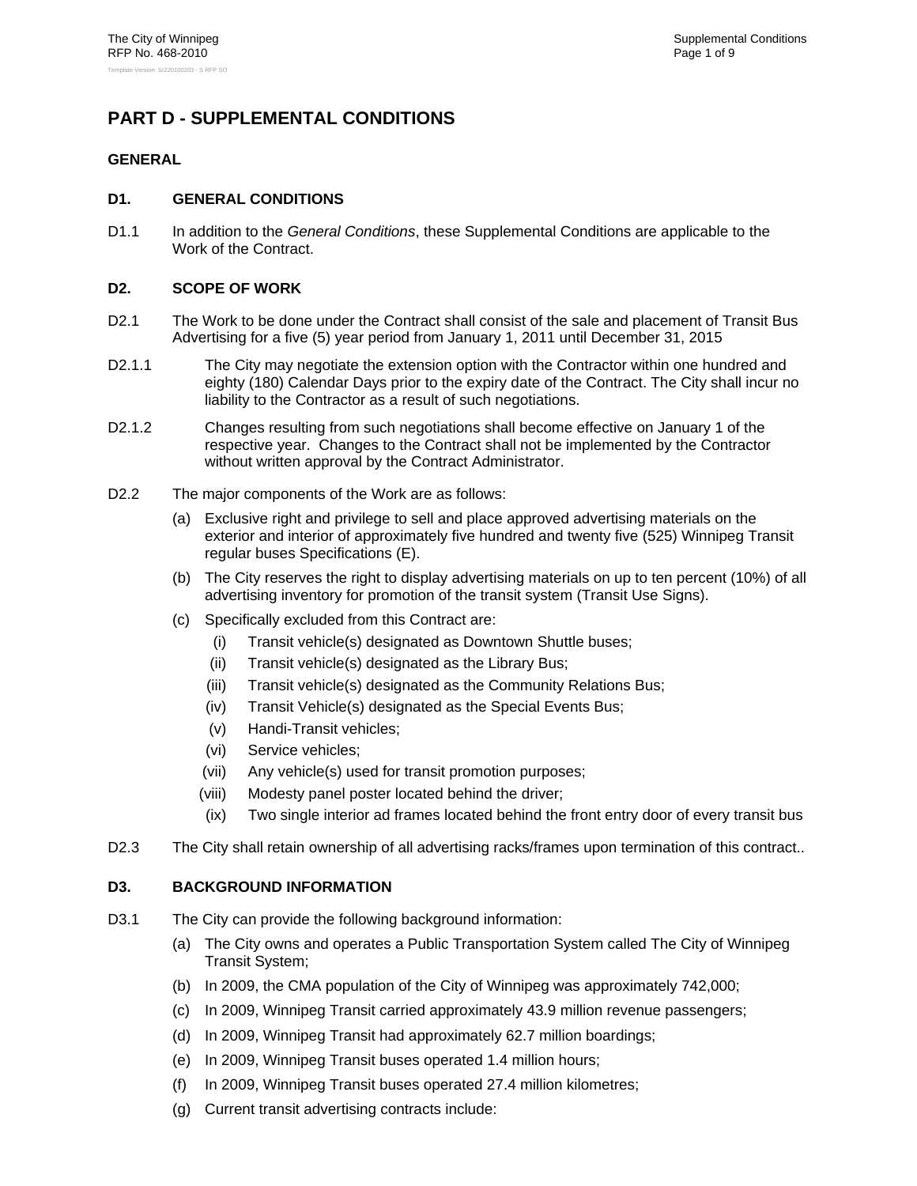# PART D - SUPPLEMENTAL CONDITIONS

## GENERAL

### D1. GENERAL CONDITIONS

D1.1 In addition to the *General Conditions*, these Supplemental Conditions are applicable to the Work of the Contract.

### D2. SCOPE OF WORK

D2.1 The Work to be done under the Contract shall consist of the sale and placement of Transit Bus Advertising for a five (5) year period from January 1, 2011 until December 31, 2015

D2.1.1 The City may negotiate the extension option with the Contractor within one hundred and eighty (180) Calendar Days prior to the expiry date of the Contract. The City shall incur no liability to the Contractor as a result of such negotiations.

D2.1.2 Changes resulting from such negotiations shall become effective on January 1 of the respective year. Changes to the Contract shall not be implemented by the Contractor without written approval by the Contract Administrator.

D2.2 The major components of the Work are as follows:

(a) Exclusive right and privilege to sell and place approved advertising materials on the exterior and interior of approximately five hundred and twenty five (525) Winnipeg Transit regular buses Specifications (E).

(b) The City reserves the right to display advertising materials on up to ten percent (10%) of all advertising inventory for promotion of the transit system (Transit Use Signs).

(c) Specifically excluded from this Contract are:

(i) Transit vehicle(s) designated as Downtown Shuttle buses;

(ii) Transit vehicle(s) designated as the Library Bus;

(iii) Transit vehicle(s) designated as the Community Relations Bus;

(iv) Transit Vehicle(s) designated as the Special Events Bus;

(v) Handi-Transit vehicles;

(vi) Service vehicles;

(vii) Any vehicle(s) used for transit promotion purposes;

(viii) Modesty panel poster located behind the driver;

(ix) Two single interior ad frames located behind the front entry door of every transit bus

D2.3 The City shall retain ownership of all advertising racks/frames upon termination of this contract..

### D3. BACKGROUND INFORMATION

D3.1 The City can provide the following background information:

(a) The City owns and operates a Public Transportation System called The City of Winnipeg Transit System;

(b) In 2009, the CMA population of the City of Winnipeg was approximately 742,000;

(c) In 2009, Winnipeg Transit carried approximately 43.9 million revenue passengers;

(d) In 2009, Winnipeg Transit had approximately 62.7 million boardings;

(e) In 2009, Winnipeg Transit buses operated 1.4 million hours;

(f) In 2009, Winnipeg Transit buses operated 27.4 million kilometres;

(g) Current transit advertising contracts include: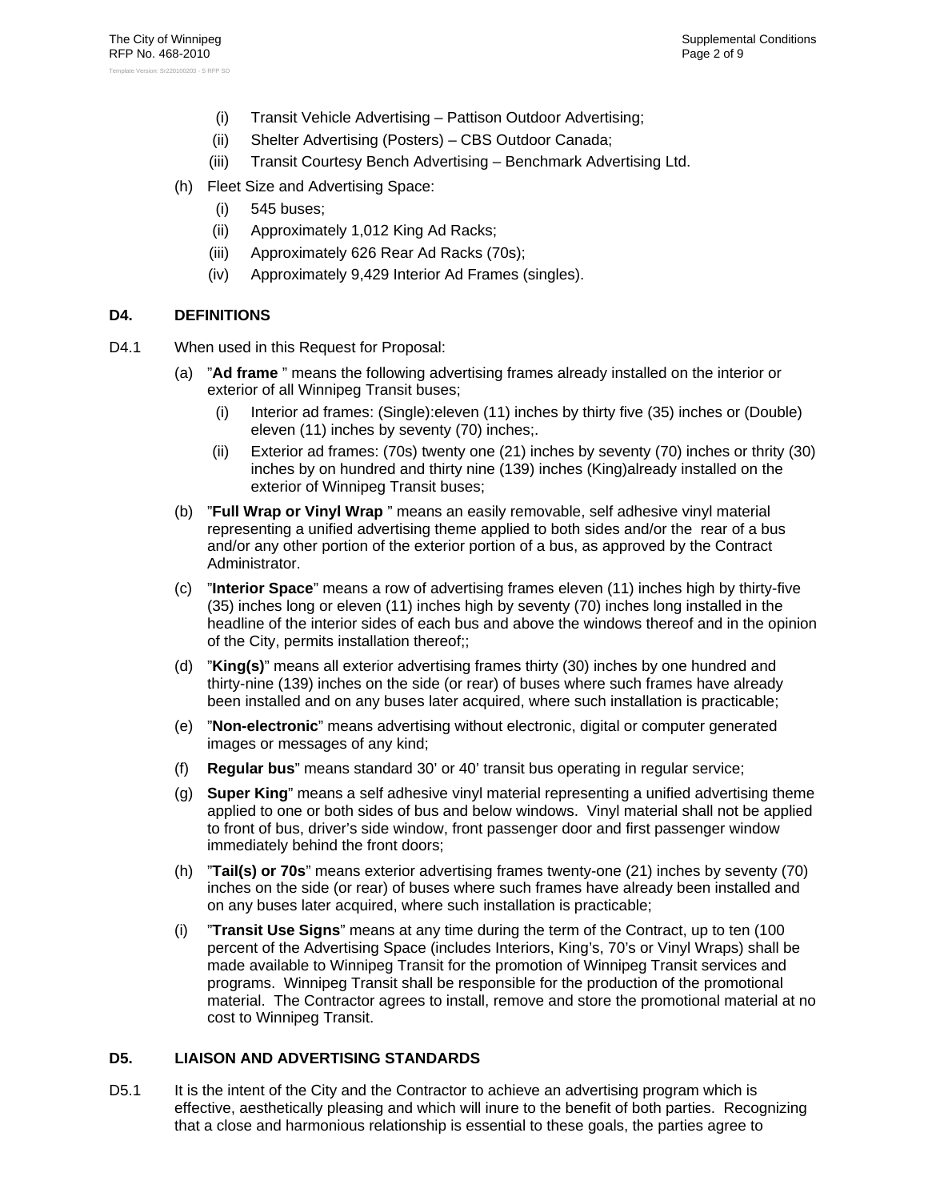(i) Transit Vehicle Advertising – Pattison Outdoor Advertising;

(ii) Shelter Advertising (Posters) – CBS Outdoor Canada;

(iii) Transit Courtesy Bench Advertising – Benchmark Advertising Ltd.

(h) Fleet Size and Advertising Space:

(i) 545 buses;

(ii) Approximately 1,012 King Ad Racks;

(iii) Approximately 626 Rear Ad Racks (70s);

(iv) Approximately 9,429 Interior Ad Frames (singles).

## D4. DEFINITIONS

D4.1 When used in this Request for Proposal:

(a) "**Ad frame** " means the following advertising frames already installed on the interior or exterior of all Winnipeg Transit buses;

(i) Interior ad frames: (Single):eleven (11) inches by thirty five (35) inches or (Double) eleven (11) inches by seventy (70) inches;.

(ii) Exterior ad frames: (70s) twenty one (21) inches by seventy (70) inches or thrity (30) inches by on hundred and thirty nine (139) inches (King)already installed on the exterior of Winnipeg Transit buses;

(b) "**Full Wrap or Vinyl Wrap** " means an easily removable, self adhesive vinyl material representing a unified advertising theme applied to both sides and/or the rear of a bus and/or any other portion of the exterior portion of a bus, as approved by the Contract Administrator.

(c) "**Interior Space**" means a row of advertising frames eleven (11) inches high by thirty-five (35) inches long or eleven (11) inches high by seventy (70) inches long installed in the headline of the interior sides of each bus and above the windows thereof and in the opinion of the City, permits installation thereof;;

(d) "**King(s)**" means all exterior advertising frames thirty (30) inches by one hundred and thirty-nine (139) inches on the side (or rear) of buses where such frames have already been installed and on any buses later acquired, where such installation is practicable;

(e) "**Non-electronic**" means advertising without electronic, digital or computer generated images or messages of any kind;

(f) **Regular bus**" means standard 30' or 40' transit bus operating in regular service;

(g) **Super King**" means a self adhesive vinyl material representing a unified advertising theme applied to one or both sides of bus and below windows. Vinyl material shall not be applied to front of bus, driver's side window, front passenger door and first passenger window immediately behind the front doors;

(h) "**Tail(s) or 70s**" means exterior advertising frames twenty-one (21) inches by seventy (70) inches on the side (or rear) of buses where such frames have already been installed and on any buses later acquired, where such installation is practicable;

(i) "**Transit Use Signs**" means at any time during the term of the Contract, up to ten (100 percent of the Advertising Space (includes Interiors, King's, 70's or Vinyl Wraps) shall be made available to Winnipeg Transit for the promotion of Winnipeg Transit services and programs. Winnipeg Transit shall be responsible for the production of the promotional material. The Contractor agrees to install, remove and store the promotional material at no cost to Winnipeg Transit.

## D5. LIAISON AND ADVERTISING STANDARDS

D5.1 It is the intent of the City and the Contractor to achieve an advertising program which is effective, aesthetically pleasing and which will inure to the benefit of both parties. Recognizing that a close and harmonious relationship is essential to these goals, the parties agree to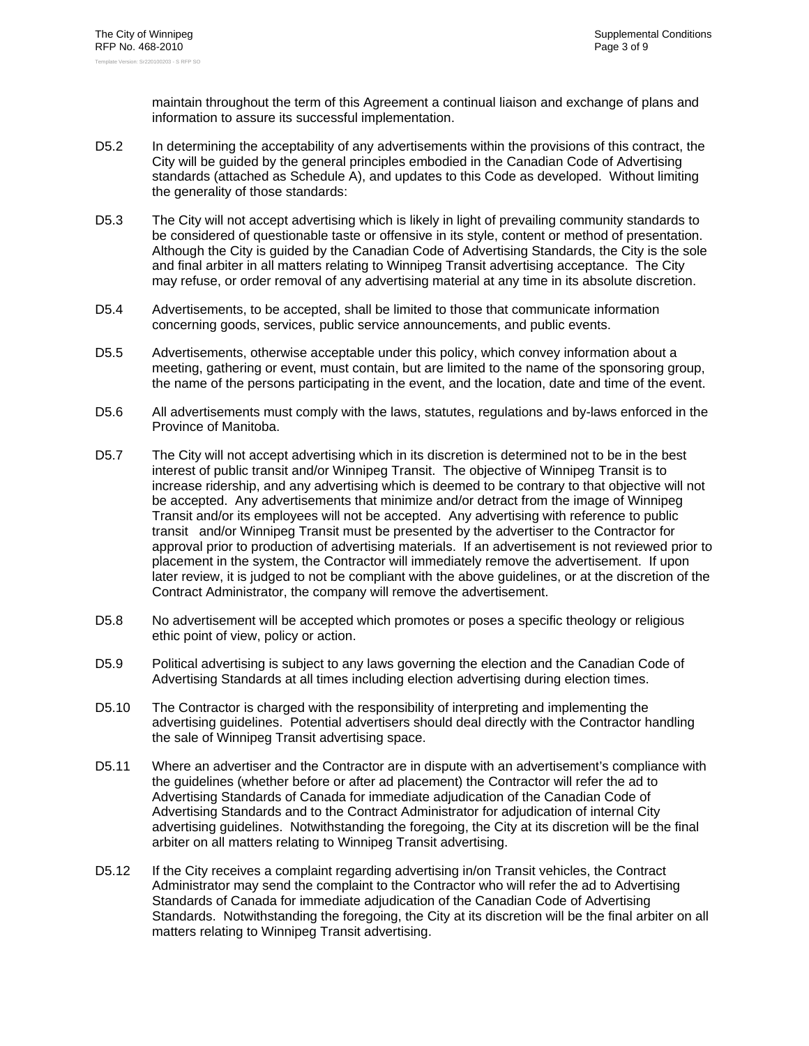maintain throughout the term of this Agreement a continual liaison and exchange of plans and information to assure its successful implementation.

D5.2 In determining the acceptability of any advertisements within the provisions of this contract, the City will be guided by the general principles embodied in the Canadian Code of Advertising standards (attached as Schedule A), and updates to this Code as developed. Without limiting the generality of those standards:

D5.3 The City will not accept advertising which is likely in light of prevailing community standards to be considered of questionable taste or offensive in its style, content or method of presentation. Although the City is guided by the Canadian Code of Advertising Standards, the City is the sole and final arbiter in all matters relating to Winnipeg Transit advertising acceptance. The City may refuse, or order removal of any advertising material at any time in its absolute discretion.

D5.4 Advertisements, to be accepted, shall be limited to those that communicate information concerning goods, services, public service announcements, and public events.

D5.5 Advertisements, otherwise acceptable under this policy, which convey information about a meeting, gathering or event, must contain, but are limited to the name of the sponsoring group, the name of the persons participating in the event, and the location, date and time of the event.

D5.6 All advertisements must comply with the laws, statutes, regulations and by-laws enforced in the Province of Manitoba.

D5.7 The City will not accept advertising which in its discretion is determined not to be in the best interest of public transit and/or Winnipeg Transit. The objective of Winnipeg Transit is to increase ridership, and any advertising which is deemed to be contrary to that objective will not be accepted. Any advertisements that minimize and/or detract from the image of Winnipeg Transit and/or its employees will not be accepted. Any advertising with reference to public transit and/or Winnipeg Transit must be presented by the advertiser to the Contractor for approval prior to production of advertising materials. If an advertisement is not reviewed prior to placement in the system, the Contractor will immediately remove the advertisement. If upon later review, it is judged to not be compliant with the above guidelines, or at the discretion of the Contract Administrator, the company will remove the advertisement.

D5.8 No advertisement will be accepted which promotes or poses a specific theology or religious ethic point of view, policy or action.

D5.9 Political advertising is subject to any laws governing the election and the Canadian Code of Advertising Standards at all times including election advertising during election times.

D5.10 The Contractor is charged with the responsibility of interpreting and implementing the advertising guidelines. Potential advertisers should deal directly with the Contractor handling the sale of Winnipeg Transit advertising space.

D5.11 Where an advertiser and the Contractor are in dispute with an advertisement's compliance with the guidelines (whether before or after ad placement) the Contractor will refer the ad to Advertising Standards of Canada for immediate adjudication of the Canadian Code of Advertising Standards and to the Contract Administrator for adjudication of internal City advertising guidelines. Notwithstanding the foregoing, the City at its discretion will be the final arbiter on all matters relating to Winnipeg Transit advertising.

D5.12 If the City receives a complaint regarding advertising in/on Transit vehicles, the Contract Administrator may send the complaint to the Contractor who will refer the ad to Advertising Standards of Canada for immediate adjudication of the Canadian Code of Advertising Standards. Notwithstanding the foregoing, the City at its discretion will be the final arbiter on all matters relating to Winnipeg Transit advertising.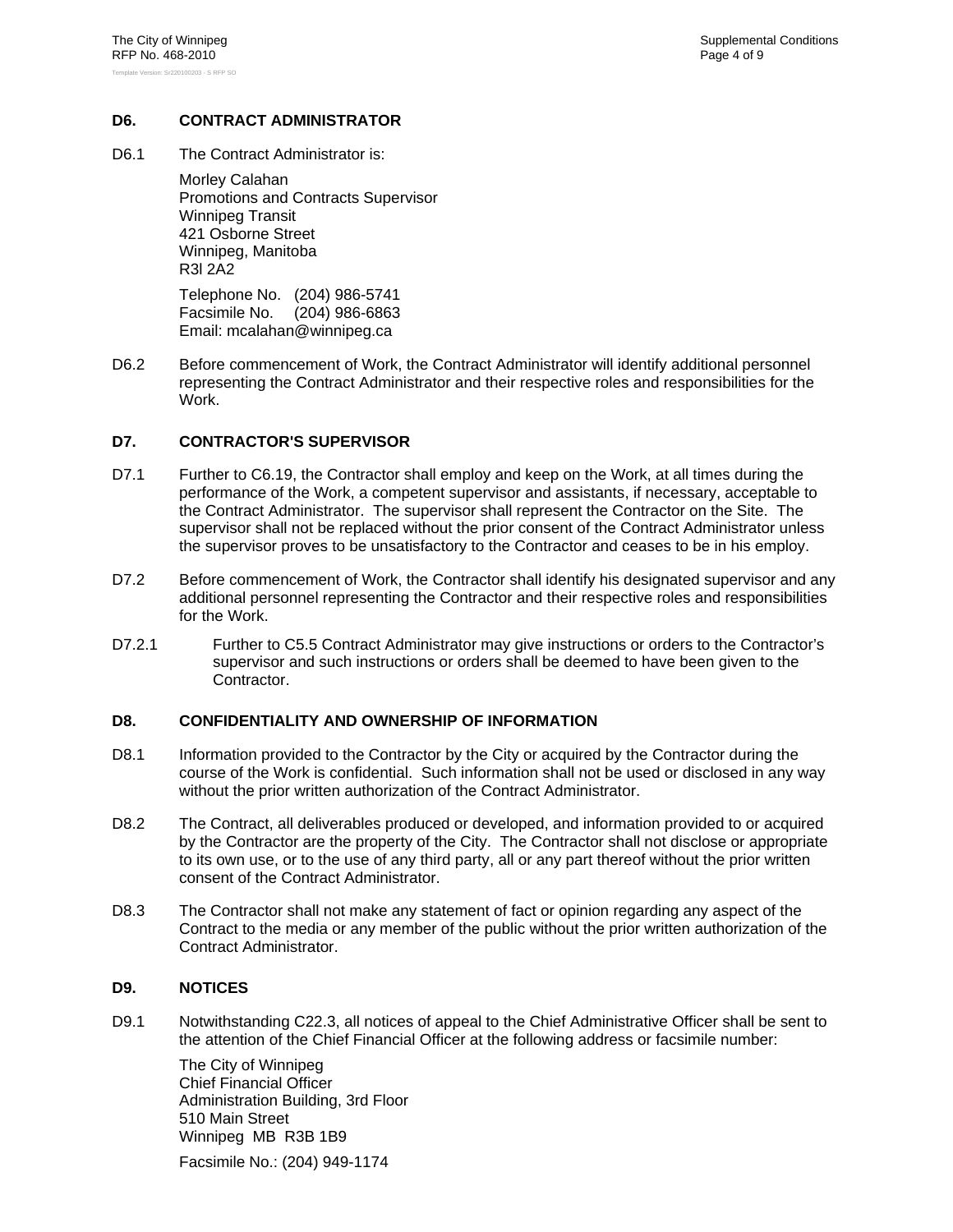## D6. CONTRACT ADMINISTRATOR

D6.1 The Contract Administrator is:

Morley Calahan
Promotions and Contracts Supervisor
Winnipeg Transit
421 Osborne Street
Winnipeg, Manitoba
R3l 2A2

Telephone No. (204) 986-5741
Facsimile No. (204) 986-6863
Email: mcalahan@winnipeg.ca

D6.2 Before commencement of Work, the Contract Administrator will identify additional personnel representing the Contract Administrator and their respective roles and responsibilities for the Work.

## D7. CONTRACTOR'S SUPERVISOR

D7.1 Further to C6.19, the Contractor shall employ and keep on the Work, at all times during the performance of the Work, a competent supervisor and assistants, if necessary, acceptable to the Contract Administrator. The supervisor shall represent the Contractor on the Site. The supervisor shall not be replaced without the prior consent of the Contract Administrator unless the supervisor proves to be unsatisfactory to the Contractor and ceases to be in his employ.

D7.2 Before commencement of Work, the Contractor shall identify his designated supervisor and any additional personnel representing the Contractor and their respective roles and responsibilities for the Work.

D7.2.1 Further to C5.5 Contract Administrator may give instructions or orders to the Contractor's supervisor and such instructions or orders shall be deemed to have been given to the Contractor.

## D8. CONFIDENTIALITY AND OWNERSHIP OF INFORMATION

D8.1 Information provided to the Contractor by the City or acquired by the Contractor during the course of the Work is confidential. Such information shall not be used or disclosed in any way without the prior written authorization of the Contract Administrator.

D8.2 The Contract, all deliverables produced or developed, and information provided to or acquired by the Contractor are the property of the City. The Contractor shall not disclose or appropriate to its own use, or to the use of any third party, all or any part thereof without the prior written consent of the Contract Administrator.

D8.3 The Contractor shall not make any statement of fact or opinion regarding any aspect of the Contract to the media or any member of the public without the prior written authorization of the Contract Administrator.

## D9. NOTICES

D9.1 Notwithstanding C22.3, all notices of appeal to the Chief Administrative Officer shall be sent to the attention of the Chief Financial Officer at the following address or facsimile number:

The City of Winnipeg
Chief Financial Officer
Administration Building, 3rd Floor
510 Main Street
Winnipeg MB R3B 1B9

Facsimile No.: (204) 949-1174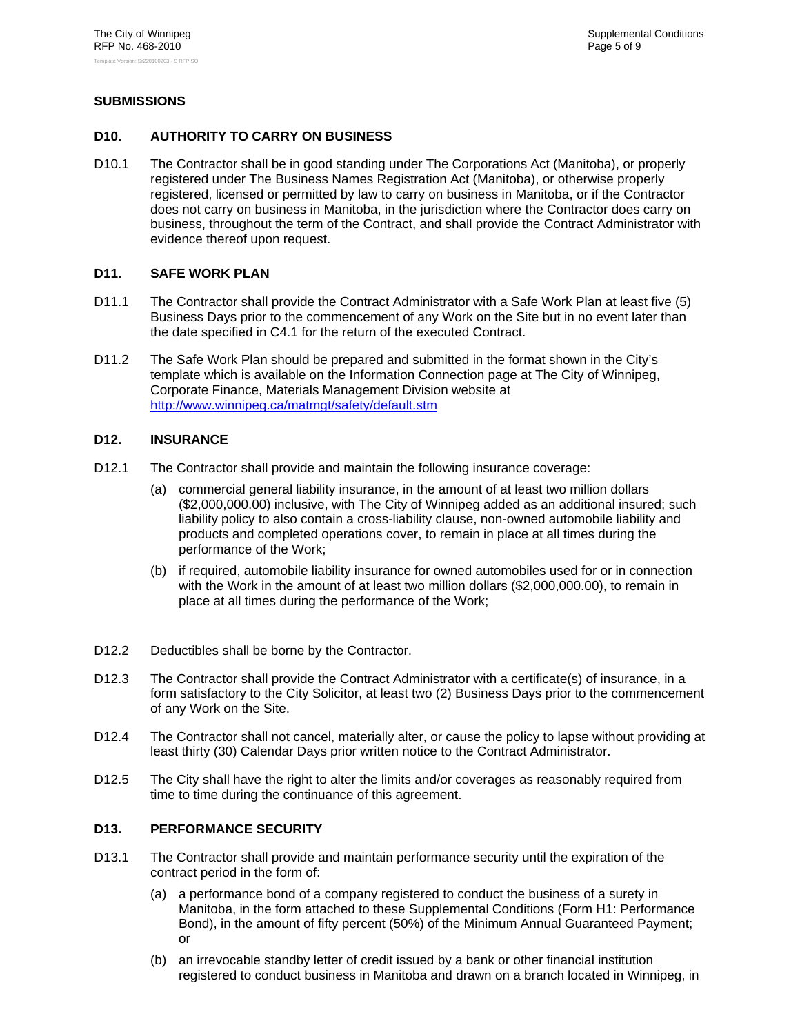## SUBMISSIONS

### D10. AUTHORITY TO CARRY ON BUSINESS

D10.1 The Contractor shall be in good standing under The Corporations Act (Manitoba), or properly registered under The Business Names Registration Act (Manitoba), or otherwise properly registered, licensed or permitted by law to carry on business in Manitoba, or if the Contractor does not carry on business in Manitoba, in the jurisdiction where the Contractor does carry on business, throughout the term of the Contract, and shall provide the Contract Administrator with evidence thereof upon request.

### D11. SAFE WORK PLAN

D11.1 The Contractor shall provide the Contract Administrator with a Safe Work Plan at least five (5) Business Days prior to the commencement of any Work on the Site but in no event later than the date specified in C4.1 for the return of the executed Contract.

D11.2 The Safe Work Plan should be prepared and submitted in the format shown in the City's template which is available on the Information Connection page at The City of Winnipeg, Corporate Finance, Materials Management Division website at http://www.winnipeg.ca/matmgt/safety/default.stm

### D12. INSURANCE

D12.1 The Contractor shall provide and maintain the following insurance coverage:

(a) commercial general liability insurance, in the amount of at least two million dollars ($2,000,000.00) inclusive, with The City of Winnipeg added as an additional insured; such liability policy to also contain a cross-liability clause, non-owned automobile liability and products and completed operations cover, to remain in place at all times during the performance of the Work;

(b) if required, automobile liability insurance for owned automobiles used for or in connection with the Work in the amount of at least two million dollars ($2,000,000.00), to remain in place at all times during the performance of the Work;

D12.2 Deductibles shall be borne by the Contractor.

D12.3 The Contractor shall provide the Contract Administrator with a certificate(s) of insurance, in a form satisfactory to the City Solicitor, at least two (2) Business Days prior to the commencement of any Work on the Site.

D12.4 The Contractor shall not cancel, materially alter, or cause the policy to lapse without providing at least thirty (30) Calendar Days prior written notice to the Contract Administrator.

D12.5 The City shall have the right to alter the limits and/or coverages as reasonably required from time to time during the continuance of this agreement.

### D13. PERFORMANCE SECURITY

D13.1 The Contractor shall provide and maintain performance security until the expiration of the contract period in the form of:

(a) a performance bond of a company registered to conduct the business of a surety in Manitoba, in the form attached to these Supplemental Conditions (Form H1: Performance Bond), in the amount of fifty percent (50%) of the Minimum Annual Guaranteed Payment; or

(b) an irrevocable standby letter of credit issued by a bank or other financial institution registered to conduct business in Manitoba and drawn on a branch located in Winnipeg, in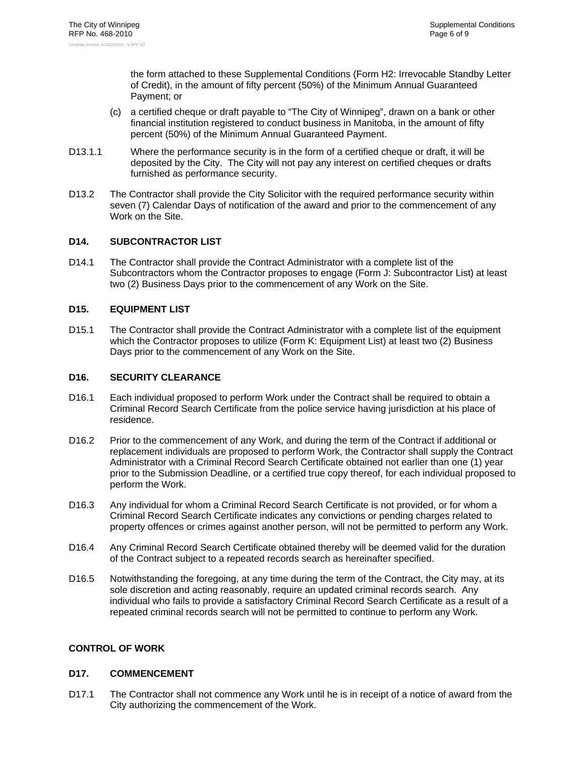the form attached to these Supplemental Conditions (Form H2: Irrevocable Standby Letter of Credit), in the amount of fifty percent (50%) of the Minimum Annual Guaranteed Payment; or

(c) a certified cheque or draft payable to "The City of Winnipeg", drawn on a bank or other financial institution registered to conduct business in Manitoba, in the amount of fifty percent (50%) of the Minimum Annual Guaranteed Payment.

D13.1.1 Where the performance security is in the form of a certified cheque or draft, it will be deposited by the City. The City will not pay any interest on certified cheques or drafts furnished as performance security.

D13.2 The Contractor shall provide the City Solicitor with the required performance security within seven (7) Calendar Days of notification of the award and prior to the commencement of any Work on the Site.

### D14. SUBCONTRACTOR LIST

D14.1 The Contractor shall provide the Contract Administrator with a complete list of the Subcontractors whom the Contractor proposes to engage (Form J: Subcontractor List) at least two (2) Business Days prior to the commencement of any Work on the Site.

### D15. EQUIPMENT LIST

D15.1 The Contractor shall provide the Contract Administrator with a complete list of the equipment which the Contractor proposes to utilize (Form K: Equipment List) at least two (2) Business Days prior to the commencement of any Work on the Site.

### D16. SECURITY CLEARANCE

D16.1 Each individual proposed to perform Work under the Contract shall be required to obtain a Criminal Record Search Certificate from the police service having jurisdiction at his place of residence.

D16.2 Prior to the commencement of any Work, and during the term of the Contract if additional or replacement individuals are proposed to perform Work, the Contractor shall supply the Contract Administrator with a Criminal Record Search Certificate obtained not earlier than one (1) year prior to the Submission Deadline, or a certified true copy thereof, for each individual proposed to perform the Work.

D16.3 Any individual for whom a Criminal Record Search Certificate is not provided, or for whom a Criminal Record Search Certificate indicates any convictions or pending charges related to property offences or crimes against another person, will not be permitted to perform any Work.

D16.4 Any Criminal Record Search Certificate obtained thereby will be deemed valid for the duration of the Contract subject to a repeated records search as hereinafter specified.

D16.5 Notwithstanding the foregoing, at any time during the term of the Contract, the City may, at its sole discretion and acting reasonably, require an updated criminal records search. Any individual who fails to provide a satisfactory Criminal Record Search Certificate as a result of a repeated criminal records search will not be permitted to continue to perform any Work.

## CONTROL OF WORK

### D17. COMMENCEMENT

D17.1 The Contractor shall not commence any Work until he is in receipt of a notice of award from the City authorizing the commencement of the Work.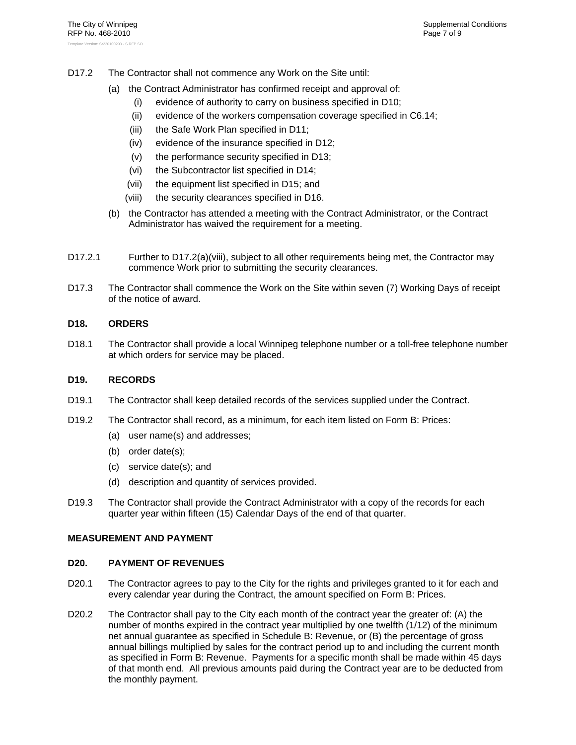D17.2 The Contractor shall not commence any Work on the Site until:

(a) the Contract Administrator has confirmed receipt and approval of:

(i) evidence of authority to carry on business specified in D10;

(ii) evidence of the workers compensation coverage specified in C6.14;

(iii) the Safe Work Plan specified in D11;

(iv) evidence of the insurance specified in D12;

(v) the performance security specified in D13;

(vi) the Subcontractor list specified in D14;

(vii) the equipment list specified in D15; and

(viii) the security clearances specified in D16.

(b) the Contractor has attended a meeting with the Contract Administrator, or the Contract Administrator has waived the requirement for a meeting.

D17.2.1 Further to D17.2(a)(viii), subject to all other requirements being met, the Contractor may commence Work prior to submitting the security clearances.

D17.3 The Contractor shall commence the Work on the Site within seven (7) Working Days of receipt of the notice of award.

### D18. ORDERS

D18.1 The Contractor shall provide a local Winnipeg telephone number or a toll-free telephone number at which orders for service may be placed.

### D19. RECORDS

D19.1 The Contractor shall keep detailed records of the services supplied under the Contract.

D19.2 The Contractor shall record, as a minimum, for each item listed on Form B: Prices:

(a) user name(s) and addresses;

(b) order date(s);

(c) service date(s); and

(d) description and quantity of services provided.

D19.3 The Contractor shall provide the Contract Administrator with a copy of the records for each quarter year within fifteen (15) Calendar Days of the end of that quarter.

## MEASUREMENT AND PAYMENT

### D20. PAYMENT OF REVENUES

D20.1 The Contractor agrees to pay to the City for the rights and privileges granted to it for each and every calendar year during the Contract, the amount specified on Form B: Prices.

D20.2 The Contractor shall pay to the City each month of the contract year the greater of: (A) the number of months expired in the contract year multiplied by one twelfth (1/12) of the minimum net annual guarantee as specified in Schedule B: Revenue, or (B) the percentage of gross annual billings multiplied by sales for the contract period up to and including the current month as specified in Form B: Revenue. Payments for a specific month shall be made within 45 days of that month end. All previous amounts paid during the Contract year are to be deducted from the monthly payment.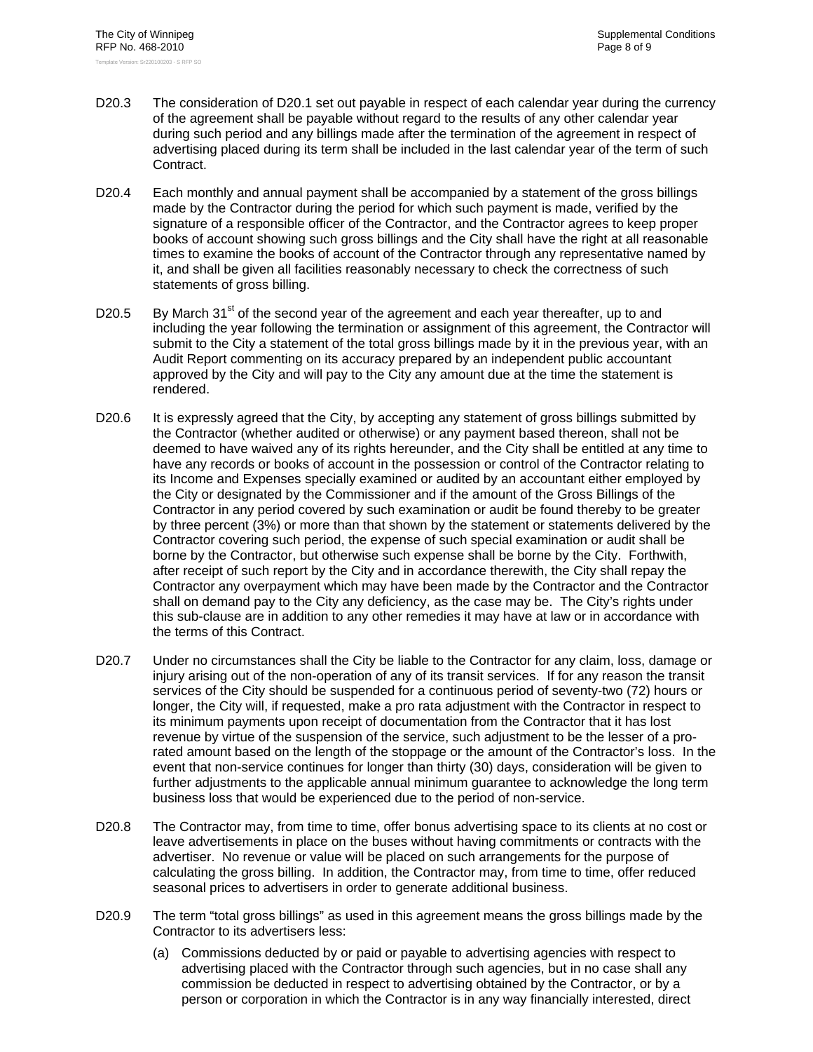D20.3 The consideration of D20.1 set out payable in respect of each calendar year during the currency of the agreement shall be payable without regard to the results of any other calendar year during such period and any billings made after the termination of the agreement in respect of advertising placed during its term shall be included in the last calendar year of the term of such Contract.

D20.4 Each monthly and annual payment shall be accompanied by a statement of the gross billings made by the Contractor during the period for which such payment is made, verified by the signature of a responsible officer of the Contractor, and the Contractor agrees to keep proper books of account showing such gross billings and the City shall have the right at all reasonable times to examine the books of account of the Contractor through any representative named by it, and shall be given all facilities reasonably necessary to check the correctness of such statements of gross billing.

D20.5 By March 31st of the second year of the agreement and each year thereafter, up to and including the year following the termination or assignment of this agreement, the Contractor will submit to the City a statement of the total gross billings made by it in the previous year, with an Audit Report commenting on its accuracy prepared by an independent public accountant approved by the City and will pay to the City any amount due at the time the statement is rendered.

D20.6 It is expressly agreed that the City, by accepting any statement of gross billings submitted by the Contractor (whether audited or otherwise) or any payment based thereon, shall not be deemed to have waived any of its rights hereunder, and the City shall be entitled at any time to have any records or books of account in the possession or control of the Contractor relating to its Income and Expenses specially examined or audited by an accountant either employed by the City or designated by the Commissioner and if the amount of the Gross Billings of the Contractor in any period covered by such examination or audit be found thereby to be greater by three percent (3%) or more than that shown by the statement or statements delivered by the Contractor covering such period, the expense of such special examination or audit shall be borne by the Contractor, but otherwise such expense shall be borne by the City. Forthwith, after receipt of such report by the City and in accordance therewith, the City shall repay the Contractor any overpayment which may have been made by the Contractor and the Contractor shall on demand pay to the City any deficiency, as the case may be. The City's rights under this sub-clause are in addition to any other remedies it may have at law or in accordance with the terms of this Contract.

D20.7 Under no circumstances shall the City be liable to the Contractor for any claim, loss, damage or injury arising out of the non-operation of any of its transit services. If for any reason the transit services of the City should be suspended for a continuous period of seventy-two (72) hours or longer, the City will, if requested, make a pro rata adjustment with the Contractor in respect to its minimum payments upon receipt of documentation from the Contractor that it has lost revenue by virtue of the suspension of the service, such adjustment to be the lesser of a pro-rated amount based on the length of the stoppage or the amount of the Contractor's loss. In the event that non-service continues for longer than thirty (30) days, consideration will be given to further adjustments to the applicable annual minimum guarantee to acknowledge the long term business loss that would be experienced due to the period of non-service.

D20.8 The Contractor may, from time to time, offer bonus advertising space to its clients at no cost or leave advertisements in place on the buses without having commitments or contracts with the advertiser. No revenue or value will be placed on such arrangements for the purpose of calculating the gross billing. In addition, the Contractor may, from time to time, offer reduced seasonal prices to advertisers in order to generate additional business.

D20.9 The term "total gross billings" as used in this agreement means the gross billings made by the Contractor to its advertisers less:

(a) Commissions deducted by or paid or payable to advertising agencies with respect to advertising placed with the Contractor through such agencies, but in no case shall any commission be deducted in respect to advertising obtained by the Contractor, or by a person or corporation in which the Contractor is in any way financially interested, direct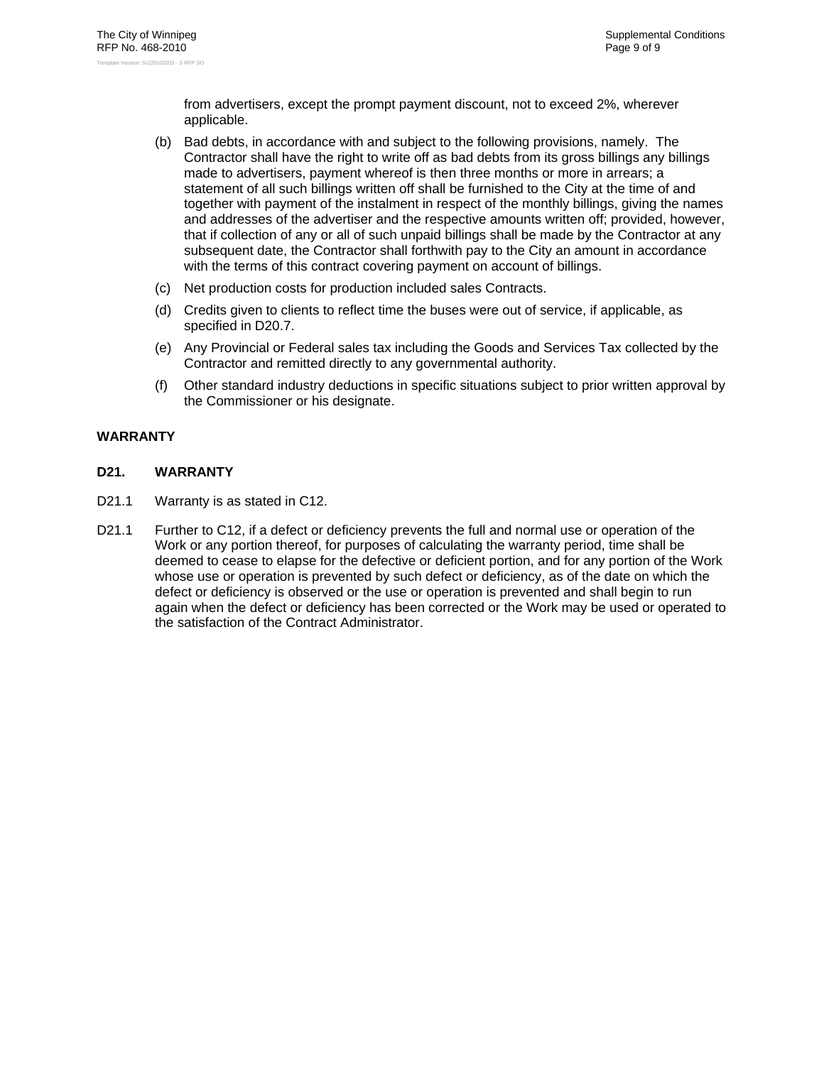from advertisers, except the prompt payment discount, not to exceed 2%, wherever applicable.

(b) Bad debts, in accordance with and subject to the following provisions, namely. The Contractor shall have the right to write off as bad debts from its gross billings any billings made to advertisers, payment whereof is then three months or more in arrears; a statement of all such billings written off shall be furnished to the City at the time of and together with payment of the instalment in respect of the monthly billings, giving the names and addresses of the advertiser and the respective amounts written off; provided, however, that if collection of any or all of such unpaid billings shall be made by the Contractor at any subsequent date, the Contractor shall forthwith pay to the City an amount in accordance with the terms of this contract covering payment on account of billings.

(c) Net production costs for production included sales Contracts.

(d) Credits given to clients to reflect time the buses were out of service, if applicable, as specified in D20.7.

(e) Any Provincial or Federal sales tax including the Goods and Services Tax collected by the Contractor and remitted directly to any governmental authority.

(f) Other standard industry deductions in specific situations subject to prior written approval by the Commissioner or his designate.

## WARRANTY

### D21. WARRANTY

D21.1 Warranty is as stated in C12.

D21.1 Further to C12, if a defect or deficiency prevents the full and normal use or operation of the Work or any portion thereof, for purposes of calculating the warranty period, time shall be deemed to cease to elapse for the defective or deficient portion, and for any portion of the Work whose use or operation is prevented by such defect or deficiency, as of the date on which the defect or deficiency is observed or the use or operation is prevented and shall begin to run again when the defect or deficiency has been corrected or the Work may be used or operated to the satisfaction of the Contract Administrator.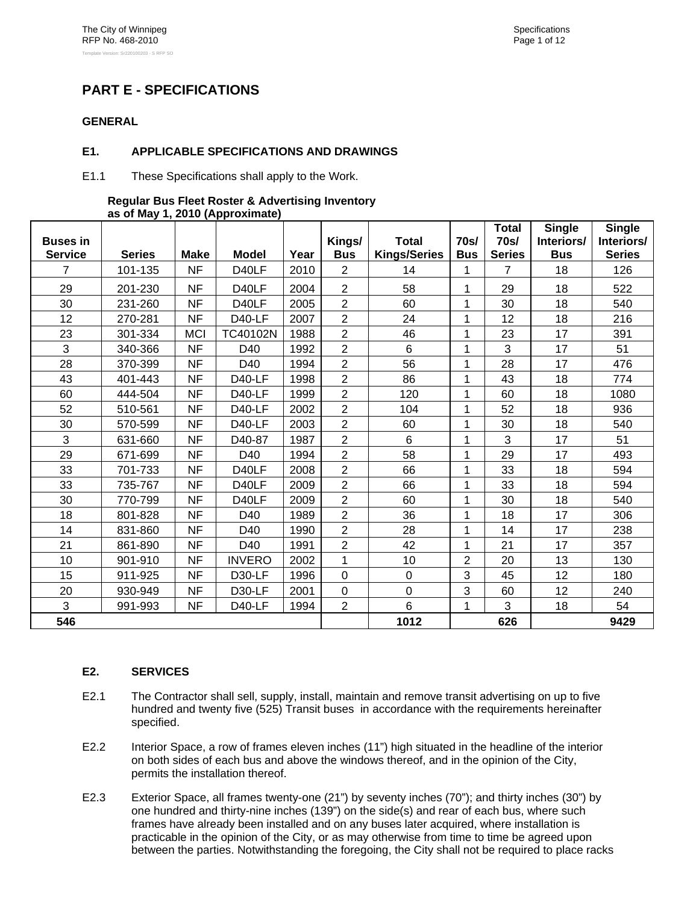# PART E - SPECIFICATIONS

## GENERAL

### E1. APPLICABLE SPECIFICATIONS AND DRAWINGS

E1.1 These Specifications shall apply to the Work.

**Regular Bus Fleet Roster & Advertising Inventory as of May 1, 2010 (Approximate)**

| Buses in Service | Series | Make | Model | Year | Kings/ Bus | Total Kings/Series | 70s/ Bus | Total 70s/ Series | Single Interiors/ Bus | Single Interiors/ Series |
|---|---|---|---|---|---|---|---|---|---|---|
| 7 | 101-135 | NF | D40LF | 2010 | 2 | 14 | 1 | 7 | 18 | 126 |
| 29 | 201-230 | NF | D40LF | 2004 | 2 | 58 | 1 | 29 | 18 | 522 |
| 30 | 231-260 | NF | D40LF | 2005 | 2 | 60 | 1 | 30 | 18 | 540 |
| 12 | 270-281 | NF | D40-LF | 2007 | 2 | 24 | 1 | 12 | 18 | 216 |
| 23 | 301-334 | MCI | TC40102N | 1988 | 2 | 46 | 1 | 23 | 17 | 391 |
| 3 | 340-366 | NF | D40 | 1992 | 2 | 6 | 1 | 3 | 17 | 51 |
| 28 | 370-399 | NF | D40 | 1994 | 2 | 56 | 1 | 28 | 17 | 476 |
| 43 | 401-443 | NF | D40-LF | 1998 | 2 | 86 | 1 | 43 | 18 | 774 |
| 60 | 444-504 | NF | D40-LF | 1999 | 2 | 120 | 1 | 60 | 18 | 1080 |
| 52 | 510-561 | NF | D40-LF | 2002 | 2 | 104 | 1 | 52 | 18 | 936 |
| 30 | 570-599 | NF | D40-LF | 2003 | 2 | 60 | 1 | 30 | 18 | 540 |
| 3 | 631-660 | NF | D40-87 | 1987 | 2 | 6 | 1 | 3 | 17 | 51 |
| 29 | 671-699 | NF | D40 | 1994 | 2 | 58 | 1 | 29 | 17 | 493 |
| 33 | 701-733 | NF | D40LF | 2008 | 2 | 66 | 1 | 33 | 18 | 594 |
| 33 | 735-767 | NF | D40LF | 2009 | 2 | 66 | 1 | 33 | 18 | 594 |
| 30 | 770-799 | NF | D40LF | 2009 | 2 | 60 | 1 | 30 | 18 | 540 |
| 18 | 801-828 | NF | D40 | 1989 | 2 | 36 | 1 | 18 | 17 | 306 |
| 14 | 831-860 | NF | D40 | 1990 | 2 | 28 | 1 | 14 | 17 | 238 |
| 21 | 861-890 | NF | D40 | 1991 | 2 | 42 | 1 | 21 | 17 | 357 |
| 10 | 901-910 | NF | INVERO | 2002 | 1 | 10 | 2 | 20 | 13 | 130 |
| 15 | 911-925 | NF | D30-LF | 1996 | 0 | 0 | 3 | 45 | 12 | 180 |
| 20 | 930-949 | NF | D30-LF | 2001 | 0 | 0 | 3 | 60 | 12 | 240 |
| 3 | 991-993 | NF | D40-LF | 1994 | 2 | 6 | 1 | 3 | 18 | 54 |
| **546** | | | | | | **1012** | | **626** | | **9429** |

### E2. SERVICES

E2.1 The Contractor shall sell, supply, install, maintain and remove transit advertising on up to five hundred and twenty five (525) Transit buses in accordance with the requirements hereinafter specified.

E2.2 Interior Space, a row of frames eleven inches (11") high situated in the headline of the interior on both sides of each bus and above the windows thereof, and in the opinion of the City, permits the installation thereof.

E2.3 Exterior Space, all frames twenty-one (21") by seventy inches (70"); and thirty inches (30") by one hundred and thirty-nine inches (139") on the side(s) and rear of each bus, where such frames have already been installed and on any buses later acquired, where installation is practicable in the opinion of the City, or as may otherwise from time to time be agreed upon between the parties. Notwithstanding the foregoing, the City shall not be required to place racks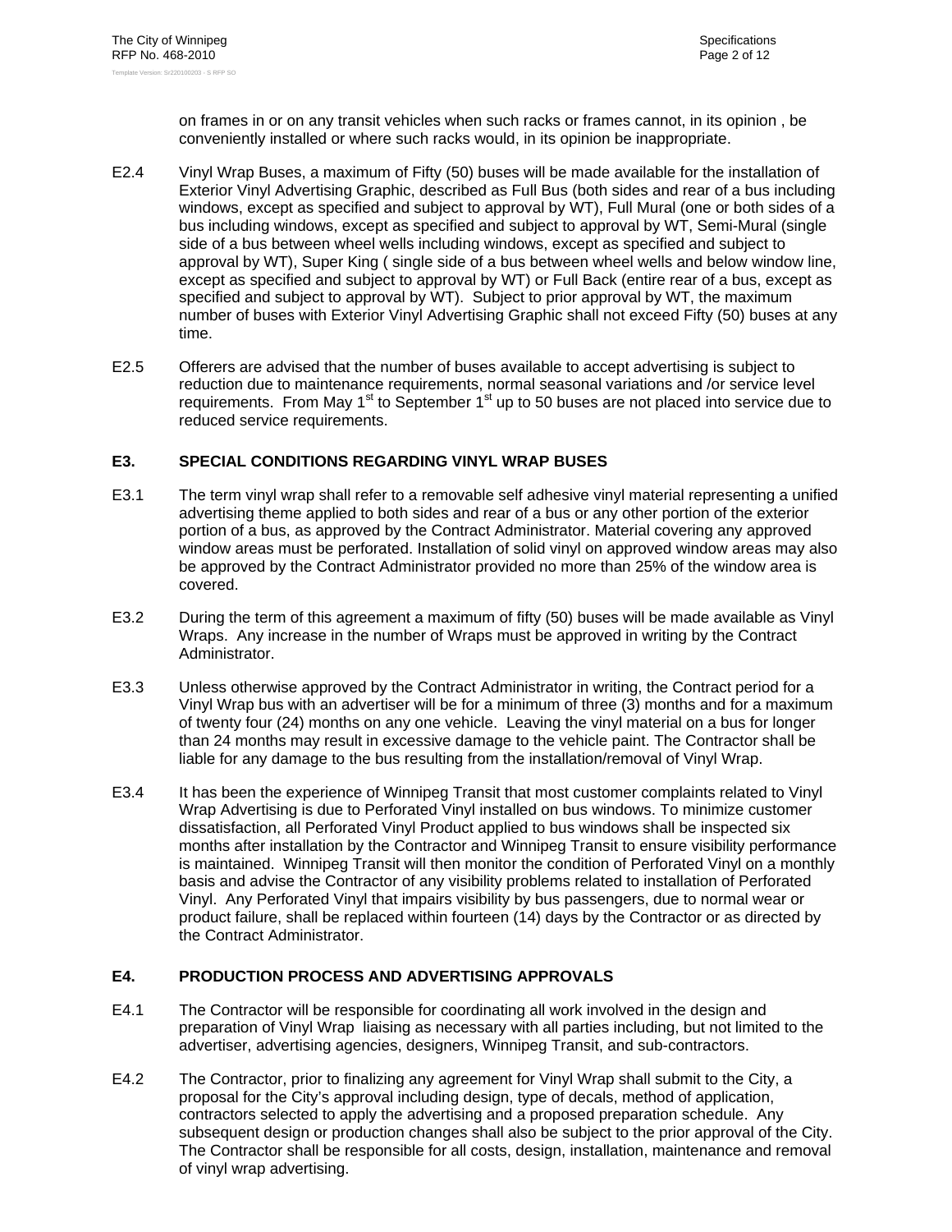on frames in or on any transit vehicles when such racks or frames cannot, in its opinion , be conveniently installed or where such racks would, in its opinion be inappropriate.

E2.4 Vinyl Wrap Buses, a maximum of Fifty (50) buses will be made available for the installation of Exterior Vinyl Advertising Graphic, described as Full Bus (both sides and rear of a bus including windows, except as specified and subject to approval by WT), Full Mural (one or both sides of a bus including windows, except as specified and subject to approval by WT, Semi-Mural (single side of a bus between wheel wells including windows, except as specified and subject to approval by WT), Super King ( single side of a bus between wheel wells and below window line, except as specified and subject to approval by WT) or Full Back (entire rear of a bus, except as specified and subject to approval by WT). Subject to prior approval by WT, the maximum number of buses with Exterior Vinyl Advertising Graphic shall not exceed Fifty (50) buses at any time.

E2.5 Offerers are advised that the number of buses available to accept advertising is subject to reduction due to maintenance requirements, normal seasonal variations and /or service level requirements. From May 1st to September 1st up to 50 buses are not placed into service due to reduced service requirements.

## E3. SPECIAL CONDITIONS REGARDING VINYL WRAP BUSES

E3.1 The term vinyl wrap shall refer to a removable self adhesive vinyl material representing a unified advertising theme applied to both sides and rear of a bus or any other portion of the exterior portion of a bus, as approved by the Contract Administrator. Material covering any approved window areas must be perforated. Installation of solid vinyl on approved window areas may also be approved by the Contract Administrator provided no more than 25% of the window area is covered.

E3.2 During the term of this agreement a maximum of fifty (50) buses will be made available as Vinyl Wraps. Any increase in the number of Wraps must be approved in writing by the Contract Administrator.

E3.3 Unless otherwise approved by the Contract Administrator in writing, the Contract period for a Vinyl Wrap bus with an advertiser will be for a minimum of three (3) months and for a maximum of twenty four (24) months on any one vehicle. Leaving the vinyl material on a bus for longer than 24 months may result in excessive damage to the vehicle paint. The Contractor shall be liable for any damage to the bus resulting from the installation/removal of Vinyl Wrap.

E3.4 It has been the experience of Winnipeg Transit that most customer complaints related to Vinyl Wrap Advertising is due to Perforated Vinyl installed on bus windows. To minimize customer dissatisfaction, all Perforated Vinyl Product applied to bus windows shall be inspected six months after installation by the Contractor and Winnipeg Transit to ensure visibility performance is maintained. Winnipeg Transit will then monitor the condition of Perforated Vinyl on a monthly basis and advise the Contractor of any visibility problems related to installation of Perforated Vinyl. Any Perforated Vinyl that impairs visibility by bus passengers, due to normal wear or product failure, shall be replaced within fourteen (14) days by the Contractor or as directed by the Contract Administrator.

## E4. PRODUCTION PROCESS AND ADVERTISING APPROVALS

E4.1 The Contractor will be responsible for coordinating all work involved in the design and preparation of Vinyl Wrap liaising as necessary with all parties including, but not limited to the advertiser, advertising agencies, designers, Winnipeg Transit, and sub-contractors.

E4.2 The Contractor, prior to finalizing any agreement for Vinyl Wrap shall submit to the City, a proposal for the City's approval including design, type of decals, method of application, contractors selected to apply the advertising and a proposed preparation schedule. Any subsequent design or production changes shall also be subject to the prior approval of the City. The Contractor shall be responsible for all costs, design, installation, maintenance and removal of vinyl wrap advertising.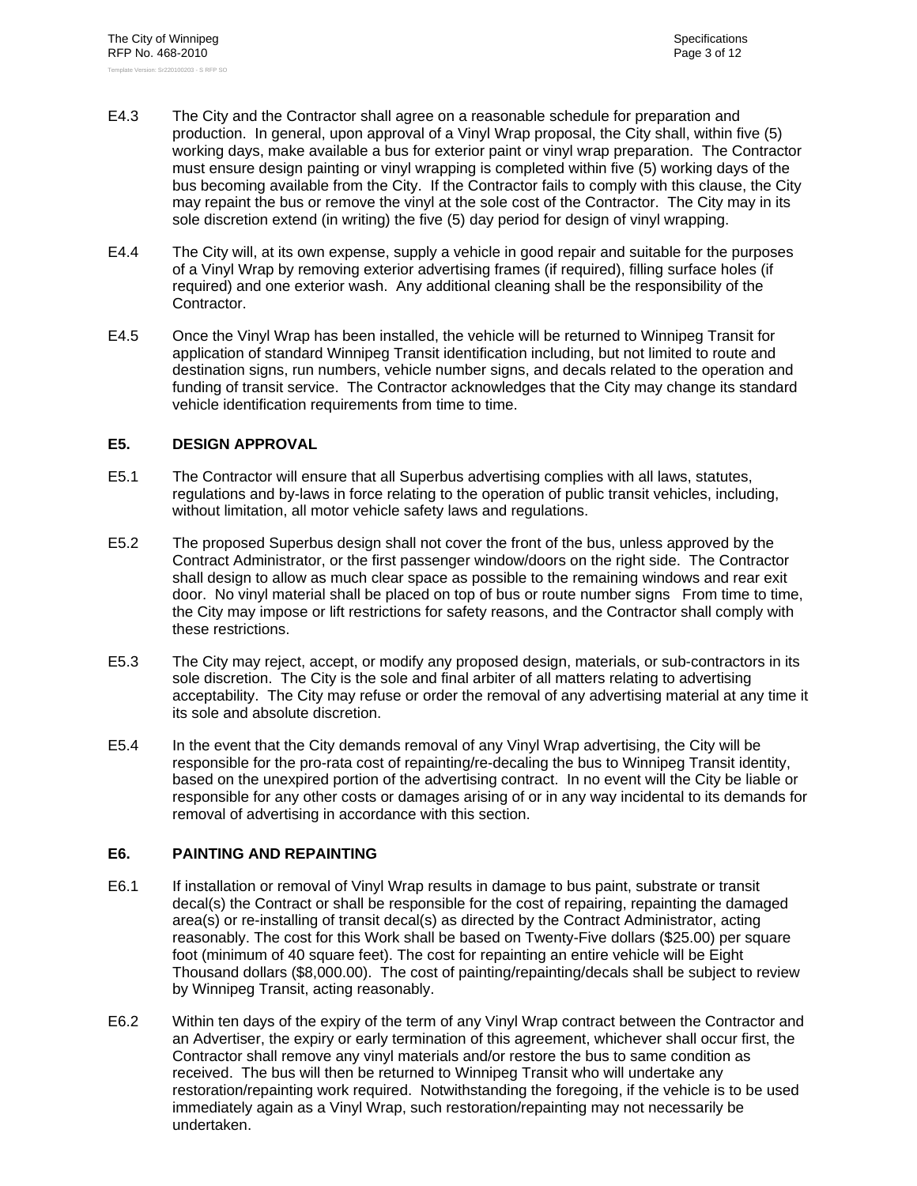E4.3 The City and the Contractor shall agree on a reasonable schedule for preparation and production. In general, upon approval of a Vinyl Wrap proposal, the City shall, within five (5) working days, make available a bus for exterior paint or vinyl wrap preparation. The Contractor must ensure design painting or vinyl wrapping is completed within five (5) working days of the bus becoming available from the City. If the Contractor fails to comply with this clause, the City may repaint the bus or remove the vinyl at the sole cost of the Contractor. The City may in its sole discretion extend (in writing) the five (5) day period for design of vinyl wrapping.

E4.4 The City will, at its own expense, supply a vehicle in good repair and suitable for the purposes of a Vinyl Wrap by removing exterior advertising frames (if required), filling surface holes (if required) and one exterior wash. Any additional cleaning shall be the responsibility of the Contractor.

E4.5 Once the Vinyl Wrap has been installed, the vehicle will be returned to Winnipeg Transit for application of standard Winnipeg Transit identification including, but not limited to route and destination signs, run numbers, vehicle number signs, and decals related to the operation and funding of transit service. The Contractor acknowledges that the City may change its standard vehicle identification requirements from time to time.

## E5. DESIGN APPROVAL

E5.1 The Contractor will ensure that all Superbus advertising complies with all laws, statutes, regulations and by-laws in force relating to the operation of public transit vehicles, including, without limitation, all motor vehicle safety laws and regulations.

E5.2 The proposed Superbus design shall not cover the front of the bus, unless approved by the Contract Administrator, or the first passenger window/doors on the right side. The Contractor shall design to allow as much clear space as possible to the remaining windows and rear exit door. No vinyl material shall be placed on top of bus or route number signs From time to time, the City may impose or lift restrictions for safety reasons, and the Contractor shall comply with these restrictions.

E5.3 The City may reject, accept, or modify any proposed design, materials, or sub-contractors in its sole discretion. The City is the sole and final arbiter of all matters relating to advertising acceptability. The City may refuse or order the removal of any advertising material at any time it its sole and absolute discretion.

E5.4 In the event that the City demands removal of any Vinyl Wrap advertising, the City will be responsible for the pro-rata cost of repainting/re-decaling the bus to Winnipeg Transit identity, based on the unexpired portion of the advertising contract. In no event will the City be liable or responsible for any other costs or damages arising of or in any way incidental to its demands for removal of advertising in accordance with this section.

## E6. PAINTING AND REPAINTING

E6.1 If installation or removal of Vinyl Wrap results in damage to bus paint, substrate or transit decal(s) the Contract or shall be responsible for the cost of repairing, repainting the damaged area(s) or re-installing of transit decal(s) as directed by the Contract Administrator, acting reasonably. The cost for this Work shall be based on Twenty-Five dollars ($25.00) per square foot (minimum of 40 square feet). The cost for repainting an entire vehicle will be Eight Thousand dollars ($8,000.00). The cost of painting/repainting/decals shall be subject to review by Winnipeg Transit, acting reasonably.

E6.2 Within ten days of the expiry of the term of any Vinyl Wrap contract between the Contractor and an Advertiser, the expiry or early termination of this agreement, whichever shall occur first, the Contractor shall remove any vinyl materials and/or restore the bus to same condition as received. The bus will then be returned to Winnipeg Transit who will undertake any restoration/repainting work required. Notwithstanding the foregoing, if the vehicle is to be used immediately again as a Vinyl Wrap, such restoration/repainting may not necessarily be undertaken.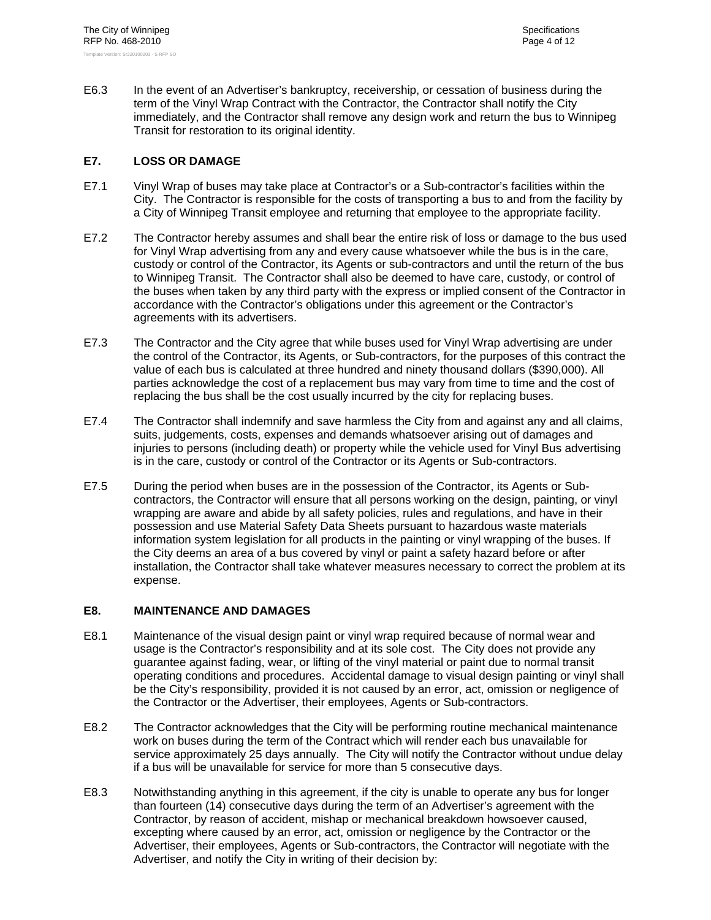E6.3 In the event of an Advertiser's bankruptcy, receivership, or cessation of business during the term of the Vinyl Wrap Contract with the Contractor, the Contractor shall notify the City immediately, and the Contractor shall remove any design work and return the bus to Winnipeg Transit for restoration to its original identity.

## E7. LOSS OR DAMAGE

E7.1 Vinyl Wrap of buses may take place at Contractor's or a Sub-contractor's facilities within the City. The Contractor is responsible for the costs of transporting a bus to and from the facility by a City of Winnipeg Transit employee and returning that employee to the appropriate facility.

E7.2 The Contractor hereby assumes and shall bear the entire risk of loss or damage to the bus used for Vinyl Wrap advertising from any and every cause whatsoever while the bus is in the care, custody or control of the Contractor, its Agents or sub-contractors and until the return of the bus to Winnipeg Transit. The Contractor shall also be deemed to have care, custody, or control of the buses when taken by any third party with the express or implied consent of the Contractor in accordance with the Contractor's obligations under this agreement or the Contractor's agreements with its advertisers.

E7.3 The Contractor and the City agree that while buses used for Vinyl Wrap advertising are under the control of the Contractor, its Agents, or Sub-contractors, for the purposes of this contract the value of each bus is calculated at three hundred and ninety thousand dollars ($390,000). All parties acknowledge the cost of a replacement bus may vary from time to time and the cost of replacing the bus shall be the cost usually incurred by the city for replacing buses.

E7.4 The Contractor shall indemnify and save harmless the City from and against any and all claims, suits, judgements, costs, expenses and demands whatsoever arising out of damages and injuries to persons (including death) or property while the vehicle used for Vinyl Bus advertising is in the care, custody or control of the Contractor or its Agents or Sub-contractors.

E7.5 During the period when buses are in the possession of the Contractor, its Agents or Sub-contractors, the Contractor will ensure that all persons working on the design, painting, or vinyl wrapping are aware and abide by all safety policies, rules and regulations, and have in their possession and use Material Safety Data Sheets pursuant to hazardous waste materials information system legislation for all products in the painting or vinyl wrapping of the buses. If the City deems an area of a bus covered by vinyl or paint a safety hazard before or after installation, the Contractor shall take whatever measures necessary to correct the problem at its expense.

## E8. MAINTENANCE AND DAMAGES

E8.1 Maintenance of the visual design paint or vinyl wrap required because of normal wear and usage is the Contractor's responsibility and at its sole cost. The City does not provide any guarantee against fading, wear, or lifting of the vinyl material or paint due to normal transit operating conditions and procedures. Accidental damage to visual design painting or vinyl shall be the City's responsibility, provided it is not caused by an error, act, omission or negligence of the Contractor or the Advertiser, their employees, Agents or Sub-contractors.

E8.2 The Contractor acknowledges that the City will be performing routine mechanical maintenance work on buses during the term of the Contract which will render each bus unavailable for service approximately 25 days annually. The City will notify the Contractor without undue delay if a bus will be unavailable for service for more than 5 consecutive days.

E8.3 Notwithstanding anything in this agreement, if the city is unable to operate any bus for longer than fourteen (14) consecutive days during the term of an Advertiser's agreement with the Contractor, by reason of accident, mishap or mechanical breakdown howsoever caused, excepting where caused by an error, act, omission or negligence by the Contractor or the Advertiser, their employees, Agents or Sub-contractors, the Contractor will negotiate with the Advertiser, and notify the City in writing of their decision by: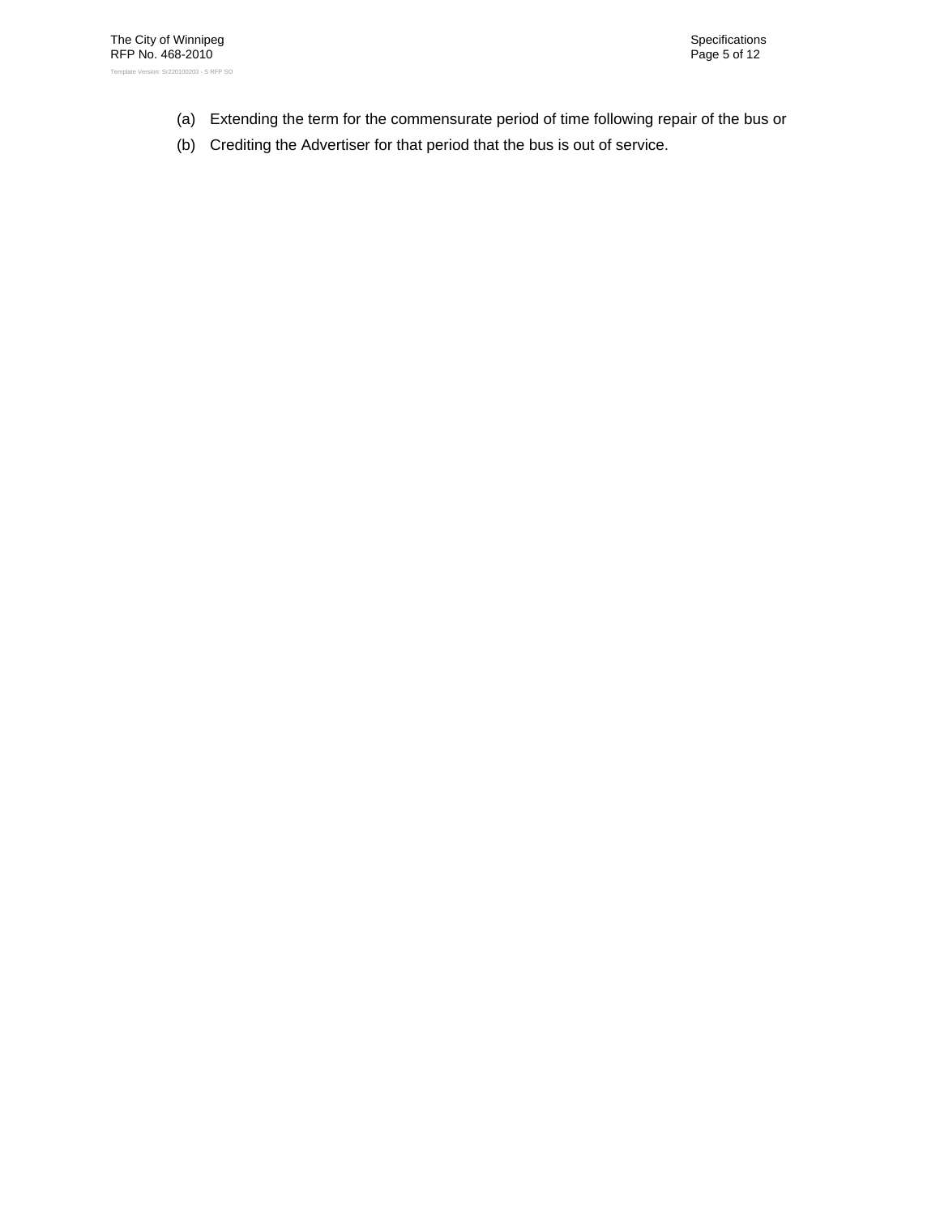(a) Extending the term for the commensurate period of time following repair of the bus or

(b) Crediting the Advertiser for that period that the bus is out of service.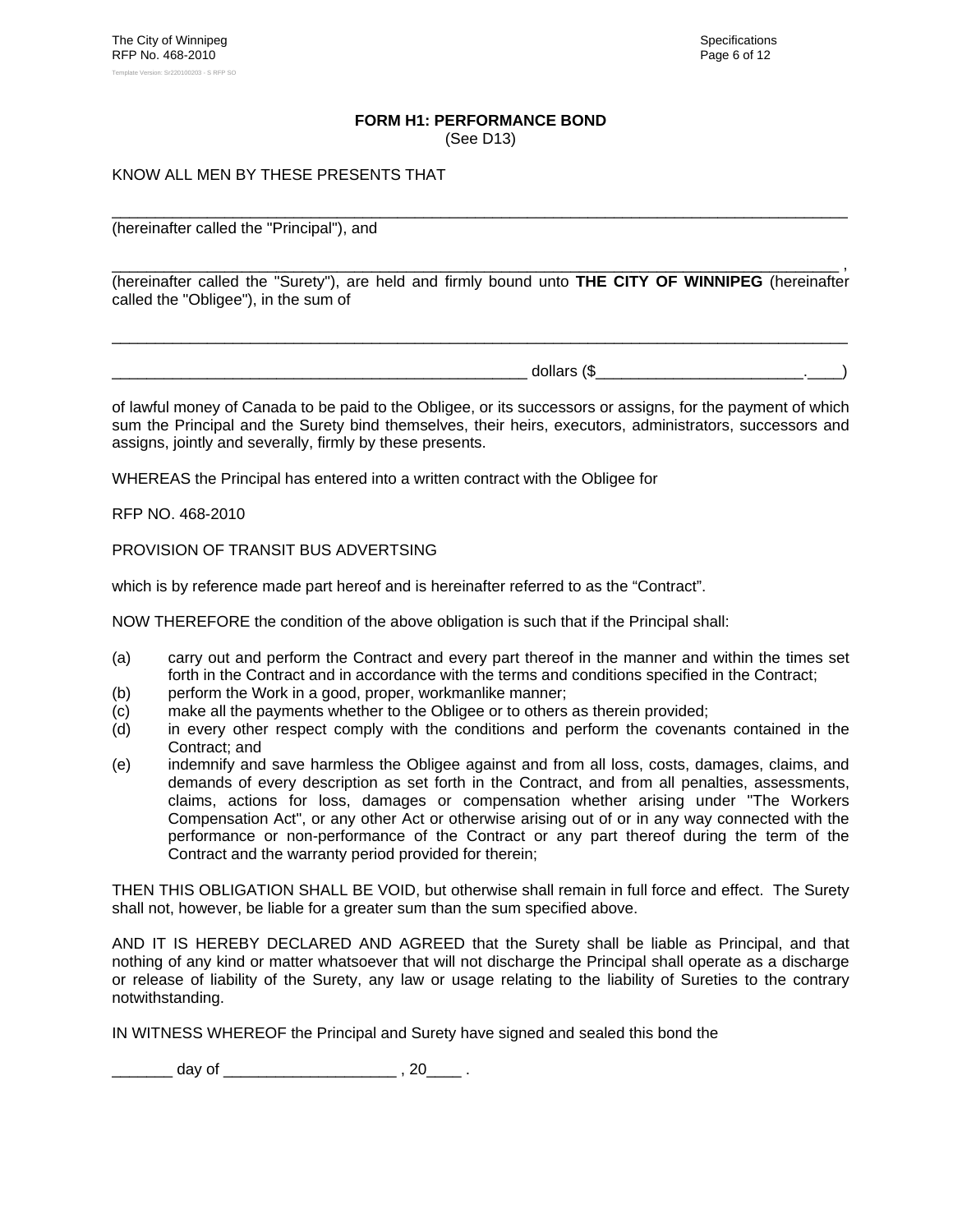**FORM H1: PERFORMANCE BOND**
(See D13)

KNOW ALL MEN BY THESE PRESENTS THAT

_______________________________________________________________________________

(hereinafter called the "Principal"), and

_______________________________________________________________________________ ,

(hereinafter called the "Surety"), are held and firmly bound unto **THE CITY OF WINNIPEG** (hereinafter called the "Obligee"), in the sum of

_______________________________________________________________________________

____________________________________________ dollars ($______________________.____)

of lawful money of Canada to be paid to the Obligee, or its successors or assigns, for the payment of which sum the Principal and the Surety bind themselves, their heirs, executors, administrators, successors and assigns, jointly and severally, firmly by these presents.

WHEREAS the Principal has entered into a written contract with the Obligee for

RFP NO. 468-2010

PROVISION OF TRANSIT BUS ADVERTSING

which is by reference made part hereof and is hereinafter referred to as the “Contract”.

NOW THEREFORE the condition of the above obligation is such that if the Principal shall:

(a) carry out and perform the Contract and every part thereof in the manner and within the times set forth in the Contract and in accordance with the terms and conditions specified in the Contract;
(b) perform the Work in a good, proper, workmanlike manner;
(c) make all the payments whether to the Obligee or to others as therein provided;
(d) in every other respect comply with the conditions and perform the covenants contained in the Contract; and
(e) indemnify and save harmless the Obligee against and from all loss, costs, damages, claims, and demands of every description as set forth in the Contract, and from all penalties, assessments, claims, actions for loss, damages or compensation whether arising under "The Workers Compensation Act", or any other Act or otherwise arising out of or in any way connected with the performance or non-performance of the Contract or any part thereof during the term of the Contract and the warranty period provided for therein;

THEN THIS OBLIGATION SHALL BE VOID, but otherwise shall remain in full force and effect. The Surety shall not, however, be liable for a greater sum than the sum specified above.

AND IT IS HEREBY DECLARED AND AGREED that the Surety shall be liable as Principal, and that nothing of any kind or matter whatsoever that will not discharge the Principal shall operate as a discharge or release of liability of the Surety, any law or usage relating to the liability of Sureties to the contrary notwithstanding.

IN WITNESS WHEREOF the Principal and Surety have signed and sealed this bond the

_______ day of ___________________ , 20____ .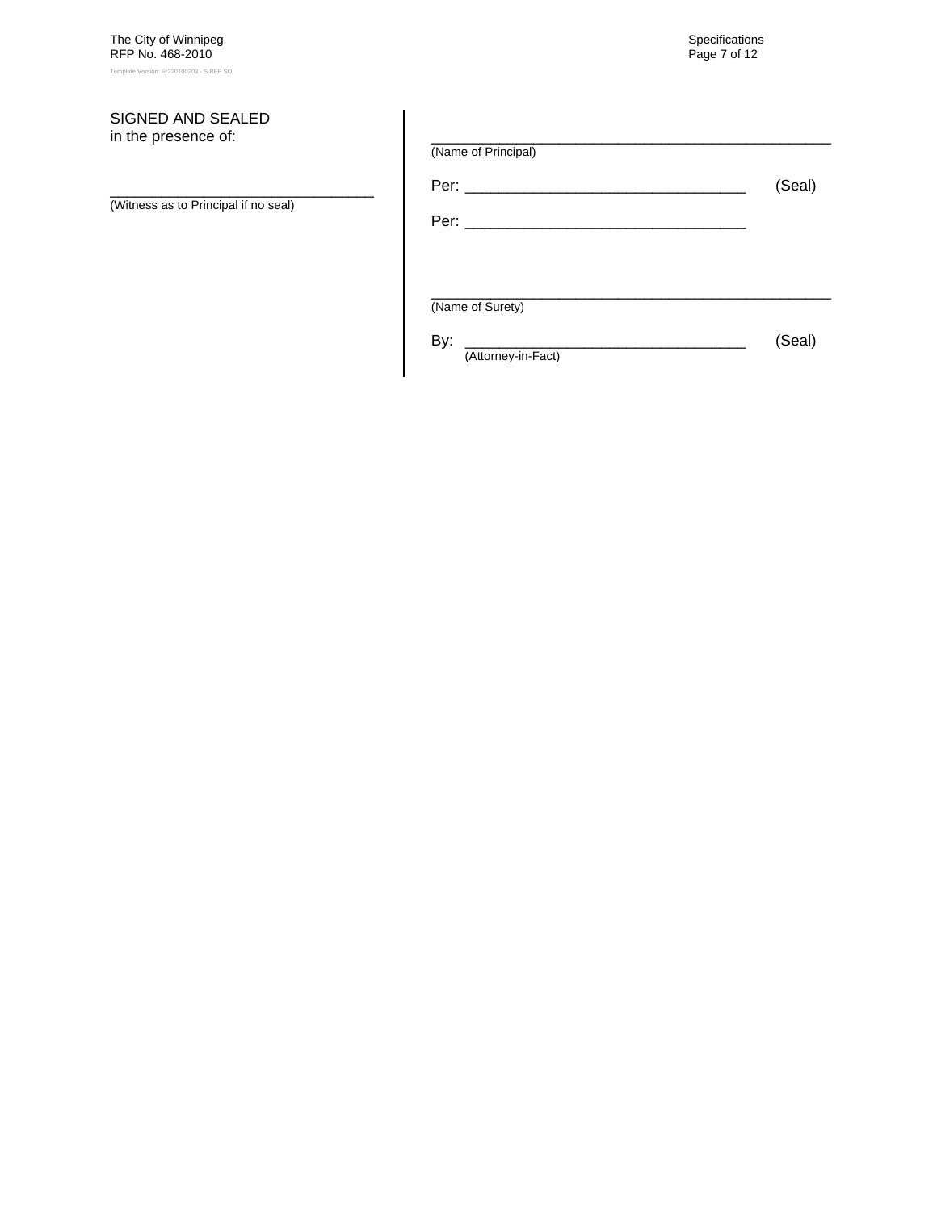SIGNED AND SEALED
in the presence of:

\_\_\_\_\_\_\_\_\_\_\_\_\_\_\_\_\_\_\_\_\_\_\_\_\_\_\_\_\_\_\_\_\_\_\_
(Witness as to Principal if no seal)

\_\_\_\_\_\_\_\_\_\_\_\_\_\_\_\_\_\_\_\_\_\_\_\_\_\_\_\_\_\_\_\_\_\_\_\_\_\_\_\_\_\_\_\_\_\_\_\_\_\_\_\_
(Name of Principal)

Per: \_\_\_\_\_\_\_\_\_\_\_\_\_\_\_\_\_\_\_\_\_\_\_\_\_\_\_\_\_\_\_\_\_\_\_\_\_ (Seal)

Per: \_\_\_\_\_\_\_\_\_\_\_\_\_\_\_\_\_\_\_\_\_\_\_\_\_\_\_\_\_\_\_\_\_\_\_\_\_

\_\_\_\_\_\_\_\_\_\_\_\_\_\_\_\_\_\_\_\_\_\_\_\_\_\_\_\_\_\_\_\_\_\_\_\_\_\_\_\_\_\_\_\_\_\_\_\_\_\_\_\_
(Name of Surety)

By: \_\_\_\_\_\_\_\_\_\_\_\_\_\_\_\_\_\_\_\_\_\_\_\_\_\_\_\_\_\_\_\_\_\_\_\_\_ (Seal)
(Attorney-in-Fact)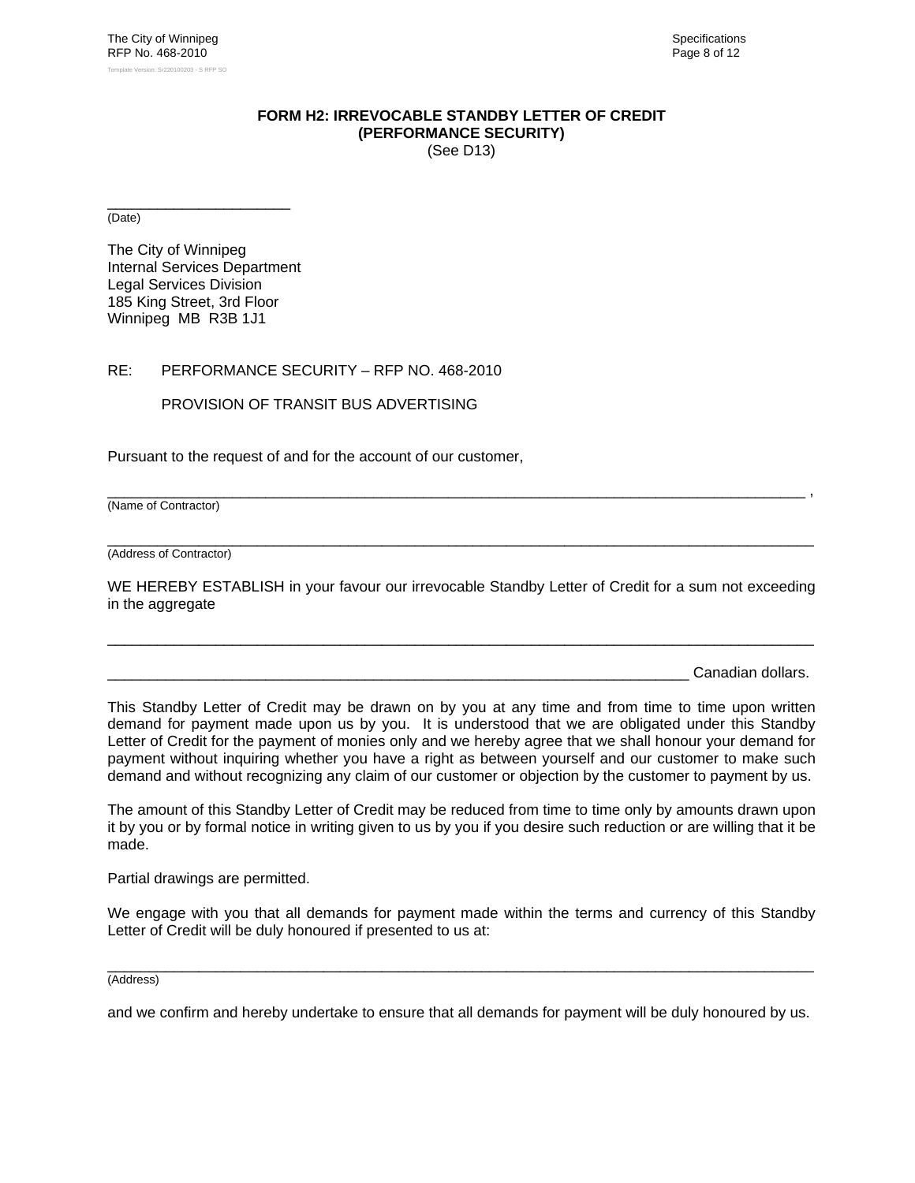**FORM H2: IRREVOCABLE STANDBY LETTER OF CREDIT**
**(PERFORMANCE SECURITY)**
(See D13)

______________________
(Date)

The City of Winnipeg
Internal Services Department
Legal Services Division
185 King Street, 3rd Floor
Winnipeg MB R3B 1J1

RE: PERFORMANCE SECURITY – RFP NO. 468-2010

PROVISION OF TRANSIT BUS ADVERTISING

Pursuant to the request of and for the account of our customer,

__________________________________________________________________________________ ,
(Name of Contractor)

__________________________________________________________________________________
(Address of Contractor)

WE HEREBY ESTABLISH in your favour our irrevocable Standby Letter of Credit for a sum not exceeding in the aggregate

__________________________________________________________________________________

____________________________________________________________________ Canadian dollars.

This Standby Letter of Credit may be drawn on by you at any time and from time to time upon written demand for payment made upon us by you. It is understood that we are obligated under this Standby Letter of Credit for the payment of monies only and we hereby agree that we shall honour your demand for payment without inquiring whether you have a right as between yourself and our customer to make such demand and without recognizing any claim of our customer or objection by the customer to payment by us.

The amount of this Standby Letter of Credit may be reduced from time to time only by amounts drawn upon it by you or by formal notice in writing given to us by you if you desire such reduction or are willing that it be made.

Partial drawings are permitted.

We engage with you that all demands for payment made within the terms and currency of this Standby Letter of Credit will be duly honoured if presented to us at:

__________________________________________________________________________________
(Address)

and we confirm and hereby undertake to ensure that all demands for payment will be duly honoured by us.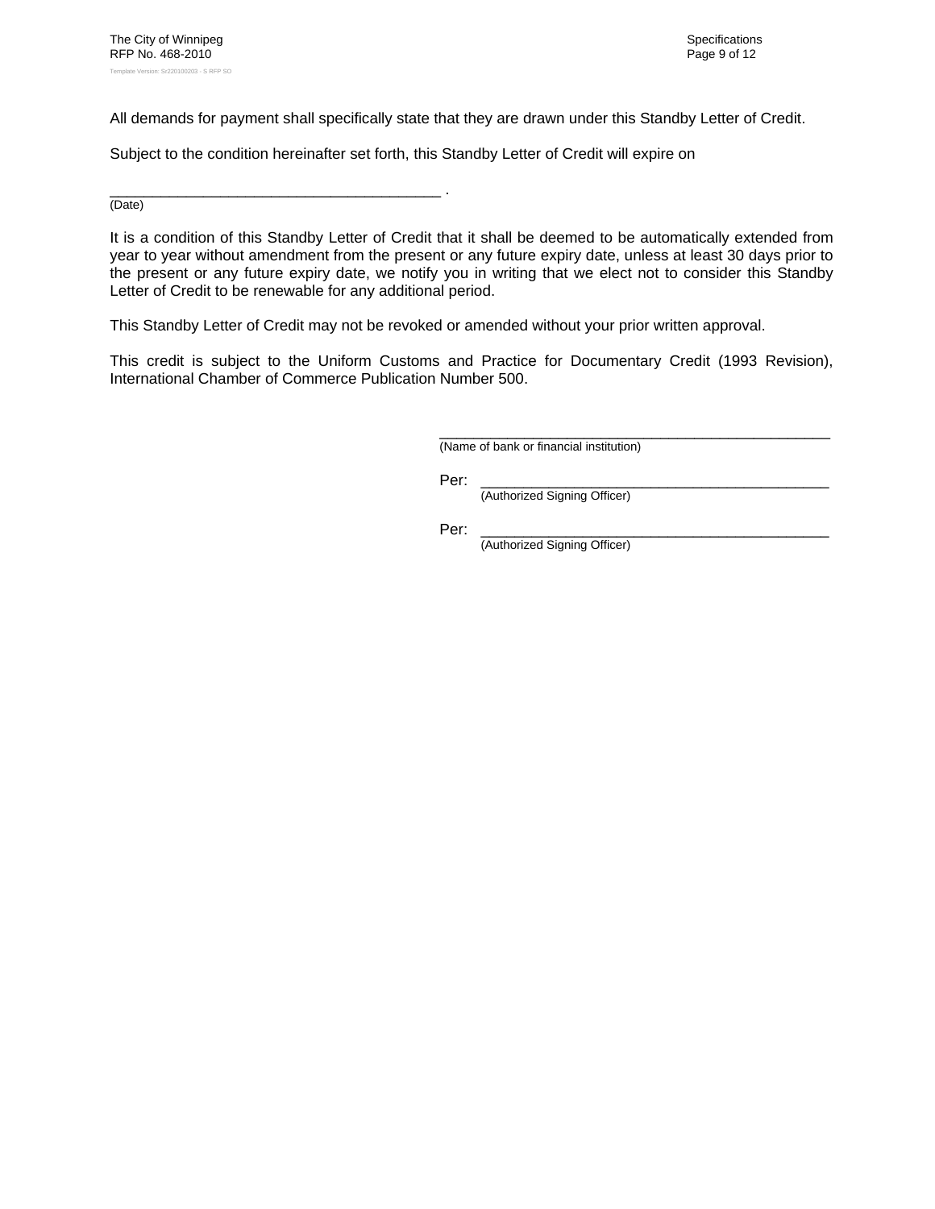All demands for payment shall specifically state that they are drawn under this Standby Letter of Credit.

Subject to the condition hereinafter set forth, this Standby Letter of Credit will expire on

________________________________________ .
(Date)

It is a condition of this Standby Letter of Credit that it shall be deemed to be automatically extended from year to year without amendment from the present or any future expiry date, unless at least 30 days prior to the present or any future expiry date, we notify you in writing that we elect not to consider this Standby Letter of Credit to be renewable for any additional period.

This Standby Letter of Credit may not be revoked or amended without your prior written approval.

This credit is subject to the Uniform Customs and Practice for Documentary Credit (1993 Revision), International Chamber of Commerce Publication Number 500.

________________________________________________
(Name of bank or financial institution)

Per: ____________________________________________
(Authorized Signing Officer)

Per: ____________________________________________
(Authorized Signing Officer)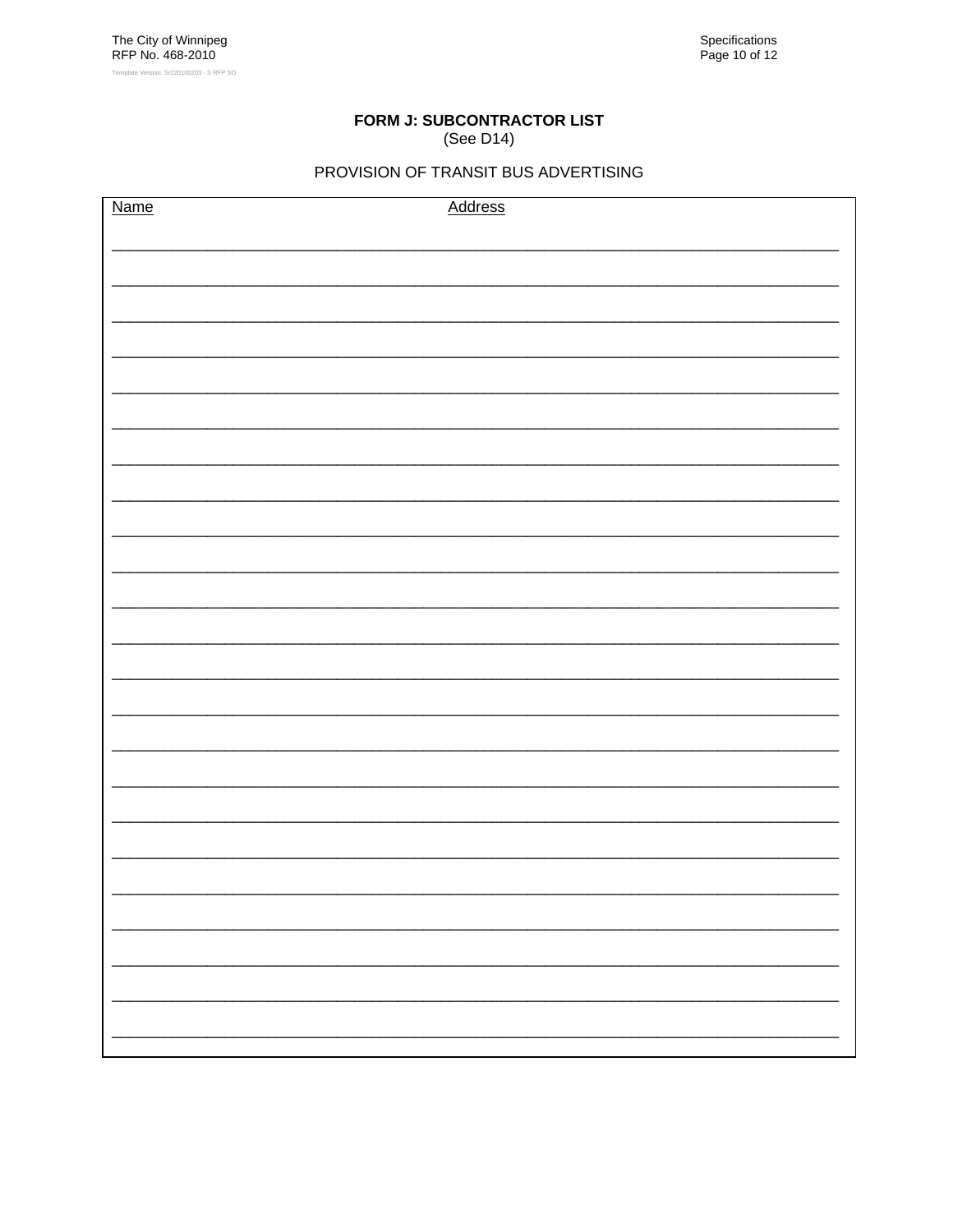# FORM J: SUBCONTRACTOR LIST

(See D14)

PROVISION OF TRANSIT BUS ADVERTISING

| Name | Address |
| --- | --- |
| | |
| | |
| | |
| | |
| | |
| | |
| | |
| | |
| | |
| | |
| | |
| | |
| | |
| | |
| | |
| | |
| | |
| | |
| | |
| | |
| | |
| | |
| | |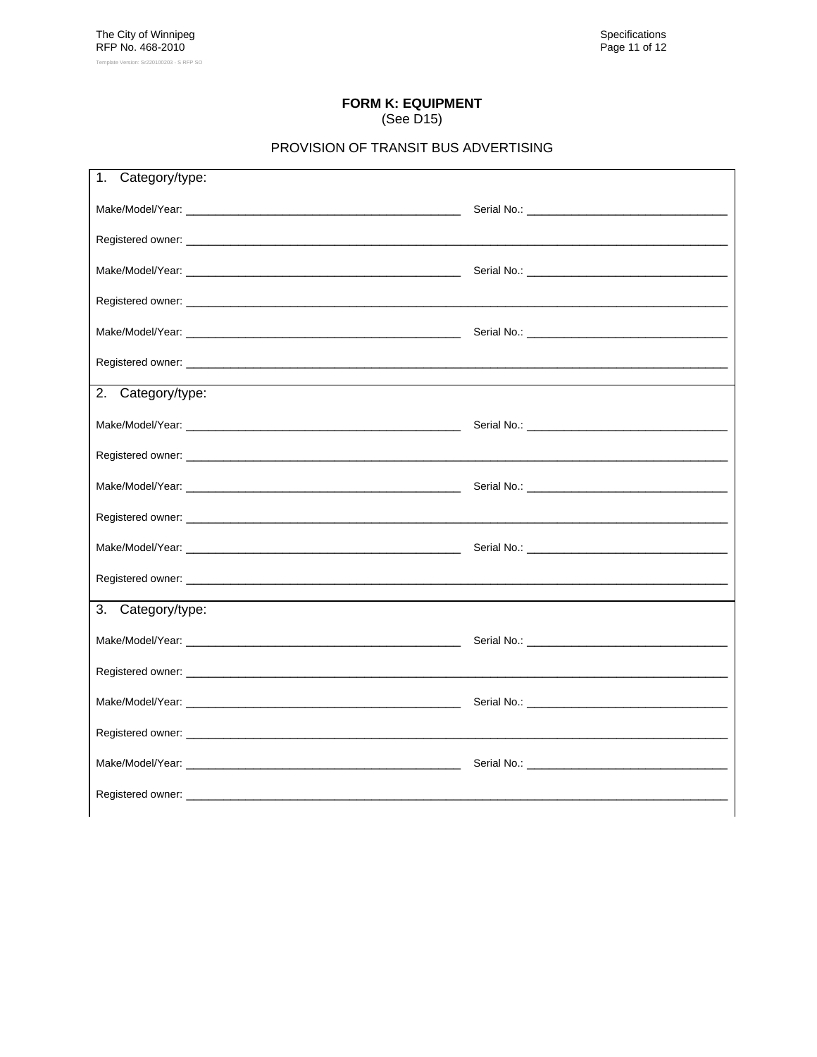## FORM K: EQUIPMENT

(See D15)

PROVISION OF TRANSIT BUS ADVERTISING

1. Category/type:

Make/Model/Year: _____________________________________________ Serial No.: ________________________________

Registered owner: _____________________________________________________________________________________________

Make/Model/Year: _____________________________________________ Serial No.: ________________________________

Registered owner: _____________________________________________________________________________________________

Make/Model/Year: _____________________________________________ Serial No.: ________________________________

Registered owner: _____________________________________________________________________________________________

2. Category/type:

Make/Model/Year: _____________________________________________ Serial No.: ________________________________

Registered owner: _____________________________________________________________________________________________

Make/Model/Year: _____________________________________________ Serial No.: ________________________________

Registered owner: _____________________________________________________________________________________________

Make/Model/Year: _____________________________________________ Serial No.: ________________________________

Registered owner: _____________________________________________________________________________________________

3. Category/type:

Make/Model/Year: _____________________________________________ Serial No.: ________________________________

Registered owner: _____________________________________________________________________________________________

Make/Model/Year: _____________________________________________ Serial No.: ________________________________

Registered owner: _____________________________________________________________________________________________

Make/Model/Year: _____________________________________________ Serial No.: ________________________________

Registered owner: _____________________________________________________________________________________________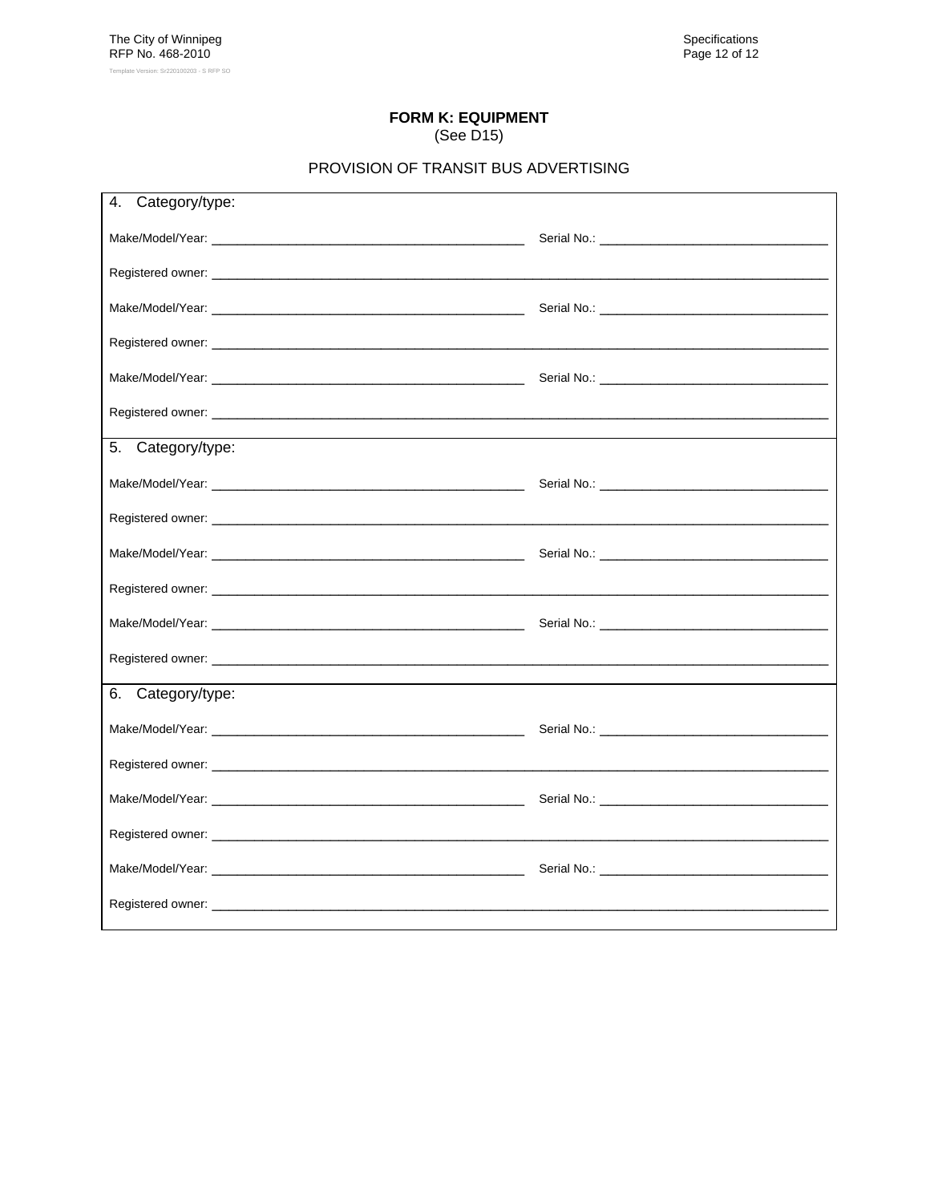**FORM K: EQUIPMENT**
(See D15)

PROVISION OF TRANSIT BUS ADVERTISING

4. Category/type:

Make/Model/Year: ____________________________________________ Serial No.: ________________________________

Registered owner: ______________________________________________________________________________________

Make/Model/Year: ____________________________________________ Serial No.: ________________________________

Registered owner: ______________________________________________________________________________________

Make/Model/Year: ____________________________________________ Serial No.: ________________________________

Registered owner: ______________________________________________________________________________________

5. Category/type:

Make/Model/Year: ____________________________________________ Serial No.: ________________________________

Registered owner: ______________________________________________________________________________________

Make/Model/Year: ____________________________________________ Serial No.: ________________________________

Registered owner: ______________________________________________________________________________________

Make/Model/Year: ____________________________________________ Serial No.: ________________________________

Registered owner: ______________________________________________________________________________________

6. Category/type:

Make/Model/Year: ____________________________________________ Serial No.: ________________________________

Registered owner: ______________________________________________________________________________________

Make/Model/Year: ____________________________________________ Serial No.: ________________________________

Registered owner: ______________________________________________________________________________________

Make/Model/Year: ____________________________________________ Serial No.: ________________________________

Registered owner: ______________________________________________________________________________________